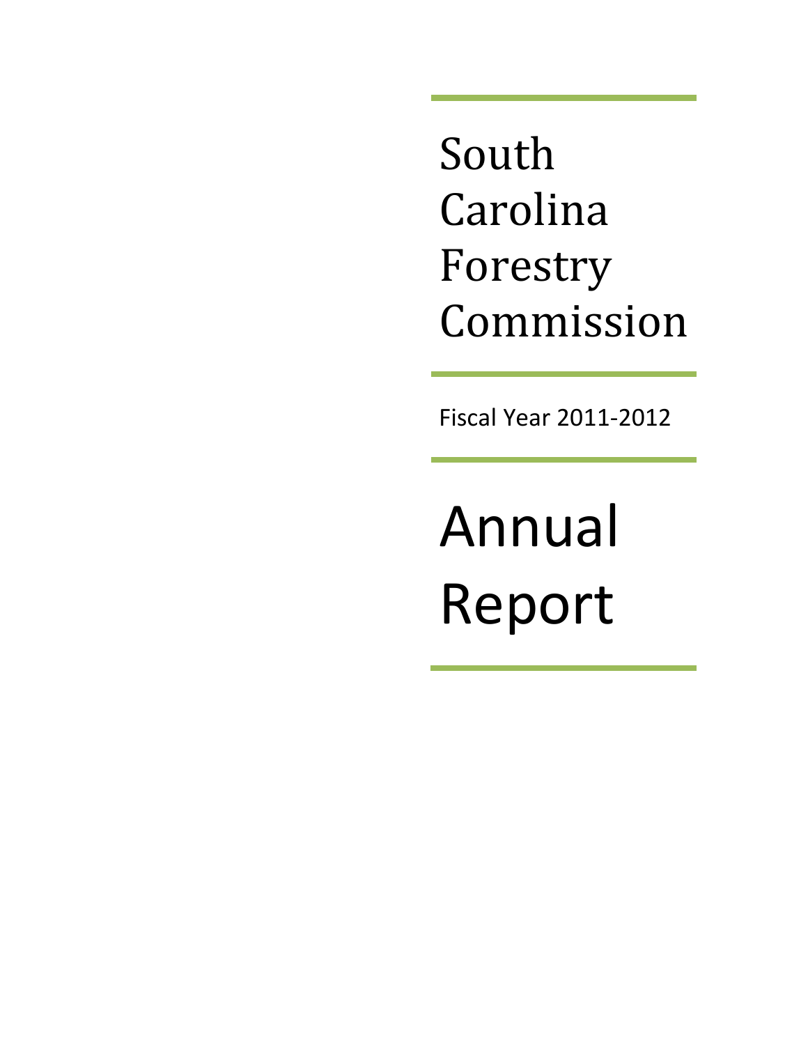# South Carolina Forestry Commission

Fiscal Year 2011-2012

# Annual Report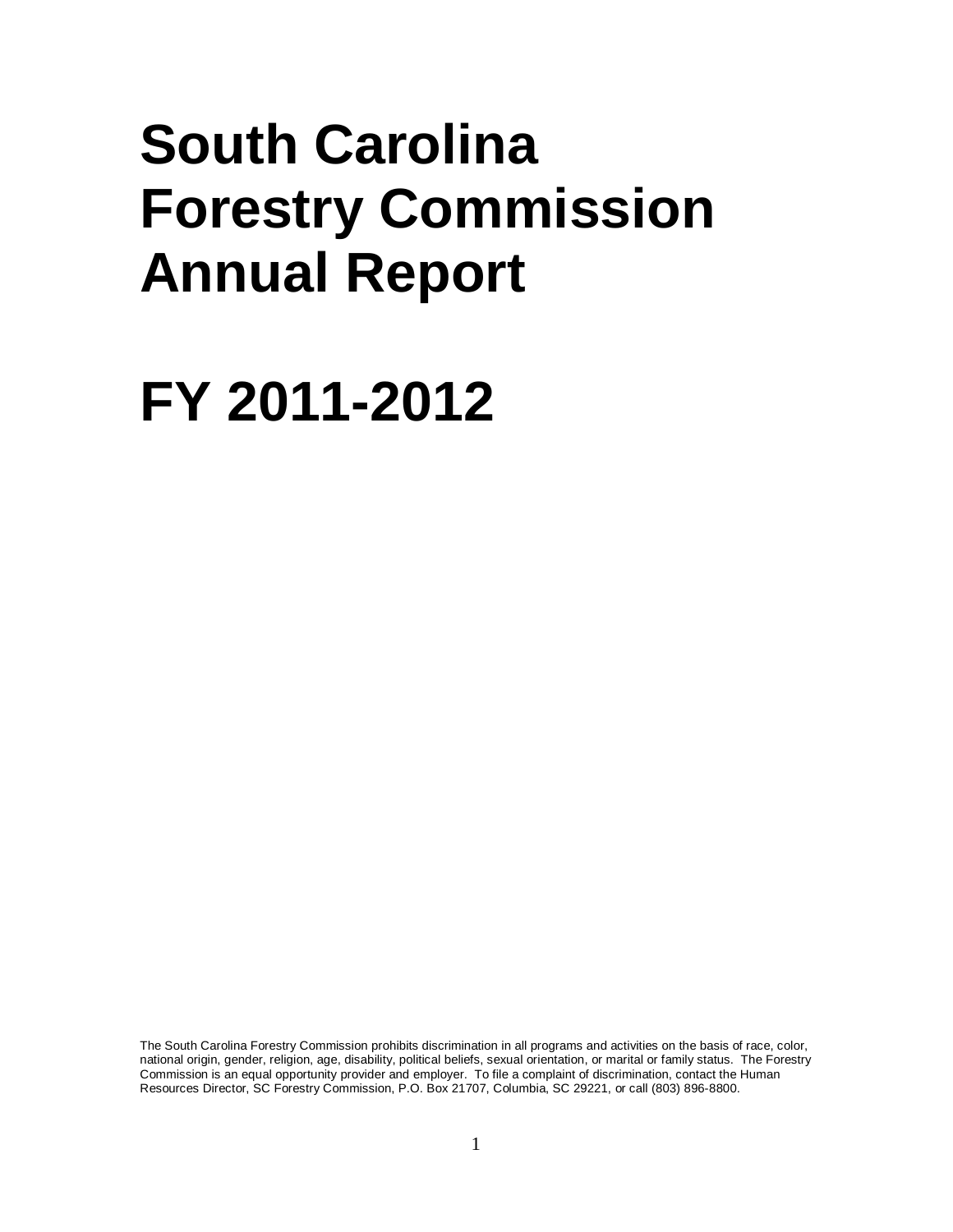# South Carolina Forestry Commission Annual Report

# FY 2011-2012

The South Carolina Forestry Commission prohibits discrimination in all programs and activities on the basis of race, color, national origin, gender, religion, age, disability, political beliefs, sexual orientation, or marital or family status. The Forestry Commission is an equal opportunity provider and employer. To file a complaint of discrimination, contact the Human Resources Director, SC Forestry Commission, P.O. Box 21707, Columbia, SC 29221, or call (803) 896-8800.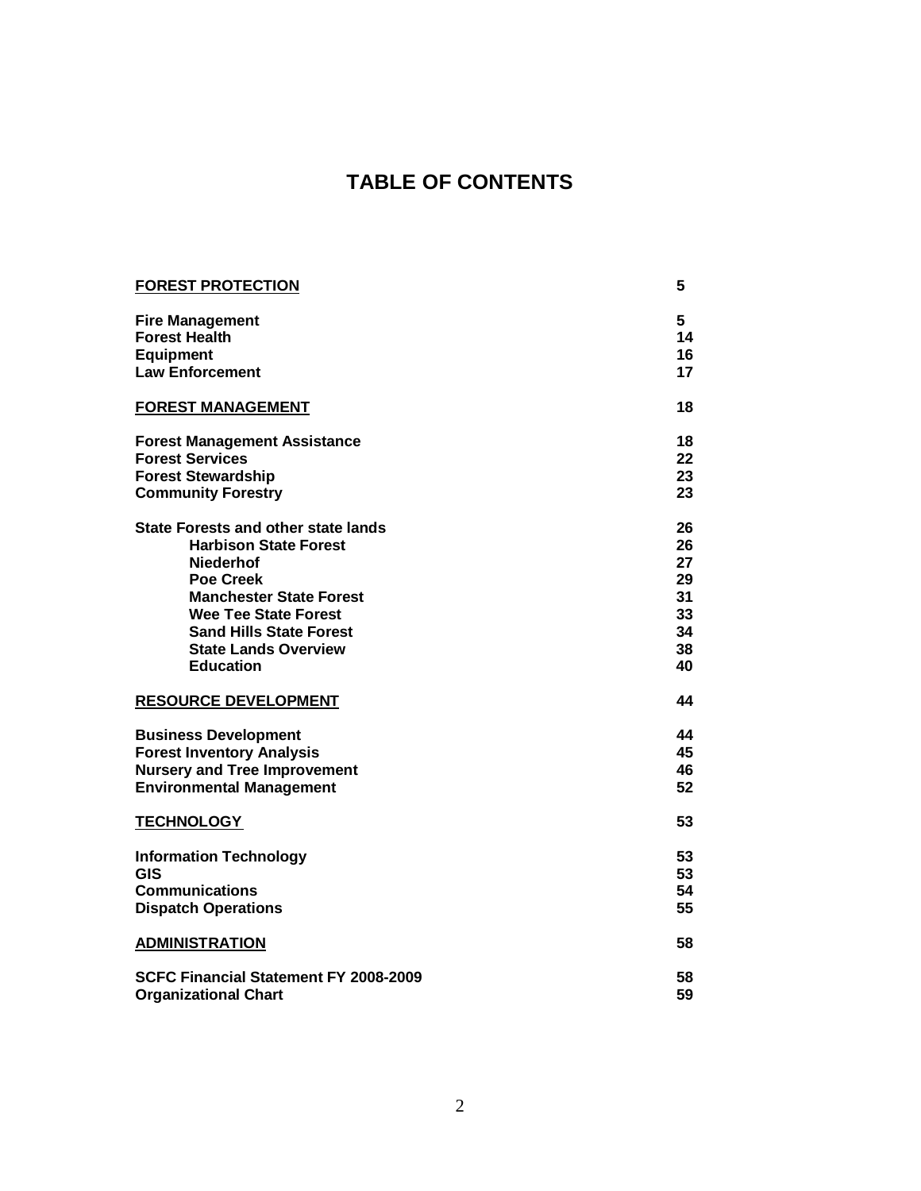# TABLE OF CONTENTS

| | |
|---|---|
| **FOREST PROTECTION** | **5** |
| **Fire Management** | **5** |
| **Forest Health** | **14** |
| **Equipment** | **16** |
| **Law Enforcement** | **17** |
| **FOREST MANAGEMENT** | **18** |
| **Forest Management Assistance** | **18** |
| **Forest Services** | **22** |
| **Forest Stewardship** | **23** |
| **Community Forestry** | **23** |
| **State Forests and other state lands** | **26** |
| **Harbison State Forest** | **26** |
| **Niederhof** | **27** |
| **Poe Creek** | **29** |
| **Manchester State Forest** | **31** |
| **Wee Tee State Forest** | **33** |
| **Sand Hills State Forest** | **34** |
| **State Lands Overview** | **38** |
| **Education** | **40** |
| **RESOURCE DEVELOPMENT** | **44** |
| **Business Development** | **44** |
| **Forest Inventory Analysis** | **45** |
| **Nursery and Tree Improvement** | **46** |
| **Environmental Management** | **52** |
| **TECHNOLOGY** | **53** |
| **Information Technology** | **53** |
| **GIS** | **53** |
| **Communications** | **54** |
| **Dispatch Operations** | **55** |
| **ADMINISTRATION** | **58** |
| **SCFC Financial Statement FY 2008-2009** | **58** |
| **Organizational Chart** | **59** |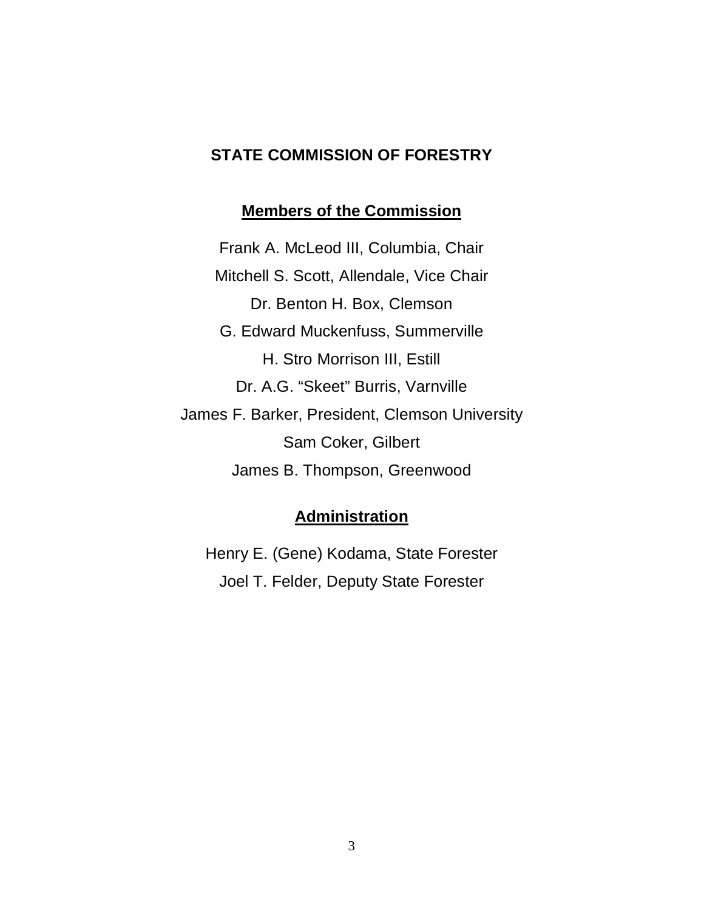# STATE COMMISSION OF FORESTRY

## Members of the Commission

Frank A. McLeod III, Columbia, Chair

Mitchell S. Scott, Allendale, Vice Chair

Dr. Benton H. Box, Clemson

G. Edward Muckenfuss, Summerville

H. Stro Morrison III, Estill

Dr. A.G. "Skeet" Burris, Varnville

James F. Barker, President, Clemson University

Sam Coker, Gilbert

James B. Thompson, Greenwood

## Administration

Henry E. (Gene) Kodama, State Forester

Joel T. Felder, Deputy State Forester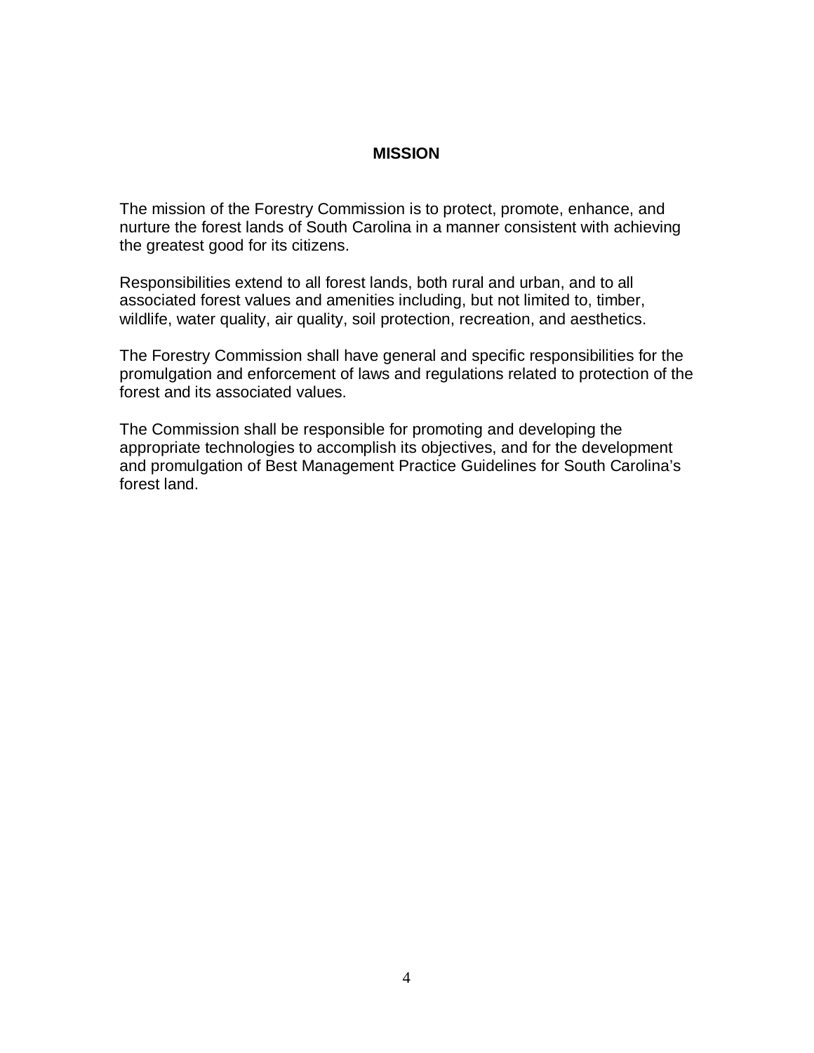# MISSION

The mission of the Forestry Commission is to protect, promote, enhance, and nurture the forest lands of South Carolina in a manner consistent with achieving the greatest good for its citizens.

Responsibilities extend to all forest lands, both rural and urban, and to all associated forest values and amenities including, but not limited to, timber, wildlife, water quality, air quality, soil protection, recreation, and aesthetics.

The Forestry Commission shall have general and specific responsibilities for the promulgation and enforcement of laws and regulations related to protection of the forest and its associated values.

The Commission shall be responsible for promoting and developing the appropriate technologies to accomplish its objectives, and for the development and promulgation of Best Management Practice Guidelines for South Carolina's forest land.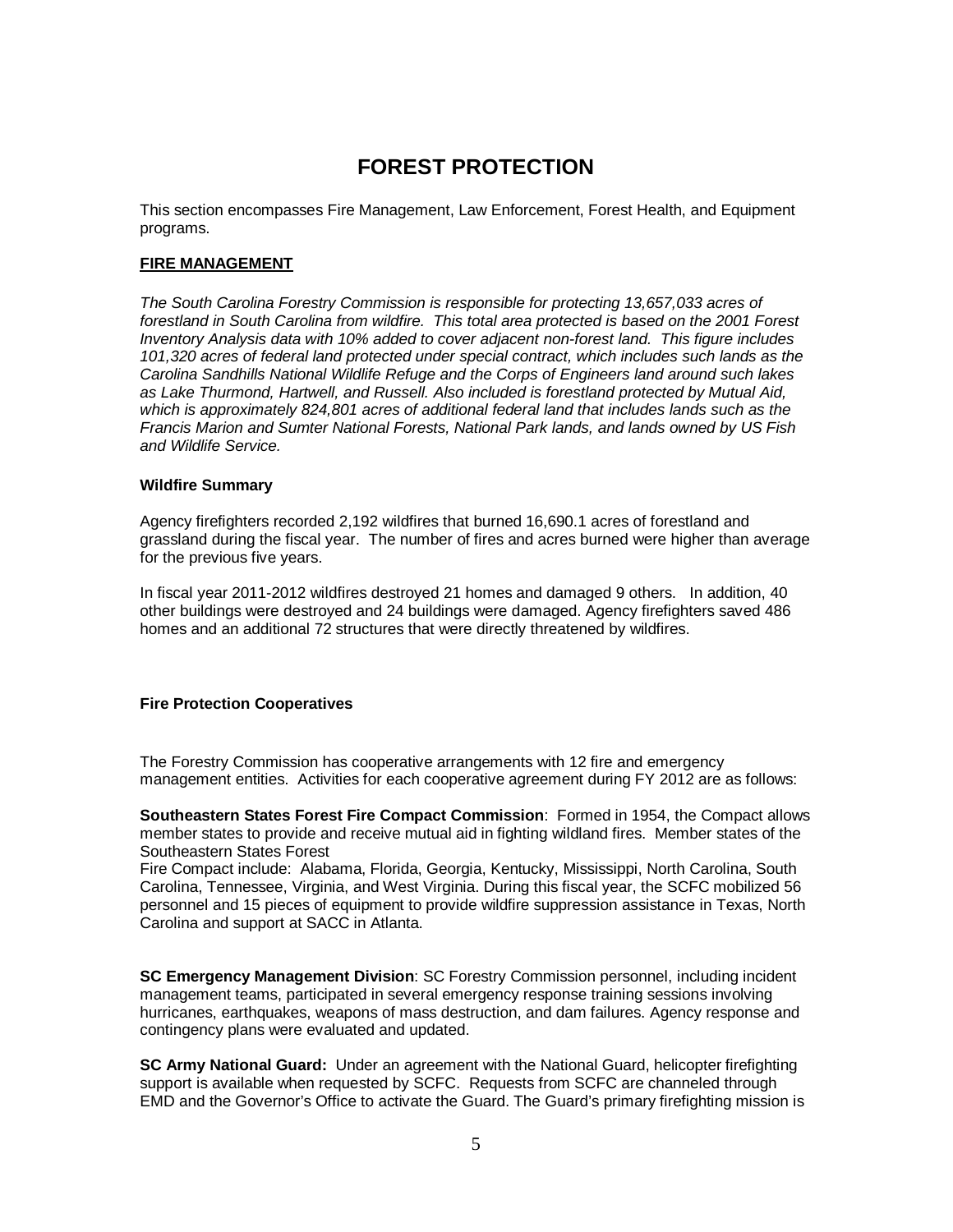# FOREST PROTECTION

This section encompasses Fire Management, Law Enforcement, Forest Health, and Equipment programs.

## FIRE MANAGEMENT

*The South Carolina Forestry Commission is responsible for protecting 13,657,033 acres of forestland in South Carolina from wildfire. This total area protected is based on the 2001 Forest Inventory Analysis data with 10% added to cover adjacent non-forest land. This figure includes 101,320 acres of federal land protected under special contract, which includes such lands as the Carolina Sandhills National Wildlife Refuge and the Corps of Engineers land around such lakes as Lake Thurmond, Hartwell, and Russell. Also included is forestland protected by Mutual Aid, which is approximately 824,801 acres of additional federal land that includes lands such as the Francis Marion and Sumter National Forests, National Park lands, and lands owned by US Fish and Wildlife Service.*

### Wildfire Summary

Agency firefighters recorded 2,192 wildfires that burned 16,690.1 acres of forestland and grassland during the fiscal year. The number of fires and acres burned were higher than average for the previous five years.

In fiscal year 2011-2012 wildfires destroyed 21 homes and damaged 9 others. In addition, 40 other buildings were destroyed and 24 buildings were damaged. Agency firefighters saved 486 homes and an additional 72 structures that were directly threatened by wildfires.

### Fire Protection Cooperatives

The Forestry Commission has cooperative arrangements with 12 fire and emergency management entities. Activities for each cooperative agreement during FY 2012 are as follows:

**Southeastern States Forest Fire Compact Commission**: Formed in 1954, the Compact allows member states to provide and receive mutual aid in fighting wildland fires. Member states of the Southeastern States Forest Fire Compact include: Alabama, Florida, Georgia, Kentucky, Mississippi, North Carolina, South Carolina, Tennessee, Virginia, and West Virginia. During this fiscal year, the SCFC mobilized 56 personnel and 15 pieces of equipment to provide wildfire suppression assistance in Texas, North Carolina and support at SACC in Atlanta.

**SC Emergency Management Division**: SC Forestry Commission personnel, including incident management teams, participated in several emergency response training sessions involving hurricanes, earthquakes, weapons of mass destruction, and dam failures. Agency response and contingency plans were evaluated and updated.

**SC Army National Guard:** Under an agreement with the National Guard, helicopter firefighting support is available when requested by SCFC. Requests from SCFC are channeled through EMD and the Governor's Office to activate the Guard. The Guard's primary firefighting mission is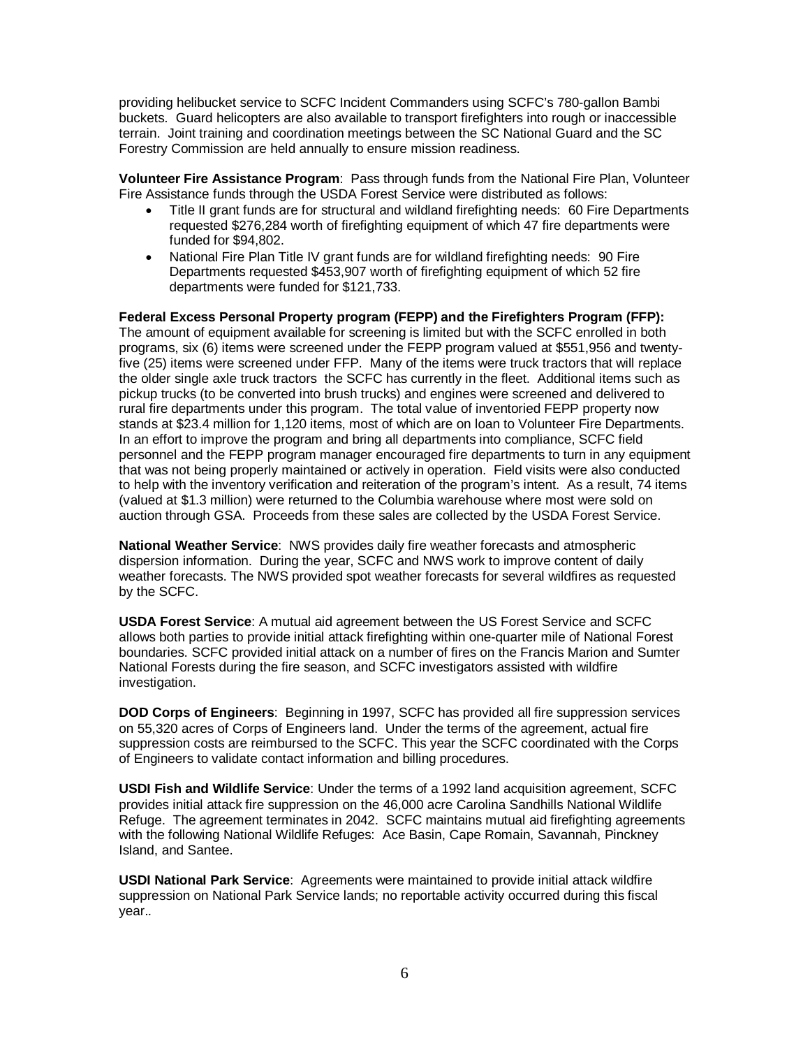providing helibucket service to SCFC Incident Commanders using SCFC's 780-gallon Bambi buckets. Guard helicopters are also available to transport firefighters into rough or inaccessible terrain. Joint training and coordination meetings between the SC National Guard and the SC Forestry Commission are held annually to ensure mission readiness.

**Volunteer Fire Assistance Program**: Pass through funds from the National Fire Plan, Volunteer Fire Assistance funds through the USDA Forest Service were distributed as follows:

- Title II grant funds are for structural and wildland firefighting needs: 60 Fire Departments requested $276,284 worth of firefighting equipment of which 47 fire departments were funded for $94,802.
- National Fire Plan Title IV grant funds are for wildland firefighting needs: 90 Fire Departments requested $453,907 worth of firefighting equipment of which 52 fire departments were funded for $121,733.

**Federal Excess Personal Property program (FEPP) and the Firefighters Program (FFP):** The amount of equipment available for screening is limited but with the SCFC enrolled in both programs, six (6) items were screened under the FEPP program valued at $551,956 and twenty-five (25) items were screened under FFP. Many of the items were truck tractors that will replace the older single axle truck tractors the SCFC has currently in the fleet. Additional items such as pickup trucks (to be converted into brush trucks) and engines were screened and delivered to rural fire departments under this program. The total value of inventoried FEPP property now stands at $23.4 million for 1,120 items, most of which are on loan to Volunteer Fire Departments. In an effort to improve the program and bring all departments into compliance, SCFC field personnel and the FEPP program manager encouraged fire departments to turn in any equipment that was not being properly maintained or actively in operation. Field visits were also conducted to help with the inventory verification and reiteration of the program's intent. As a result, 74 items (valued at $1.3 million) were returned to the Columbia warehouse where most were sold on auction through GSA. Proceeds from these sales are collected by the USDA Forest Service.

**National Weather Service**: NWS provides daily fire weather forecasts and atmospheric dispersion information. During the year, SCFC and NWS work to improve content of daily weather forecasts. The NWS provided spot weather forecasts for several wildfires as requested by the SCFC.

**USDA Forest Service**: A mutual aid agreement between the US Forest Service and SCFC allows both parties to provide initial attack firefighting within one-quarter mile of National Forest boundaries. SCFC provided initial attack on a number of fires on the Francis Marion and Sumter National Forests during the fire season, and SCFC investigators assisted with wildfire investigation.

**DOD Corps of Engineers**: Beginning in 1997, SCFC has provided all fire suppression services on 55,320 acres of Corps of Engineers land. Under the terms of the agreement, actual fire suppression costs are reimbursed to the SCFC. This year the SCFC coordinated with the Corps of Engineers to validate contact information and billing procedures.

**USDI Fish and Wildlife Service**: Under the terms of a 1992 land acquisition agreement, SCFC provides initial attack fire suppression on the 46,000 acre Carolina Sandhills National Wildlife Refuge. The agreement terminates in 2042. SCFC maintains mutual aid firefighting agreements with the following National Wildlife Refuges: Ace Basin, Cape Romain, Savannah, Pinckney Island, and Santee.

**USDI National Park Service**: Agreements were maintained to provide initial attack wildfire suppression on National Park Service lands; no reportable activity occurred during this fiscal year..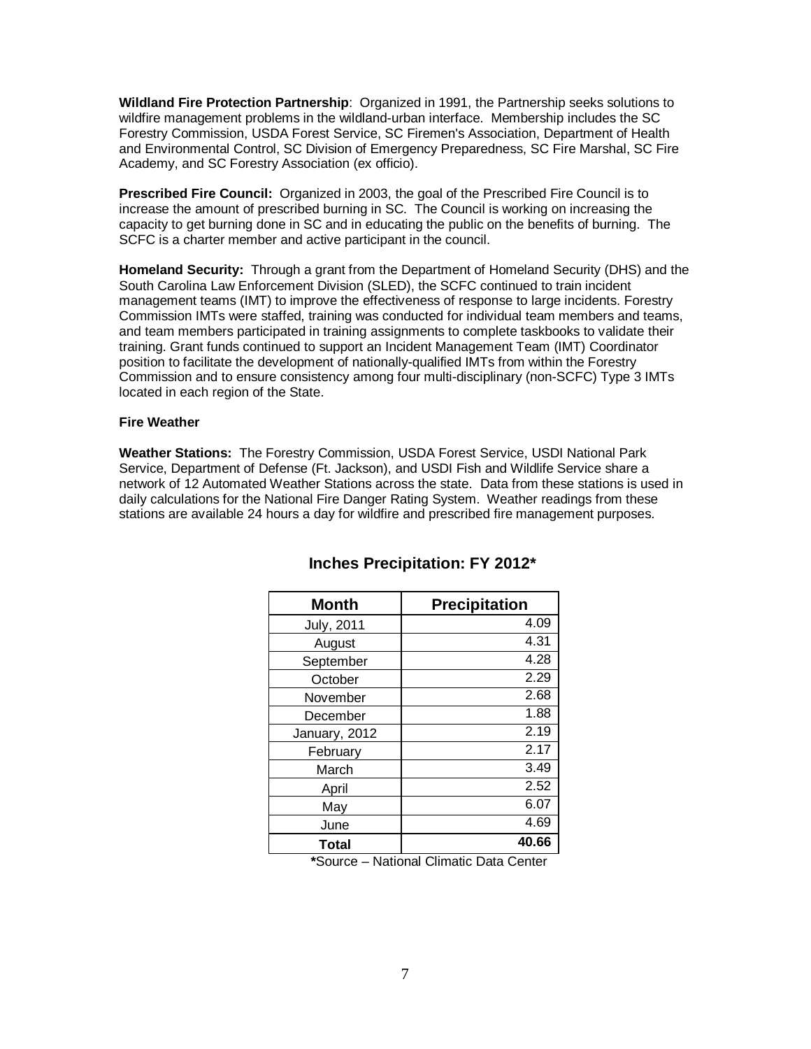**Wildland Fire Protection Partnership**: Organized in 1991, the Partnership seeks solutions to wildfire management problems in the wildland-urban interface. Membership includes the SC Forestry Commission, USDA Forest Service, SC Firemen's Association, Department of Health and Environmental Control, SC Division of Emergency Preparedness, SC Fire Marshal, SC Fire Academy, and SC Forestry Association (ex officio).

**Prescribed Fire Council:** Organized in 2003, the goal of the Prescribed Fire Council is to increase the amount of prescribed burning in SC. The Council is working on increasing the capacity to get burning done in SC and in educating the public on the benefits of burning. The SCFC is a charter member and active participant in the council.

**Homeland Security:** Through a grant from the Department of Homeland Security (DHS) and the South Carolina Law Enforcement Division (SLED), the SCFC continued to train incident management teams (IMT) to improve the effectiveness of response to large incidents. Forestry Commission IMTs were staffed, training was conducted for individual team members and teams, and team members participated in training assignments to complete taskbooks to validate their training. Grant funds continued to support an Incident Management Team (IMT) Coordinator position to facilitate the development of nationally-qualified IMTs from within the Forestry Commission and to ensure consistency among four multi-disciplinary (non-SCFC) Type 3 IMTs located in each region of the State.

**Fire Weather**

**Weather Stations:** The Forestry Commission, USDA Forest Service, USDI National Park Service, Department of Defense (Ft. Jackson), and USDI Fish and Wildlife Service share a network of 12 Automated Weather Stations across the state. Data from these stations is used in daily calculations for the National Fire Danger Rating System. Weather readings from these stations are available 24 hours a day for wildfire and prescribed fire management purposes.

## Inches Precipitation: FY 2012*

| Month | Precipitation |
|---|---|
| July, 2011 | 4.09 |
| August | 4.31 |
| September | 4.28 |
| October | 2.29 |
| November | 2.68 |
| December | 1.88 |
| January, 2012 | 2.19 |
| February | 2.17 |
| March | 3.49 |
| April | 2.52 |
| May | 6.07 |
| June | 4.69 |
| **Total** | **40.66** |

***Source – National Climatic Data Center**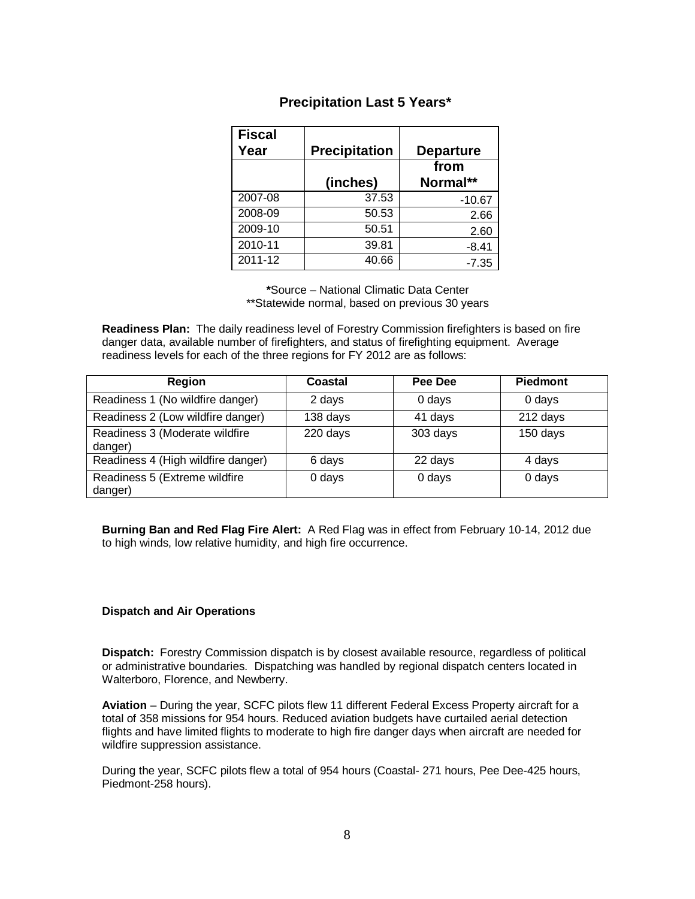## Precipitation Last 5 Years*

| Fiscal Year | Precipitation (inches) | Departure from Normal** |
|---|---|---|
| 2007-08 | 37.53 | -10.67 |
| 2008-09 | 50.53 | 2.66 |
| 2009-10 | 50.51 | 2.60 |
| 2010-11 | 39.81 | -8.41 |
| 2011-12 | 40.66 | -7.35 |

*Source – National Climatic Data Center
**Statewide normal, based on previous 30 years

**Readiness Plan:** The daily readiness level of Forestry Commission firefighters is based on fire danger data, available number of firefighters, and status of firefighting equipment. Average readiness levels for each of the three regions for FY 2012 are as follows:

| Region | Coastal | Pee Dee | Piedmont |
|---|---|---|---|
| Readiness 1 (No wildfire danger) | 2 days | 0 days | 0 days |
| Readiness 2 (Low wildfire danger) | 138 days | 41 days | 212 days |
| Readiness 3 (Moderate wildfire danger) | 220 days | 303 days | 150 days |
| Readiness 4 (High wildfire danger) | 6 days | 22 days | 4 days |
| Readiness 5 (Extreme wildfire danger) | 0 days | 0 days | 0 days |

**Burning Ban and Red Flag Fire Alert:** A Red Flag was in effect from February 10-14, 2012 due to high winds, low relative humidity, and high fire occurrence.

### Dispatch and Air Operations

**Dispatch:** Forestry Commission dispatch is by closest available resource, regardless of political or administrative boundaries. Dispatching was handled by regional dispatch centers located in Walterboro, Florence, and Newberry.

**Aviation** – During the year, SCFC pilots flew 11 different Federal Excess Property aircraft for a total of 358 missions for 954 hours. Reduced aviation budgets have curtailed aerial detection flights and have limited flights to moderate to high fire danger days when aircraft are needed for wildfire suppression assistance.

During the year, SCFC pilots flew a total of 954 hours (Coastal- 271 hours, Pee Dee-425 hours, Piedmont-258 hours).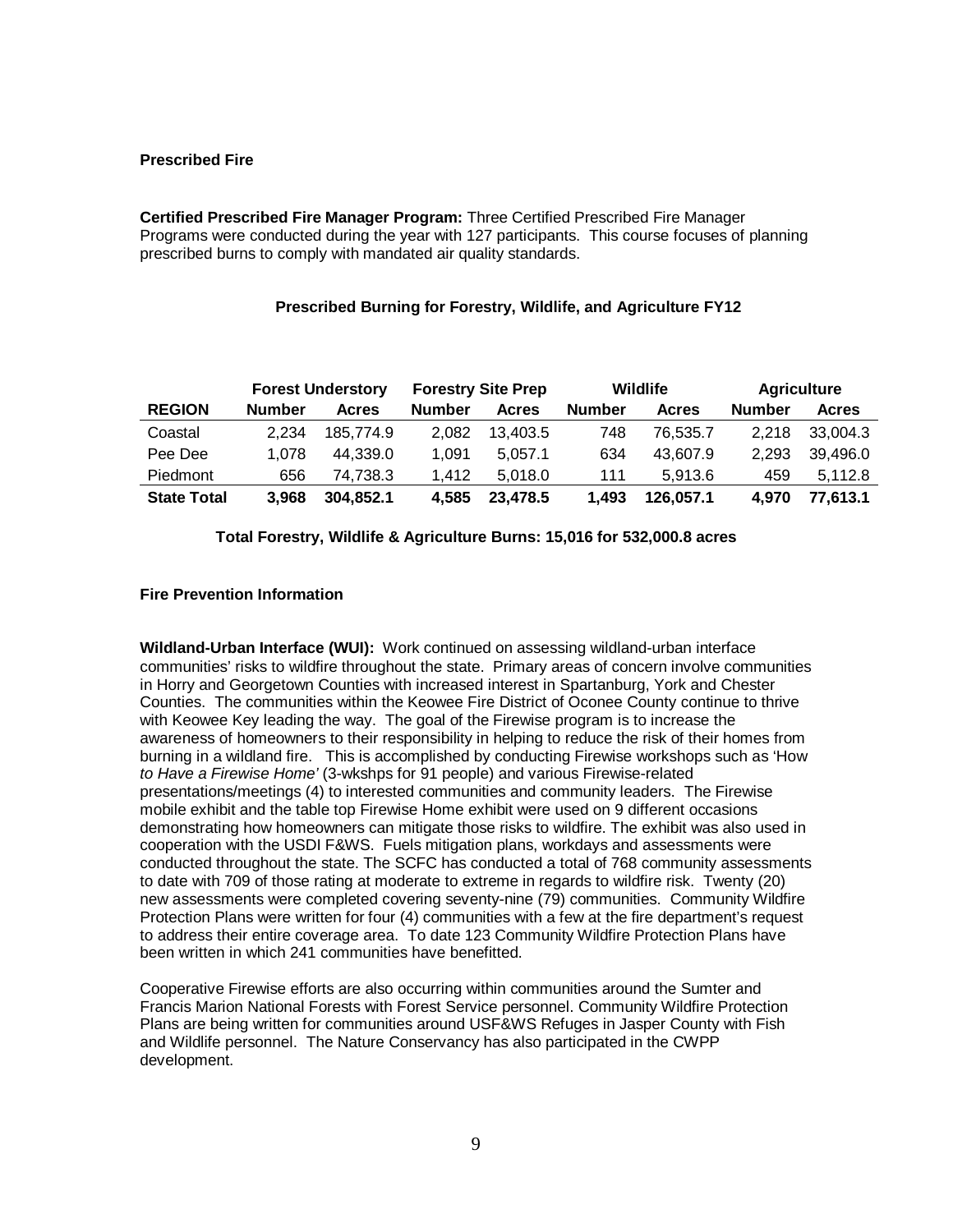**Prescribed Fire**

**Certified Prescribed Fire Manager Program:** Three Certified Prescribed Fire Manager Programs were conducted during the year with 127 participants. This course focuses of planning prescribed burns to comply with mandated air quality standards.

**Prescribed Burning for Forestry, Wildlife, and Agriculture FY12**

| | Forest Understory | | Forestry Site Prep | | Wildlife | | Agriculture | |
|---|---|---|---|---|---|---|---|---|
| **REGION** | **Number** | **Acres** | **Number** | **Acres** | **Number** | **Acres** | **Number** | **Acres** |
| Coastal | 2,234 | 185,774.9 | 2,082 | 13,403.5 | 748 | 76,535.7 | 2,218 | 33,004.3 |
| Pee Dee | 1,078 | 44,339.0 | 1,091 | 5,057.1 | 634 | 43,607.9 | 2,293 | 39,496.0 |
| Piedmont | 656 | 74,738.3 | 1,412 | 5,018.0 | 111 | 5,913.6 | 459 | 5,112.8 |
| **State Total** | **3,968** | **304,852.1** | **4,585** | **23,478.5** | **1,493** | **126,057.1** | **4,970** | **77,613.1** |

**Total Forestry, Wildlife & Agriculture Burns: 15,016 for 532,000.8 acres**

**Fire Prevention Information**

**Wildland-Urban Interface (WUI):** Work continued on assessing wildland-urban interface communities' risks to wildfire throughout the state. Primary areas of concern involve communities in Horry and Georgetown Counties with increased interest in Spartanburg, York and Chester Counties. The communities within the Keowee Fire District of Oconee County continue to thrive with Keowee Key leading the way. The goal of the Firewise program is to increase the awareness of homeowners to their responsibility in helping to reduce the risk of their homes from burning in a wildland fire. This is accomplished by conducting Firewise workshops such as '*How to Have a Firewise Home'* (3-wkshps for 91 people) and various Firewise-related presentations/meetings (4) to interested communities and community leaders. The Firewise mobile exhibit and the table top Firewise Home exhibit were used on 9 different occasions demonstrating how homeowners can mitigate those risks to wildfire. The exhibit was also used in cooperation with the USDI F&WS. Fuels mitigation plans, workdays and assessments were conducted throughout the state. The SCFC has conducted a total of 768 community assessments to date with 709 of those rating at moderate to extreme in regards to wildfire risk. Twenty (20) new assessments were completed covering seventy-nine (79) communities. Community Wildfire Protection Plans were written for four (4) communities with a few at the fire department's request to address their entire coverage area. To date 123 Community Wildfire Protection Plans have been written in which 241 communities have benefitted.

Cooperative Firewise efforts are also occurring within communities around the Sumter and Francis Marion National Forests with Forest Service personnel. Community Wildfire Protection Plans are being written for communities around USF&WS Refuges in Jasper County with Fish and Wildlife personnel. The Nature Conservancy has also participated in the CWPP development.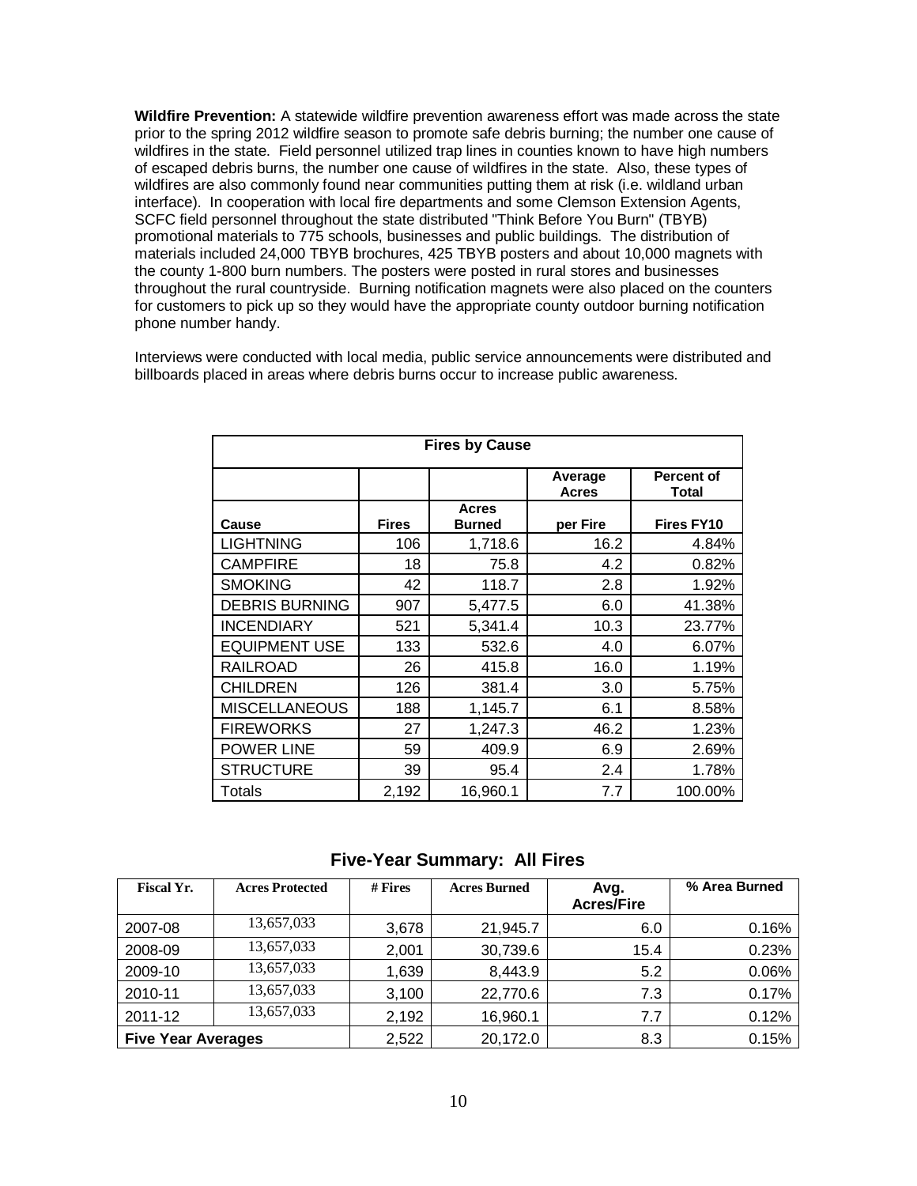**Wildfire Prevention:** A statewide wildfire prevention awareness effort was made across the state prior to the spring 2012 wildfire season to promote safe debris burning; the number one cause of wildfires in the state. Field personnel utilized trap lines in counties known to have high numbers of escaped debris burns, the number one cause of wildfires in the state. Also, these types of wildfires are also commonly found near communities putting them at risk (i.e. wildland urban interface). In cooperation with local fire departments and some Clemson Extension Agents, SCFC field personnel throughout the state distributed "Think Before You Burn" (TBYB) promotional materials to 775 schools, businesses and public buildings. The distribution of materials included 24,000 TBYB brochures, 425 TBYB posters and about 10,000 magnets with the county 1-800 burn numbers. The posters were posted in rural stores and businesses throughout the rural countryside. Burning notification magnets were also placed on the counters for customers to pick up so they would have the appropriate county outdoor burning notification phone number handy.

Interviews were conducted with local media, public service announcements were distributed and billboards placed in areas where debris burns occur to increase public awareness.

| Fires by Cause | | | | |
|---|---|---|---|---|
| | | | Average Acres | Percent of Total |
| Cause | Fires | Acres Burned | per Fire | Fires FY10 |
| LIGHTNING | 106 | 1,718.6 | 16.2 | 4.84% |
| CAMPFIRE | 18 | 75.8 | 4.2 | 0.82% |
| SMOKING | 42 | 118.7 | 2.8 | 1.92% |
| DEBRIS BURNING | 907 | 5,477.5 | 6.0 | 41.38% |
| INCENDIARY | 521 | 5,341.4 | 10.3 | 23.77% |
| EQUIPMENT USE | 133 | 532.6 | 4.0 | 6.07% |
| RAILROAD | 26 | 415.8 | 16.0 | 1.19% |
| CHILDREN | 126 | 381.4 | 3.0 | 5.75% |
| MISCELLANEOUS | 188 | 1,145.7 | 6.1 | 8.58% |
| FIREWORKS | 27 | 1,247.3 | 46.2 | 1.23% |
| POWER LINE | 59 | 409.9 | 6.9 | 2.69% |
| STRUCTURE | 39 | 95.4 | 2.4 | 1.78% |
| Totals | 2,192 | 16,960.1 | 7.7 | 100.00% |

## Five-Year Summary: All Fires

| Fiscal Yr. | Acres Protected | # Fires | Acres Burned | Avg. Acres/Fire | % Area Burned |
|---|---|---|---|---|---|
| 2007-08 | 13,657,033 | 3,678 | 21,945.7 | 6.0 | 0.16% |
| 2008-09 | 13,657,033 | 2,001 | 30,739.6 | 15.4 | 0.23% |
| 2009-10 | 13,657,033 | 1,639 | 8,443.9 | 5.2 | 0.06% |
| 2010-11 | 13,657,033 | 3,100 | 22,770.6 | 7.3 | 0.17% |
| 2011-12 | 13,657,033 | 2,192 | 16,960.1 | 7.7 | 0.12% |
| **Five Year Averages** | | 2,522 | 20,172.0 | 8.3 | 0.15% |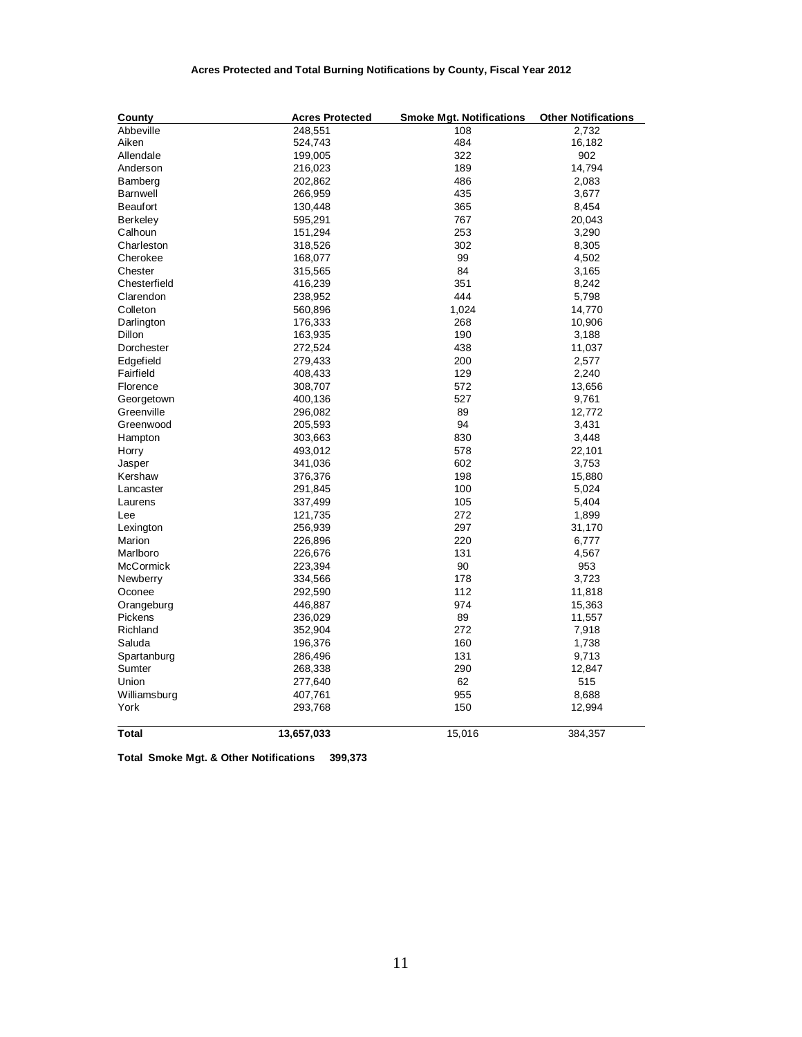**Acres Protected and Total Burning Notifications by County, Fiscal Year 2012**

| County | Acres Protected | Smoke Mgt. Notifications | Other Notifications |
|---|---|---|---|
| Abbeville | 248,551 | 108 | 2,732 |
| Aiken | 524,743 | 484 | 16,182 |
| Allendale | 199,005 | 322 | 902 |
| Anderson | 216,023 | 189 | 14,794 |
| Bamberg | 202,862 | 486 | 2,083 |
| Barnwell | 266,959 | 435 | 3,677 |
| Beaufort | 130,448 | 365 | 8,454 |
| Berkeley | 595,291 | 767 | 20,043 |
| Calhoun | 151,294 | 253 | 3,290 |
| Charleston | 318,526 | 302 | 8,305 |
| Cherokee | 168,077 | 99 | 4,502 |
| Chester | 315,565 | 84 | 3,165 |
| Chesterfield | 416,239 | 351 | 8,242 |
| Clarendon | 238,952 | 444 | 5,798 |
| Colleton | 560,896 | 1,024 | 14,770 |
| Darlington | 176,333 | 268 | 10,906 |
| Dillon | 163,935 | 190 | 3,188 |
| Dorchester | 272,524 | 438 | 11,037 |
| Edgefield | 279,433 | 200 | 2,577 |
| Fairfield | 408,433 | 129 | 2,240 |
| Florence | 308,707 | 572 | 13,656 |
| Georgetown | 400,136 | 527 | 9,761 |
| Greenville | 296,082 | 89 | 12,772 |
| Greenwood | 205,593 | 94 | 3,431 |
| Hampton | 303,663 | 830 | 3,448 |
| Horry | 493,012 | 578 | 22,101 |
| Jasper | 341,036 | 602 | 3,753 |
| Kershaw | 376,376 | 198 | 15,880 |
| Lancaster | 291,845 | 100 | 5,024 |
| Laurens | 337,499 | 105 | 5,404 |
| Lee | 121,735 | 272 | 1,899 |
| Lexington | 256,939 | 297 | 31,170 |
| Marion | 226,896 | 220 | 6,777 |
| Marlboro | 226,676 | 131 | 4,567 |
| McCormick | 223,394 | 90 | 953 |
| Newberry | 334,566 | 178 | 3,723 |
| Oconee | 292,590 | 112 | 11,818 |
| Orangeburg | 446,887 | 974 | 15,363 |
| Pickens | 236,029 | 89 | 11,557 |
| Richland | 352,904 | 272 | 7,918 |
| Saluda | 196,376 | 160 | 1,738 |
| Spartanburg | 286,496 | 131 | 9,713 |
| Sumter | 268,338 | 290 | 12,847 |
| Union | 277,640 | 62 | 515 |
| Williamsburg | 407,761 | 955 | 8,688 |
| York | 293,768 | 150 | 12,994 |
| **Total** | **13,657,033** | 15,016 | 384,357 |

**Total Smoke Mgt. & Other Notifications 399,373**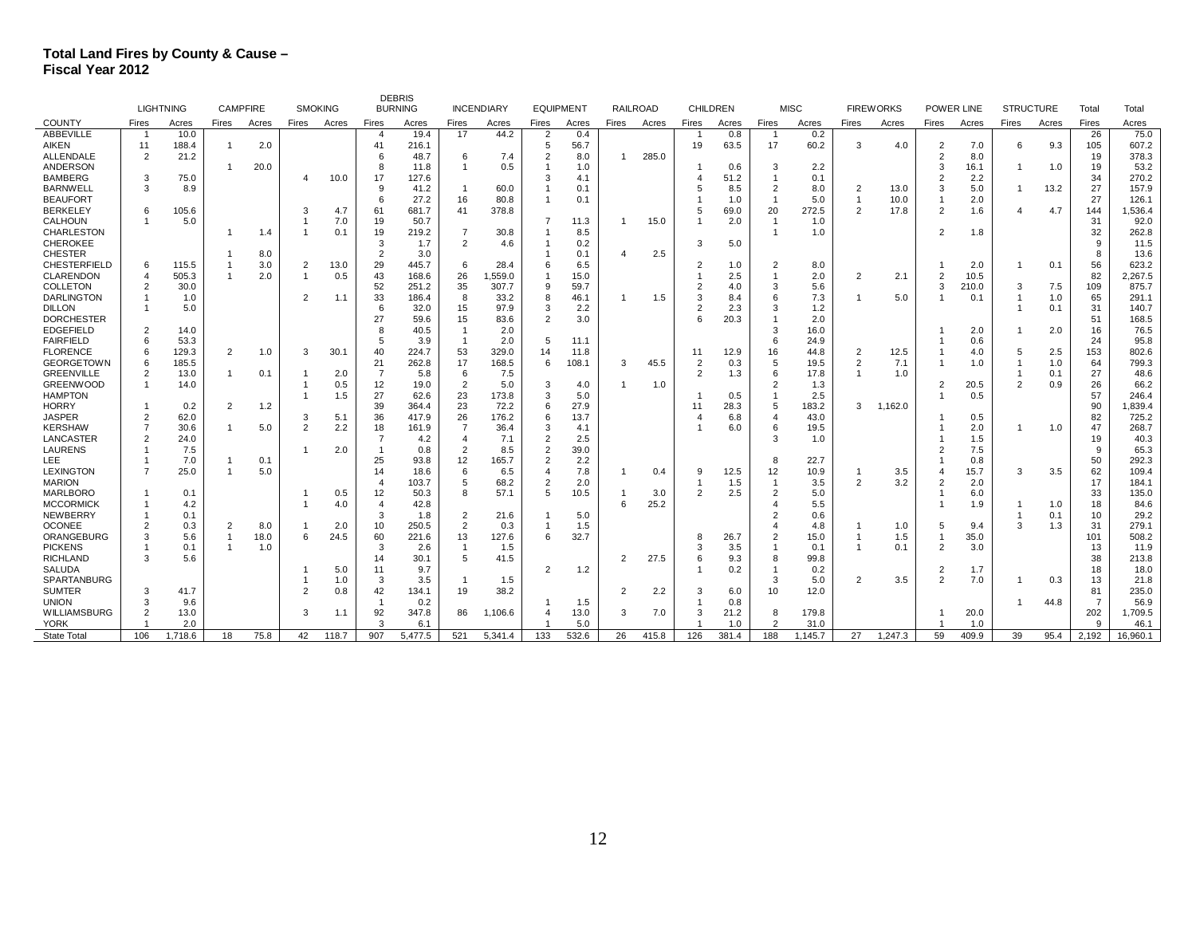**Total Land Fires by County & Cause –**
**Fiscal Year 2012**

| COUNTY | LIGHTNING | | CAMPFIRE | | SMOKING | | DEBRIS BURNING | | INCENDIARY | | EQUIPMENT | | RAILROAD | | CHILDREN | | MISC | | FIREWORKS | | POWER LINE | | STRUCTURE | | Total | Total |
|---|---|---|---|---|---|---|---|---|---|---|---|---|---|---|---|---|---|---|---|---|---|---|---|---|---|---|
| | Fires | Acres | Fires | Acres | Fires | Acres | Fires | Acres | Fires | Acres | Fires | Acres | Fires | Acres | Fires | Acres | Fires | Acres | Fires | Acres | Fires | Acres | Fires | Acres | Fires | Acres |
| ABBEVILLE | 1 | 10.0 | | | | | 4 | 19.4 | 17 | 44.2 | 2 | 0.4 | | | 1 | 0.8 | 1 | 0.2 | | | | | | | 26 | 75.0 |
| AIKEN | 11 | 188.4 | 1 | 2.0 | | | 41 | 216.1 | | | 5 | 56.7 | | | 19 | 63.5 | 17 | 60.2 | 3 | 4.0 | 2 | 7.0 | 6 | 9.3 | 105 | 607.2 |
| ALLENDALE | 2 | 21.2 | | | | | 6 | 48.7 | 6 | 7.4 | 2 | 8.0 | 1 | 285.0 | | | | | | | 2 | 8.0 | | | 19 | 378.3 |
| ANDERSON | | | 1 | 20.0 | | | 8 | 11.8 | 1 | 0.5 | 1 | 1.0 | | | 1 | 0.6 | 3 | 2.2 | | | 3 | 16.1 | 1 | 1.0 | 19 | 53.2 |
| BAMBERG | 3 | 75.0 | | | 4 | 10.0 | 17 | 127.6 | | | 3 | 4.1 | | | 4 | 51.2 | 1 | 0.1 | | | 2 | 2.2 | | | 34 | 270.2 |
| BARNWELL | 3 | 8.9 | | | | | 9 | 41.2 | 1 | 60.0 | 1 | 0.1 | | | 5 | 8.5 | 2 | 8.0 | 2 | 13.0 | 3 | 5.0 | 1 | 13.2 | 27 | 157.9 |
| BEAUFORT | | | | | | | 6 | 27.2 | 16 | 80.8 | 1 | 0.1 | | | 1 | 1.0 | 1 | 5.0 | 1 | 10.0 | 1 | 2.0 | | | 27 | 126.1 |
| BERKELEY | 6 | 105.6 | | | 3 | 4.7 | 61 | 681.7 | 41 | 378.8 | | | | | 5 | 69.0 | 20 | 272.5 | 2 | 17.8 | 2 | 1.6 | 4 | 4.7 | 144 | 1,536.4 |
| CALHOUN | 1 | 5.0 | | | 1 | 7.0 | 19 | 50.7 | | | 7 | 11.3 | 1 | 15.0 | 1 | 2.0 | 1 | 1.0 | | | | | | | 31 | 92.0 |
| CHARLESTON | | | 1 | 1.4 | 1 | 0.1 | 19 | 219.2 | 7 | 30.8 | 1 | 8.5 | | | | | 1 | 1.0 | | | 2 | 1.8 | | | 32 | 262.8 |
| CHEROKEE | | | | | | | 3 | 1.7 | 2 | 4.6 | 1 | 0.2 | | | 3 | 5.0 | | | | | | | | | 9 | 11.5 |
| CHESTER | | | 1 | 8.0 | | | 2 | 3.0 | | | 1 | 0.1 | 4 | 2.5 | | | | | | | | | | | 8 | 13.6 |
| CHESTERFIELD | 6 | 115.5 | 1 | 3.0 | 2 | 13.0 | 29 | 445.7 | 6 | 28.4 | 6 | 6.5 | | | 2 | 1.0 | 2 | 8.0 | | | 1 | 2.0 | 1 | 0.1 | 56 | 623.2 |
| CLARENDON | 4 | 505.3 | 1 | 2.0 | 1 | 0.5 | 43 | 168.6 | 26 | 1,559.0 | 1 | 15.0 | | | 1 | 2.5 | 1 | 2.0 | 2 | 2.1 | 2 | 10.5 | | | 82 | 2,267.5 |
| COLLETON | 2 | 30.0 | | | | | 52 | 251.2 | 35 | 307.7 | 9 | 59.7 | | | 2 | 4.0 | 3 | 5.6 | | | 3 | 210.0 | 3 | 7.5 | 109 | 875.7 |
| DARLINGTON | 1 | 1.0 | | | 2 | 1.1 | 33 | 186.4 | 8 | 33.2 | 8 | 46.1 | 1 | 1.5 | 3 | 8.4 | 6 | 7.3 | 1 | 5.0 | 1 | 0.1 | 1 | 1.0 | 65 | 291.1 |
| DILLON | 1 | 5.0 | | | | | 6 | 32.0 | 15 | 97.9 | 3 | 2.2 | | | 2 | 2.3 | 3 | 1.2 | | | | | 1 | 0.1 | 31 | 140.7 |
| DORCHESTER | | | | | | | 27 | 59.6 | 15 | 83.6 | 2 | 3.0 | | | 6 | 20.3 | 1 | 2.0 | | | | | | | 51 | 168.5 |
| EDGEFIELD | 2 | 14.0 | | | | | 8 | 40.5 | 1 | 2.0 | | | | | | | 3 | 16.0 | | | 1 | 2.0 | 1 | 2.0 | 16 | 76.5 |
| FAIRFIELD | 6 | 53.3 | | | | | 5 | 3.9 | 1 | 2.0 | 5 | 11.1 | | | | | 6 | 24.9 | | | 1 | 0.6 | | | 24 | 95.8 |
| FLORENCE | 6 | 129.3 | 2 | 1.0 | 3 | 30.1 | 40 | 224.7 | 53 | 329.0 | 14 | 11.8 | | | 11 | 12.9 | 16 | 44.8 | 2 | 12.5 | 1 | 4.0 | 5 | 2.5 | 153 | 802.6 |
| GEORGETOWN | 6 | 185.5 | | | | | 21 | 262.8 | 17 | 168.5 | 6 | 108.1 | 3 | 45.5 | 2 | 0.3 | 5 | 19.5 | 2 | 7.1 | 1 | 1.0 | 1 | 1.0 | 64 | 799.3 |
| GREENVILLE | 2 | 13.0 | 1 | 0.1 | 1 | 2.0 | 7 | 5.8 | 6 | 7.5 | | | | | 2 | 1.3 | 6 | 17.8 | 1 | 1.0 | | | 1 | 0.1 | 27 | 48.6 |
| GREENWOOD | 1 | 14.0 | | | 1 | 0.5 | 12 | 19.0 | 2 | 5.0 | 3 | 4.0 | 1 | 1.0 | | | 2 | 1.3 | | | 2 | 20.5 | 2 | 0.9 | 26 | 66.2 |
| HAMPTON | | | | | 1 | 1.5 | 27 | 62.6 | 23 | 173.8 | 3 | 5.0 | | | 1 | 0.5 | 1 | 2.5 | | | 1 | 0.5 | | | 57 | 246.4 |
| HORRY | 1 | 0.2 | 2 | 1.2 | | | 39 | 364.4 | 23 | 72.2 | 6 | 27.9 | | | 11 | 28.3 | 5 | 183.2 | 3 | 1,162.0 | | | | | 90 | 1,839.4 |
| JASPER | 2 | 62.0 | | | 3 | 5.1 | 36 | 417.9 | 26 | 176.2 | 6 | 13.7 | | | 4 | 6.8 | 4 | 43.0 | | | 1 | 0.5 | | | 82 | 725.2 |
| KERSHAW | 7 | 30.6 | 1 | 5.0 | 2 | 2.2 | 18 | 161.9 | 7 | 36.4 | 3 | 4.1 | | | 1 | 6.0 | 6 | 19.5 | | | 1 | 2.0 | 1 | 1.0 | 47 | 268.7 |
| LANCASTER | 2 | 24.0 | | | | | 7 | 4.2 | 4 | 7.1 | 2 | 2.5 | | | | | 3 | 1.0 | | | 1 | 1.5 | | | 19 | 40.3 |
| LAURENS | 1 | 7.5 | | | 1 | 2.0 | 1 | 0.8 | 2 | 8.5 | 2 | 39.0 | | | | | | | | | 2 | 7.5 | | | 9 | 65.3 |
| LEE | 1 | 7.0 | 1 | 0.1 | | | 25 | 93.8 | 12 | 165.7 | 2 | 2.2 | | | | | 8 | 22.7 | | | 1 | 0.8 | | | 50 | 292.3 |
| LEXINGTON | 7 | 25.0 | 1 | 5.0 | | | 14 | 18.6 | 6 | 6.5 | 4 | 7.8 | 1 | 0.4 | 9 | 12.5 | 12 | 10.9 | 1 | 3.5 | 4 | 15.7 | 3 | 3.5 | 62 | 109.4 |
| MARION | | | | | | | 4 | 103.7 | 5 | 68.2 | 2 | 2.0 | | | 1 | 1.5 | 1 | 3.5 | 2 | 3.2 | 2 | 2.0 | | | 17 | 184.1 |
| MARLBORO | 1 | 0.1 | | | 1 | 0.5 | 12 | 50.3 | 8 | 57.1 | 5 | 10.5 | 1 | 3.0 | 2 | 2.5 | 2 | 5.0 | | | 1 | 6.0 | | | 33 | 135.0 |
| MCCORMICK | 1 | 4.2 | | | 1 | 4.0 | 4 | 42.8 | | | | | 6 | 25.2 | | | 4 | 5.5 | | | 1 | 1.9 | 1 | 1.0 | 18 | 84.6 |
| NEWBERRY | 1 | 0.1 | | | | | 3 | 1.8 | 2 | 21.6 | 1 | 5.0 | | | | | 2 | 0.6 | | | | | 1 | 0.1 | 10 | 29.2 |
| OCONEE | 2 | 0.3 | 2 | 8.0 | 1 | 2.0 | 10 | 250.5 | 2 | 0.3 | 1 | 1.5 | | | | | 4 | 4.8 | 1 | 1.0 | 5 | 9.4 | 3 | 1.3 | 31 | 279.1 |
| ORANGEBURG | 3 | 5.6 | 1 | 18.0 | 6 | 24.5 | 60 | 221.6 | 13 | 127.6 | 6 | 32.7 | | | 8 | 26.7 | 2 | 15.0 | 1 | 1.5 | 1 | 35.0 | | | 101 | 508.2 |
| PICKENS | 1 | 0.1 | 1 | 1.0 | | | 3 | 2.6 | 1 | 1.5 | | | | | 3 | 3.5 | 1 | 0.1 | 1 | 0.1 | 2 | 3.0 | | | 13 | 11.9 |
| RICHLAND | 3 | 5.6 | | | | | 14 | 30.1 | 5 | 41.5 | | | 2 | 27.5 | 6 | 9.3 | 8 | 99.8 | | | | | | | 38 | 213.8 |
| SALUDA | | | | | 1 | 5.0 | 11 | 9.7 | | | 2 | 1.2 | | | 1 | 0.2 | 1 | 0.2 | | | 2 | 1.7 | | | 18 | 18.0 |
| SPARTANBURG | | | | | 1 | 1.0 | 3 | 3.5 | 1 | 1.5 | | | | | | | 3 | 5.0 | 2 | 3.5 | 2 | 7.0 | 1 | 0.3 | 13 | 21.8 |
| SUMTER | 3 | 41.7 | | | 2 | 0.8 | 42 | 134.1 | 19 | 38.2 | | | 2 | 2.2 | 3 | 6.0 | 10 | 12.0 | | | | | | | 81 | 235.0 |
| UNION | 3 | 9.6 | | | | | 1 | 0.2 | | | 1 | 1.5 | | | 1 | 0.8 | | | | | | | 1 | 44.8 | 7 | 56.9 |
| WILLIAMSBURG | 2 | 13.0 | | | 3 | 1.1 | 92 | 347.8 | 86 | 1,106.6 | 4 | 13.0 | 3 | 7.0 | 3 | 21.2 | 8 | 179.8 | | | 1 | 20.0 | | | 202 | 1,709.5 |
| YORK | 1 | 2.0 | | | | | 3 | 6.1 | | | 1 | 5.0 | | | 1 | 1.0 | 2 | 31.0 | | | 1 | 1.0 | | | 9 | 46.1 |
| State Total | 106 | 1,718.6 | 18 | 75.8 | 42 | 118.7 | 907 | 5,477.5 | 521 | 5,341.4 | 133 | 532.6 | 26 | 415.8 | 126 | 381.4 | 188 | 1,145.7 | 27 | 1,247.3 | 59 | 409.9 | 39 | 95.4 | 2,192 | 16,960.1 |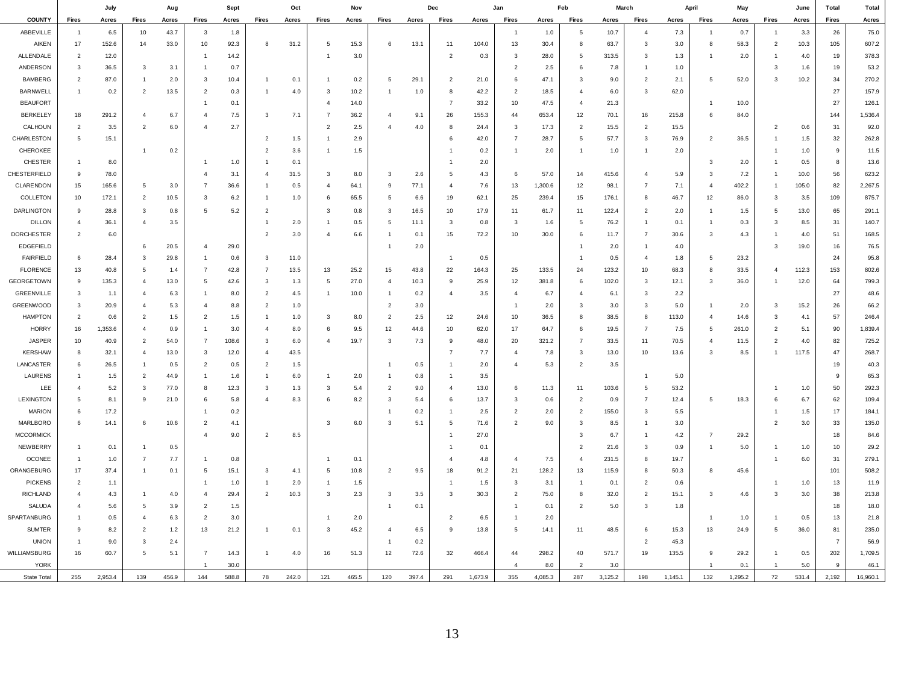| COUNTY | July Fires | July Acres | Aug Fires | Aug Acres | Sept Fires | Sept Acres | Oct Fires | Oct Acres | Nov Fires | Nov Acres | Dec Fires | Dec Acres | Jan Fires | Jan Acres | Feb Fires | Feb Acres | March Fires | March Acres | April Fires | April Acres | May Fires | May Acres | June Fires | June Acres | Total Fires | Total Acres |
|---|---|---|---|---|---|---|---|---|---|---|---|---|---|---|---|---|---|---|---|---|---|---|---|---|---|---|
| ABBEVILLE | 1 | 6.5 | 10 | 43.7 | 3 | 1.8 | | | | | | | | | 1 | 1.0 | 5 | 10.7 | 4 | 7.3 | 1 | 0.7 | 1 | 3.3 | 26 | 75.0 |
| AIKEN | 17 | 152.6 | 14 | 33.0 | 10 | 92.3 | 8 | 31.2 | 5 | 15.3 | 6 | 13.1 | 11 | 104.0 | 13 | 30.4 | 8 | 63.7 | 3 | 3.0 | 8 | 58.3 | 2 | 10.3 | 105 | 607.2 |
| ALLENDALE | 2 | 12.0 | | | 1 | 14.2 | | | 1 | 3.0 | | | 2 | 0.3 | 3 | 28.0 | 5 | 313.5 | 3 | 1.3 | 1 | 2.0 | 1 | 4.0 | 19 | 378.3 |
| ANDERSON | 3 | 36.5 | 3 | 3.1 | 1 | 0.7 | | | | | | | | | 2 | 2.5 | 6 | 7.8 | 1 | 1.0 | | | 3 | 1.6 | 19 | 53.2 |
| BAMBERG | 2 | 87.0 | 1 | 2.0 | 3 | 10.4 | 1 | 0.1 | 1 | 0.2 | 5 | 29.1 | 2 | 21.0 | 6 | 47.1 | 3 | 9.0 | 2 | 2.1 | 5 | 52.0 | 3 | 10.2 | 34 | 270.2 |
| BARNWELL | 1 | 0.2 | 2 | 13.5 | 2 | 0.3 | 1 | 4.0 | 3 | 10.2 | 1 | 1.0 | 8 | 42.2 | 2 | 18.5 | 4 | 6.0 | 3 | 62.0 | | | | | 27 | 157.9 |
| BEAUFORT | | | | | 1 | 0.1 | | | 4 | 14.0 | | | 7 | 33.2 | 10 | 47.5 | 4 | 21.3 | | | 1 | 10.0 | | | 27 | 126.1 |
| BERKELEY | 18 | 291.2 | 4 | 6.7 | 4 | 7.5 | 3 | 7.1 | 7 | 36.2 | 4 | 9.1 | 26 | 155.3 | 44 | 653.4 | 12 | 70.1 | 16 | 215.8 | 6 | 84.0 | | | 144 | 1,536.4 |
| CALHOUN | 2 | 3.5 | 2 | 6.0 | 4 | 2.7 | | | 2 | 2.5 | 4 | 4.0 | 8 | 24.4 | 3 | 17.3 | 2 | 15.5 | 2 | 15.5 | | | 2 | 0.6 | 31 | 92.0 |
| CHARLESTON | 5 | 15.1 | | | | | 2 | 1.5 | 1 | 2.9 | | | 6 | 42.0 | 7 | 28.7 | 5 | 57.7 | 3 | 76.9 | 2 | 36.5 | 1 | 1.5 | 32 | 262.8 |
| CHEROKEE | | | 1 | 0.2 | | | 2 | 3.6 | 1 | 1.5 | | | 1 | 0.2 | 1 | 2.0 | 1 | 1.0 | 1 | 2.0 | | | 1 | 1.0 | 9 | 11.5 |
| CHESTER | 1 | 8.0 | | | 1 | 1.0 | 1 | 0.1 | | | | | 1 | 2.0 | | | | | | | 3 | 2.0 | 1 | 0.5 | 8 | 13.6 |
| CHESTERFIELD | 9 | 78.0 | | | 4 | 3.1 | 4 | 31.5 | 3 | 8.0 | 3 | 2.6 | 5 | 4.3 | 6 | 57.0 | 14 | 415.6 | 4 | 5.9 | 3 | 7.2 | 1 | 10.0 | 56 | 623.2 |
| CLARENDON | 15 | 165.6 | 5 | 3.0 | 7 | 36.6 | 1 | 0.5 | 4 | 64.1 | 9 | 77.1 | 4 | 7.6 | 13 | 1,300.6 | 12 | 98.1 | 7 | 7.1 | 4 | 402.2 | 1 | 105.0 | 82 | 2,267.5 |
| COLLETON | 10 | 172.1 | 2 | 10.5 | 3 | 6.2 | 1 | 1.0 | 6 | 65.5 | 5 | 6.6 | 19 | 62.1 | 25 | 239.4 | 15 | 176.1 | 8 | 46.7 | 12 | 86.0 | 3 | 3.5 | 109 | 875.7 |
| DARLINGTON | 9 | 28.8 | 3 | 0.8 | 5 | 5.2 | 2 | | 3 | 0.8 | 3 | 16.5 | 10 | 17.9 | 11 | 61.7 | 11 | 122.4 | 2 | 2.0 | 1 | 1.5 | 5 | 13.0 | 65 | 291.1 |
| DILLON | 4 | 36.1 | 4 | 3.5 | | | 1 | 2.0 | 1 | 0.5 | 5 | 11.1 | 3 | 0.8 | 3 | 1.6 | 5 | 76.2 | 1 | 0.1 | 1 | 0.3 | 3 | 8.5 | 31 | 140.7 |
| DORCHESTER | 2 | 6.0 | | | | | 2 | 3.0 | 4 | 6.6 | 1 | 0.1 | 15 | 72.2 | 10 | 30.0 | 6 | 11.7 | 7 | 30.6 | 3 | 4.3 | 1 | 4.0 | 51 | 168.5 |
| EDGEFIELD | | | 6 | 20.5 | 4 | 29.0 | | | | | 1 | 2.0 | | | | | 1 | 2.0 | 1 | 4.0 | | | 3 | 19.0 | 16 | 76.5 |
| FAIRFIELD | 6 | 28.4 | 3 | 29.8 | 1 | 0.6 | 3 | 11.0 | | | | | 1 | 0.5 | | | 1 | 0.5 | 4 | 1.8 | 5 | 23.2 | | | 24 | 95.8 |
| FLORENCE | 13 | 40.8 | 5 | 1.4 | 7 | 42.8 | 7 | 13.5 | 13 | 25.2 | 15 | 43.8 | 22 | 164.3 | 25 | 133.5 | 24 | 123.2 | 10 | 68.3 | 8 | 33.5 | 4 | 112.3 | 153 | 802.6 |
| GEORGETOWN | 9 | 135.3 | 4 | 13.0 | 5 | 42.6 | 3 | 1.3 | 5 | 27.0 | 4 | 10.3 | 9 | 25.9 | 12 | 381.8 | 6 | 102.0 | 3 | 12.1 | 3 | 36.0 | 1 | 12.0 | 64 | 799.3 |
| GREENVILLE | 3 | 1.1 | 4 | 6.3 | 1 | 8.0 | 2 | 4.5 | 1 | 10.0 | 1 | 0.2 | 4 | 3.5 | 4 | 6.7 | 4 | 6.1 | 3 | 2.2 | | | | | 27 | 48.6 |
| GREENWOOD | 3 | 20.9 | 4 | 5.3 | 4 | 8.8 | 2 | 1.0 | | | 2 | 3.0 | | | 1 | 2.0 | 3 | 3.0 | 3 | 5.0 | 1 | 2.0 | 3 | 15.2 | 26 | 66.2 |
| HAMPTON | 2 | 0.6 | 2 | 1.5 | 2 | 1.5 | 1 | 1.0 | 3 | 8.0 | 2 | 2.5 | 12 | 24.6 | 10 | 36.5 | 8 | 38.5 | 8 | 113.0 | 4 | 14.6 | 3 | 4.1 | 57 | 246.4 |
| HORRY | 16 | 1,353.6 | 4 | 0.9 | 1 | 3.0 | 4 | 8.0 | 6 | 9.5 | 12 | 44.6 | 10 | 62.0 | 17 | 64.7 | 6 | 19.5 | 7 | 7.5 | 5 | 261.0 | 2 | 5.1 | 90 | 1,839.4 |
| JASPER | 10 | 40.9 | 2 | 54.0 | 7 | 108.6 | 3 | 6.0 | 4 | 19.7 | 3 | 7.3 | 9 | 48.0 | 20 | 321.2 | 7 | 33.5 | 11 | 70.5 | 4 | 11.5 | 2 | 4.0 | 82 | 725.2 |
| KERSHAW | 8 | 32.1 | 4 | 13.0 | 3 | 12.0 | 4 | 43.5 | | | | | 7 | 7.7 | 4 | 7.8 | 3 | 13.0 | 10 | 13.6 | 3 | 8.5 | 1 | 117.5 | 47 | 268.7 |
| LANCASTER | 6 | 26.5 | 1 | 0.5 | 2 | 0.5 | 2 | 1.5 | | | 1 | 0.5 | 1 | 2.0 | 4 | 5.3 | 2 | 3.5 | | | | | | | 19 | 40.3 |
| LAURENS | 1 | 1.5 | 2 | 44.9 | 1 | 1.6 | 1 | 6.0 | 1 | 2.0 | 1 | 0.8 | 1 | 3.5 | | | | | 1 | 5.0 | | | | | 9 | 65.3 |
| LEE | 4 | 5.2 | 3 | 77.0 | 8 | 12.3 | 3 | 1.3 | 3 | 5.4 | 2 | 9.0 | 4 | 13.0 | 6 | 11.3 | 11 | 103.6 | 5 | 53.2 | | | 1 | 1.0 | 50 | 292.3 |
| LEXINGTON | 5 | 8.1 | 9 | 21.0 | 6 | 5.8 | 4 | 8.3 | 6 | 8.2 | 3 | 5.4 | 6 | 13.7 | 3 | 0.6 | 2 | 0.9 | 7 | 12.4 | 5 | 18.3 | 6 | 6.7 | 62 | 109.4 |
| MARION | 6 | 17.2 | | | 1 | 0.2 | | | | | 1 | 0.2 | 1 | 2.5 | 2 | 2.0 | 2 | 155.0 | 3 | 5.5 | | | 1 | 1.5 | 17 | 184.1 |
| MARLBORO | 6 | 14.1 | 6 | 10.6 | 2 | 4.1 | | | 3 | 6.0 | 3 | 5.1 | 5 | 71.6 | 2 | 9.0 | 3 | 8.5 | 1 | 3.0 | | | 2 | 3.0 | 33 | 135.0 |
| MCCORMICK | | | | | 4 | 9.0 | 2 | 8.5 | | | | | 1 | 27.0 | | | 3 | 6.7 | 1 | 4.2 | 7 | 29.2 | | | 18 | 84.6 |
| NEWBERRY | 1 | 0.1 | 1 | 0.5 | | | | | | | | | 1 | 0.1 | | | 2 | 21.6 | 3 | 0.9 | 1 | 5.0 | 1 | 1.0 | 10 | 29.2 |
| OCONEE | 1 | 1.0 | 7 | 7.7 | 1 | 0.8 | | | 1 | 0.1 | | | 4 | 4.8 | 4 | 7.5 | 4 | 231.5 | 8 | 19.7 | | | 1 | 6.0 | 31 | 279.1 |
| ORANGEBURG | 17 | 37.4 | 1 | 0.1 | 5 | 15.1 | 3 | 4.1 | 5 | 10.8 | 2 | 9.5 | 18 | 91.2 | 21 | 128.2 | 13 | 115.9 | 8 | 50.3 | 8 | 45.6 | | | 101 | 508.2 |
| PICKENS | 2 | 1.1 | | | 1 | 1.0 | 1 | 2.0 | 1 | 1.5 | | | 1 | 1.5 | 3 | 3.1 | 1 | 0.1 | 2 | 0.6 | | | 1 | 1.0 | 13 | 11.9 |
| RICHLAND | 4 | 4.3 | 1 | 4.0 | 4 | 29.4 | 2 | 10.3 | 3 | 2.3 | 3 | 3.5 | 3 | 30.3 | 2 | 75.0 | 8 | 32.0 | 2 | 15.1 | 3 | 4.6 | 3 | 3.0 | 38 | 213.8 |
| SALUDA | 4 | 5.6 | 5 | 3.9 | 2 | 1.5 | | | | | 1 | 0.1 | | | 1 | 0.1 | 2 | 5.0 | 3 | 1.8 | | | | | 18 | 18.0 |
| SPARTANBURG | 1 | 0.5 | 4 | 6.3 | 2 | 3.0 | | | 1 | 2.0 | | | 2 | 6.5 | 1 | 2.0 | | | | | 1 | 1.0 | 1 | 0.5 | 13 | 21.8 |
| SUMTER | 9 | 8.2 | 2 | 1.2 | 13 | 21.2 | 1 | 0.1 | 3 | 45.2 | 4 | 6.5 | 9 | 13.8 | 5 | 14.1 | 11 | 48.5 | 6 | 15.3 | 13 | 24.9 | 5 | 36.0 | 81 | 235.0 |
| UNION | 1 | 9.0 | 3 | 2.4 | | | | | | | 1 | 0.2 | | | | | | | 2 | 45.3 | | | | | 7 | 56.9 |
| WILLIAMSBURG | 16 | 60.7 | 5 | 5.1 | 7 | 14.3 | 1 | 4.0 | 16 | 51.3 | 12 | 72.6 | 32 | 466.4 | 44 | 298.2 | 40 | 571.7 | 19 | 135.5 | 9 | 29.2 | 1 | 0.5 | 202 | 1,709.5 |
| YORK | | | | | 1 | 30.0 | | | | | | | | | 4 | 8.0 | 2 | 3.0 | | | 1 | 0.1 | 1 | 5.0 | 9 | 46.1 |
| State Total | 255 | 2,953.4 | 139 | 456.9 | 144 | 588.8 | 78 | 242.0 | 121 | 465.5 | 120 | 397.4 | 291 | 1,673.9 | 355 | 4,085.3 | 287 | 3,125.2 | 198 | 1,145.1 | 132 | 1,295.2 | 72 | 531.4 | 2,192 | 16,960.1 |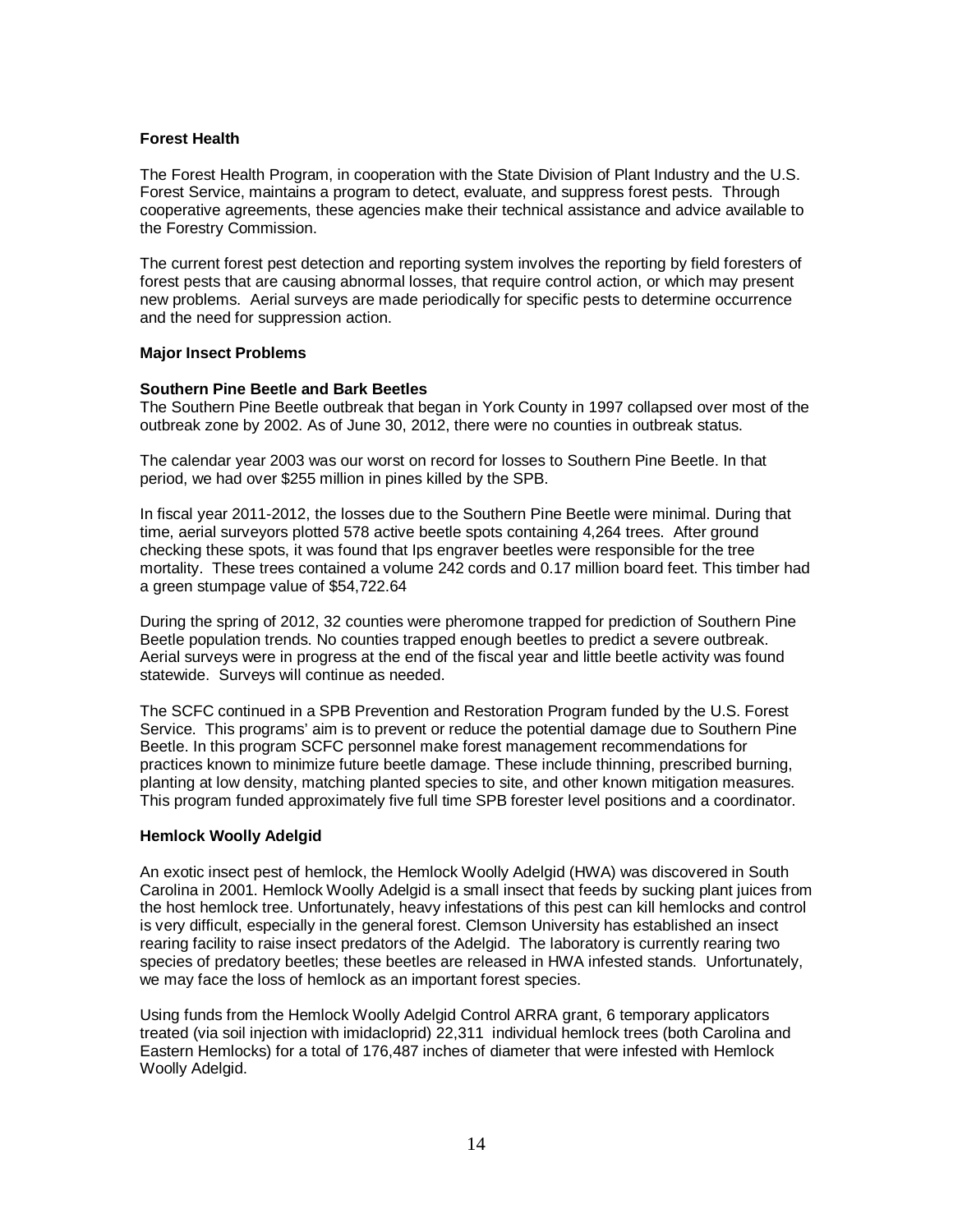## Forest Health

The Forest Health Program, in cooperation with the State Division of Plant Industry and the U.S. Forest Service, maintains a program to detect, evaluate, and suppress forest pests. Through cooperative agreements, these agencies make their technical assistance and advice available to the Forestry Commission.

The current forest pest detection and reporting system involves the reporting by field foresters of forest pests that are causing abnormal losses, that require control action, or which may present new problems. Aerial surveys are made periodically for specific pests to determine occurrence and the need for suppression action.

### Major Insect Problems

#### Southern Pine Beetle and Bark Beetles

The Southern Pine Beetle outbreak that began in York County in 1997 collapsed over most of the outbreak zone by 2002. As of June 30, 2012, there were no counties in outbreak status.

The calendar year 2003 was our worst on record for losses to Southern Pine Beetle. In that period, we had over $255 million in pines killed by the SPB.

In fiscal year 2011-2012, the losses due to the Southern Pine Beetle were minimal. During that time, aerial surveyors plotted 578 active beetle spots containing 4,264 trees. After ground checking these spots, it was found that Ips engraver beetles were responsible for the tree mortality. These trees contained a volume 242 cords and 0.17 million board feet. This timber had a green stumpage value of $54,722.64

During the spring of 2012, 32 counties were pheromone trapped for prediction of Southern Pine Beetle population trends. No counties trapped enough beetles to predict a severe outbreak. Aerial surveys were in progress at the end of the fiscal year and little beetle activity was found statewide. Surveys will continue as needed.

The SCFC continued in a SPB Prevention and Restoration Program funded by the U.S. Forest Service. This programs' aim is to prevent or reduce the potential damage due to Southern Pine Beetle. In this program SCFC personnel make forest management recommendations for practices known to minimize future beetle damage. These include thinning, prescribed burning, planting at low density, matching planted species to site, and other known mitigation measures. This program funded approximately five full time SPB forester level positions and a coordinator.

#### Hemlock Woolly Adelgid

An exotic insect pest of hemlock, the Hemlock Woolly Adelgid (HWA) was discovered in South Carolina in 2001. Hemlock Woolly Adelgid is a small insect that feeds by sucking plant juices from the host hemlock tree. Unfortunately, heavy infestations of this pest can kill hemlocks and control is very difficult, especially in the general forest. Clemson University has established an insect rearing facility to raise insect predators of the Adelgid. The laboratory is currently rearing two species of predatory beetles; these beetles are released in HWA infested stands. Unfortunately, we may face the loss of hemlock as an important forest species.

Using funds from the Hemlock Woolly Adelgid Control ARRA grant, 6 temporary applicators treated (via soil injection with imidacloprid) 22,311 individual hemlock trees (both Carolina and Eastern Hemlocks) for a total of 176,487 inches of diameter that were infested with Hemlock Woolly Adelgid.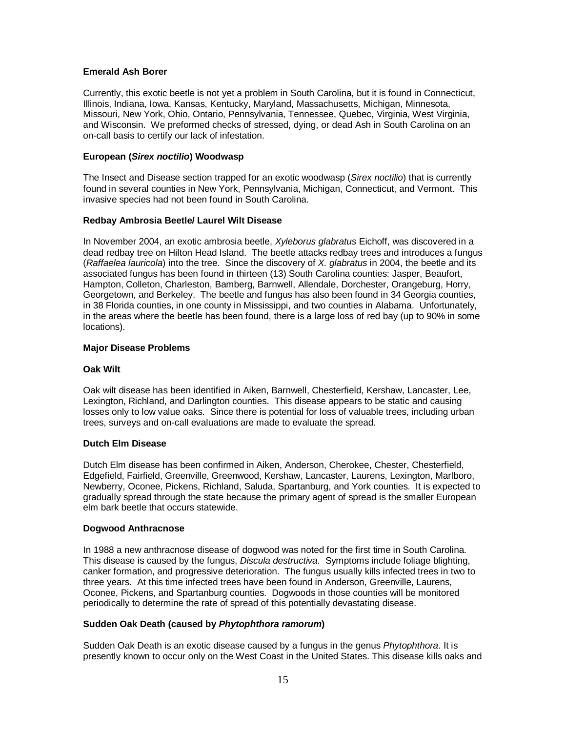**Emerald Ash Borer**

Currently, this exotic beetle is not yet a problem in South Carolina, but it is found in Connecticut, Illinois, Indiana, Iowa, Kansas, Kentucky, Maryland, Massachusetts, Michigan, Minnesota, Missouri, New York, Ohio, Ontario, Pennsylvania, Tennessee, Quebec, Virginia, West Virginia, and Wisconsin. We preformed checks of stressed, dying, or dead Ash in South Carolina on an on-call basis to certify our lack of infestation.

**European (*Sirex noctilio*) Woodwasp**

The Insect and Disease section trapped for an exotic woodwasp (*Sirex noctilio*) that is currently found in several counties in New York, Pennsylvania, Michigan, Connecticut, and Vermont. This invasive species had not been found in South Carolina.

**Redbay Ambrosia Beetle/ Laurel Wilt Disease**

In November 2004, an exotic ambrosia beetle, *Xyleborus glabratus* Eichoff, was discovered in a dead redbay tree on Hilton Head Island. The beetle attacks redbay trees and introduces a fungus (*Raffaelea lauricola*) into the tree. Since the discovery of *X. glabratus* in 2004, the beetle and its associated fungus has been found in thirteen (13) South Carolina counties: Jasper, Beaufort, Hampton, Colleton, Charleston, Bamberg, Barnwell, Allendale, Dorchester, Orangeburg, Horry, Georgetown, and Berkeley. The beetle and fungus has also been found in 34 Georgia counties, in 38 Florida counties, in one county in Mississippi, and two counties in Alabama. Unfortunately, in the areas where the beetle has been found, there is a large loss of red bay (up to 90% in some locations).

**Major Disease Problems**

**Oak Wilt**

Oak wilt disease has been identified in Aiken, Barnwell, Chesterfield, Kershaw, Lancaster, Lee, Lexington, Richland, and Darlington counties. This disease appears to be static and causing losses only to low value oaks. Since there is potential for loss of valuable trees, including urban trees, surveys and on-call evaluations are made to evaluate the spread.

**Dutch Elm Disease**

Dutch Elm disease has been confirmed in Aiken, Anderson, Cherokee, Chester, Chesterfield, Edgefield, Fairfield, Greenville, Greenwood, Kershaw, Lancaster, Laurens, Lexington, Marlboro, Newberry, Oconee, Pickens, Richland, Saluda, Spartanburg, and York counties. It is expected to gradually spread through the state because the primary agent of spread is the smaller European elm bark beetle that occurs statewide.

**Dogwood Anthracnose**

In 1988 a new anthracnose disease of dogwood was noted for the first time in South Carolina. This disease is caused by the fungus, *Discula destructiva*. Symptoms include foliage blighting, canker formation, and progressive deterioration. The fungus usually kills infected trees in two to three years. At this time infected trees have been found in Anderson, Greenville, Laurens, Oconee, Pickens, and Spartanburg counties. Dogwoods in those counties will be monitored periodically to determine the rate of spread of this potentially devastating disease.

**Sudden Oak Death (caused by *Phytophthora ramorum*)**

Sudden Oak Death is an exotic disease caused by a fungus in the genus *Phytophthora*. It is presently known to occur only on the West Coast in the United States. This disease kills oaks and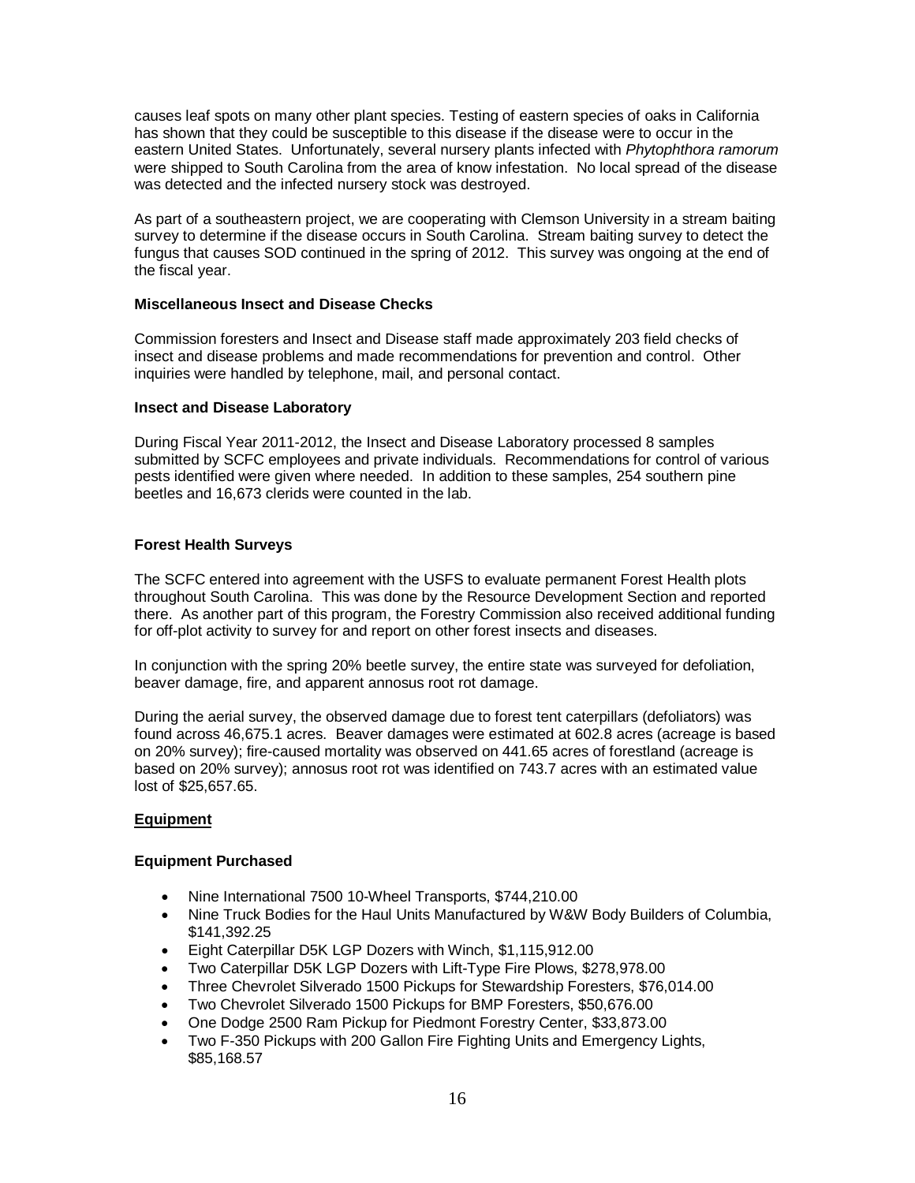causes leaf spots on many other plant species. Testing of eastern species of oaks in California has shown that they could be susceptible to this disease if the disease were to occur in the eastern United States. Unfortunately, several nursery plants infected with *Phytophthora ramorum* were shipped to South Carolina from the area of know infestation. No local spread of the disease was detected and the infected nursery stock was destroyed.

As part of a southeastern project, we are cooperating with Clemson University in a stream baiting survey to determine if the disease occurs in South Carolina. Stream baiting survey to detect the fungus that causes SOD continued in the spring of 2012. This survey was ongoing at the end of the fiscal year.

**Miscellaneous Insect and Disease Checks**

Commission foresters and Insect and Disease staff made approximately 203 field checks of insect and disease problems and made recommendations for prevention and control. Other inquiries were handled by telephone, mail, and personal contact.

**Insect and Disease Laboratory**

During Fiscal Year 2011-2012, the Insect and Disease Laboratory processed 8 samples submitted by SCFC employees and private individuals. Recommendations for control of various pests identified were given where needed. In addition to these samples, 254 southern pine beetles and 16,673 clerids were counted in the lab.

**Forest Health Surveys**

The SCFC entered into agreement with the USFS to evaluate permanent Forest Health plots throughout South Carolina. This was done by the Resource Development Section and reported there. As another part of this program, the Forestry Commission also received additional funding for off-plot activity to survey for and report on other forest insects and diseases.

In conjunction with the spring 20% beetle survey, the entire state was surveyed for defoliation, beaver damage, fire, and apparent annosus root rot damage.

During the aerial survey, the observed damage due to forest tent caterpillars (defoliators) was found across 46,675.1 acres. Beaver damages were estimated at 602.8 acres (acreage is based on 20% survey); fire-caused mortality was observed on 441.65 acres of forestland (acreage is based on 20% survey); annosus root rot was identified on 743.7 acres with an estimated value lost of $25,657.65.

## Equipment

**Equipment Purchased**

- Nine International 7500 10-Wheel Transports, $744,210.00
- Nine Truck Bodies for the Haul Units Manufactured by W&W Body Builders of Columbia, $141,392.25
- Eight Caterpillar D5K LGP Dozers with Winch, $1,115,912.00
- Two Caterpillar D5K LGP Dozers with Lift-Type Fire Plows, $278,978.00
- Three Chevrolet Silverado 1500 Pickups for Stewardship Foresters, $76,014.00
- Two Chevrolet Silverado 1500 Pickups for BMP Foresters, $50,676.00
- One Dodge 2500 Ram Pickup for Piedmont Forestry Center, $33,873.00
- Two F-350 Pickups with 200 Gallon Fire Fighting Units and Emergency Lights, $85,168.57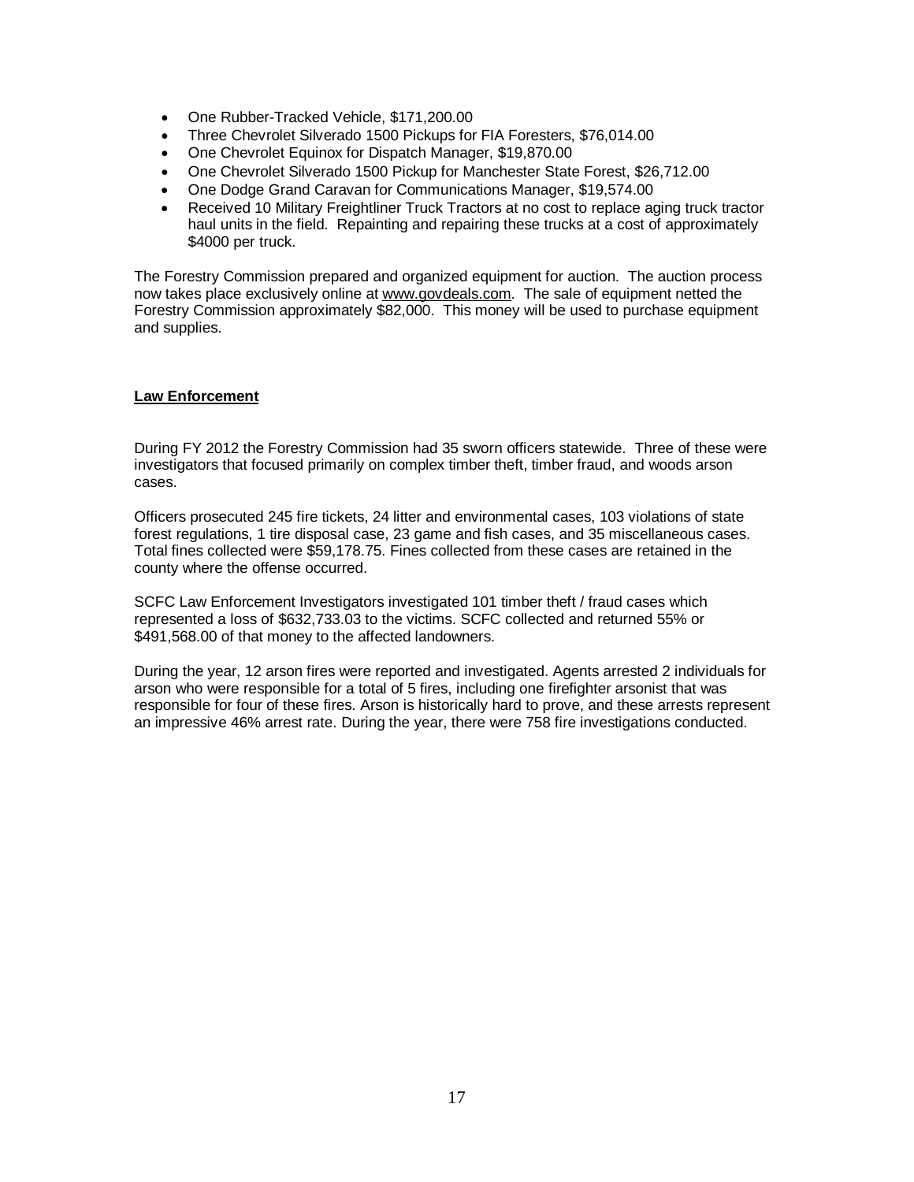- One Rubber-Tracked Vehicle, $171,200.00
- Three Chevrolet Silverado 1500 Pickups for FIA Foresters, $76,014.00
- One Chevrolet Equinox for Dispatch Manager, $19,870.00
- One Chevrolet Silverado 1500 Pickup for Manchester State Forest, $26,712.00
- One Dodge Grand Caravan for Communications Manager, $19,574.00
- Received 10 Military Freightliner Truck Tractors at no cost to replace aging truck tractor haul units in the field. Repainting and repairing these trucks at a cost of approximately $4000 per truck.

The Forestry Commission prepared and organized equipment for auction. The auction process now takes place exclusively online at www.govdeals.com. The sale of equipment netted the Forestry Commission approximately $82,000. This money will be used to purchase equipment and supplies.

## Law Enforcement

During FY 2012 the Forestry Commission had 35 sworn officers statewide. Three of these were investigators that focused primarily on complex timber theft, timber fraud, and woods arson cases.

Officers prosecuted 245 fire tickets, 24 litter and environmental cases, 103 violations of state forest regulations, 1 tire disposal case, 23 game and fish cases, and 35 miscellaneous cases. Total fines collected were $59,178.75. Fines collected from these cases are retained in the county where the offense occurred.

SCFC Law Enforcement Investigators investigated 101 timber theft / fraud cases which represented a loss of $632,733.03 to the victims. SCFC collected and returned 55% or $491,568.00 of that money to the affected landowners.

During the year, 12 arson fires were reported and investigated. Agents arrested 2 individuals for arson who were responsible for a total of 5 fires, including one firefighter arsonist that was responsible for four of these fires. Arson is historically hard to prove, and these arrests represent an impressive 46% arrest rate. During the year, there were 758 fire investigations conducted.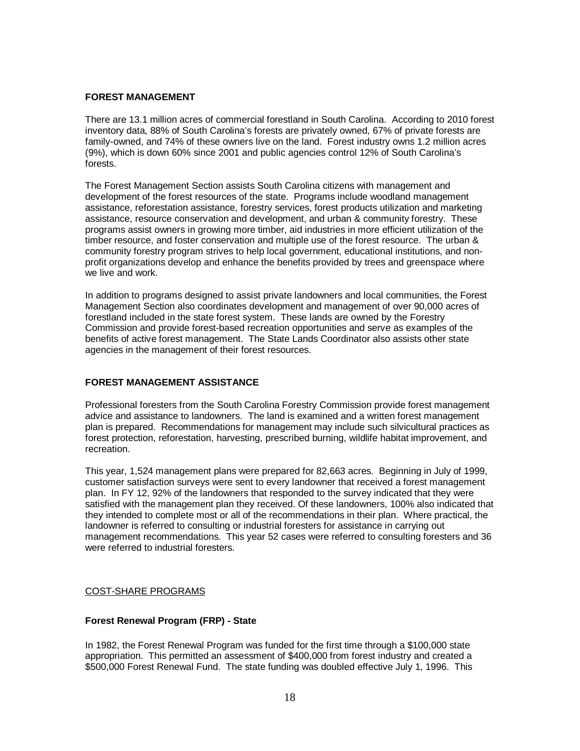## FOREST MANAGEMENT

There are 13.1 million acres of commercial forestland in South Carolina. According to 2010 forest inventory data, 88% of South Carolina's forests are privately owned, 67% of private forests are family-owned, and 74% of these owners live on the land. Forest industry owns 1.2 million acres (9%), which is down 60% since 2001 and public agencies control 12% of South Carolina's forests.

The Forest Management Section assists South Carolina citizens with management and development of the forest resources of the state. Programs include woodland management assistance, reforestation assistance, forestry services, forest products utilization and marketing assistance, resource conservation and development, and urban & community forestry. These programs assist owners in growing more timber, aid industries in more efficient utilization of the timber resource, and foster conservation and multiple use of the forest resource. The urban & community forestry program strives to help local government, educational institutions, and non-profit organizations develop and enhance the benefits provided by trees and greenspace where we live and work.

In addition to programs designed to assist private landowners and local communities, the Forest Management Section also coordinates development and management of over 90,000 acres of forestland included in the state forest system. These lands are owned by the Forestry Commission and provide forest-based recreation opportunities and serve as examples of the benefits of active forest management. The State Lands Coordinator also assists other state agencies in the management of their forest resources.

## FOREST MANAGEMENT ASSISTANCE

Professional foresters from the South Carolina Forestry Commission provide forest management advice and assistance to landowners. The land is examined and a written forest management plan is prepared. Recommendations for management may include such silvicultural practices as forest protection, reforestation, harvesting, prescribed burning, wildlife habitat improvement, and recreation.

This year, 1,524 management plans were prepared for 82,663 acres. Beginning in July of 1999, customer satisfaction surveys were sent to every landowner that received a forest management plan. In FY 12, 92% of the landowners that responded to the survey indicated that they were satisfied with the management plan they received. Of these landowners, 100% also indicated that they intended to complete most or all of the recommendations in their plan. Where practical, the landowner is referred to consulting or industrial foresters for assistance in carrying out management recommendations. This year 52 cases were referred to consulting foresters and 36 were referred to industrial foresters.

### COST-SHARE PROGRAMS

### Forest Renewal Program (FRP) - State

In 1982, the Forest Renewal Program was funded for the first time through a $100,000 state appropriation. This permitted an assessment of $400,000 from forest industry and created a $500,000 Forest Renewal Fund. The state funding was doubled effective July 1, 1996. This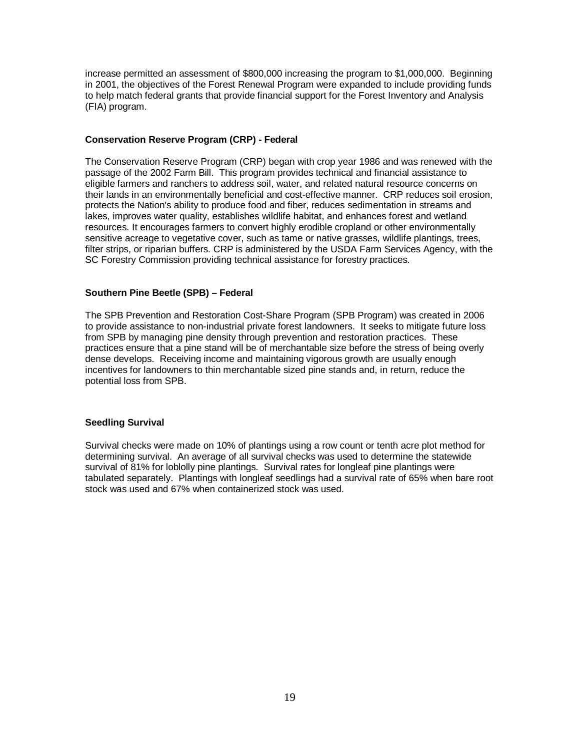increase permitted an assessment of $800,000 increasing the program to $1,000,000. Beginning in 2001, the objectives of the Forest Renewal Program were expanded to include providing funds to help match federal grants that provide financial support for the Forest Inventory and Analysis (FIA) program.

**Conservation Reserve Program (CRP) - Federal**

The Conservation Reserve Program (CRP) began with crop year 1986 and was renewed with the passage of the 2002 Farm Bill. This program provides technical and financial assistance to eligible farmers and ranchers to address soil, water, and related natural resource concerns on their lands in an environmentally beneficial and cost-effective manner. CRP reduces soil erosion, protects the Nation's ability to produce food and fiber, reduces sedimentation in streams and lakes, improves water quality, establishes wildlife habitat, and enhances forest and wetland resources. It encourages farmers to convert highly erodible cropland or other environmentally sensitive acreage to vegetative cover, such as tame or native grasses, wildlife plantings, trees, filter strips, or riparian buffers. CRP is administered by the USDA Farm Services Agency, with the SC Forestry Commission providing technical assistance for forestry practices.

**Southern Pine Beetle (SPB) – Federal**

The SPB Prevention and Restoration Cost-Share Program (SPB Program) was created in 2006 to provide assistance to non-industrial private forest landowners. It seeks to mitigate future loss from SPB by managing pine density through prevention and restoration practices. These practices ensure that a pine stand will be of merchantable size before the stress of being overly dense develops. Receiving income and maintaining vigorous growth are usually enough incentives for landowners to thin merchantable sized pine stands and, in return, reduce the potential loss from SPB.

**Seedling Survival**

Survival checks were made on 10% of plantings using a row count or tenth acre plot method for determining survival. An average of all survival checks was used to determine the statewide survival of 81% for loblolly pine plantings. Survival rates for longleaf pine plantings were tabulated separately. Plantings with longleaf seedlings had a survival rate of 65% when bare root stock was used and 67% when containerized stock was used.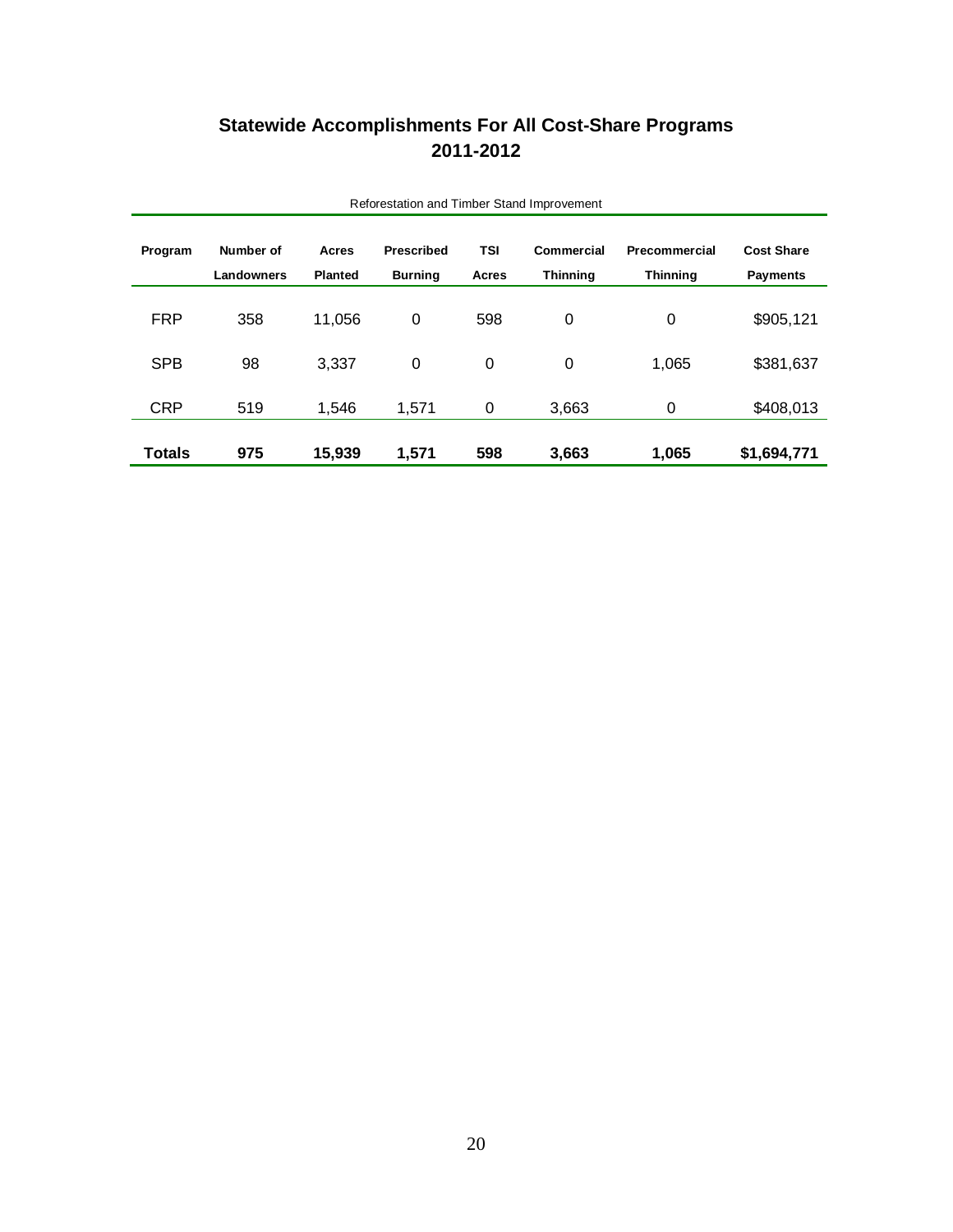# Statewide Accomplishments For All Cost-Share Programs 2011-2012

Reforestation and Timber Stand Improvement

| Program | Number of Landowners | Acres Planted | Prescribed Burning | TSI Acres | Commercial Thinning | Precommercial Thinning | Cost Share Payments |
|---|---|---|---|---|---|---|---|
| FRP | 358 | 11,056 | 0 | 598 | 0 | 0 | $905,121 |
| SPB | 98 | 3,337 | 0 | 0 | 0 | 1,065 | $381,637 |
| CRP | 519 | 1,546 | 1,571 | 0 | 3,663 | 0 | $408,013 |
| **Totals** | **975** | **15,939** | **1,571** | **598** | **3,663** | **1,065** | **$1,694,771** |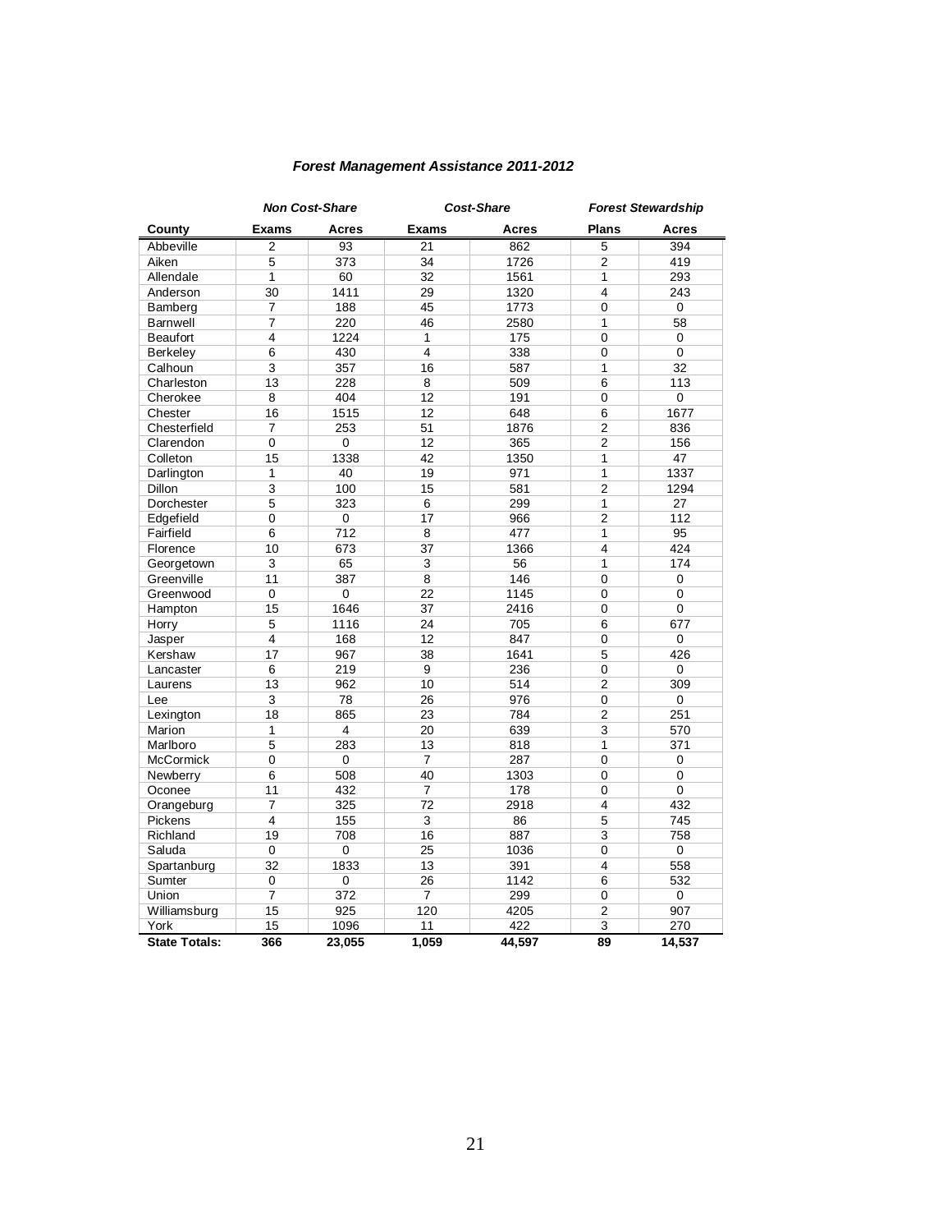### *Forest Management Assistance 2011-2012*

| | *Non Cost-Share* | | *Cost-Share* | | *Forest Stewardship* | |
|---|---|---|---|---|---|---|
| **County** | **Exams** | **Acres** | **Exams** | **Acres** | **Plans** | **Acres** |
| Abbeville | 2 | 93 | 21 | 862 | 5 | 394 |
| Aiken | 5 | 373 | 34 | 1726 | 2 | 419 |
| Allendale | 1 | 60 | 32 | 1561 | 1 | 293 |
| Anderson | 30 | 1411 | 29 | 1320 | 4 | 243 |
| Bamberg | 7 | 188 | 45 | 1773 | 0 | 0 |
| Barnwell | 7 | 220 | 46 | 2580 | 1 | 58 |
| Beaufort | 4 | 1224 | 1 | 175 | 0 | 0 |
| Berkeley | 6 | 430 | 4 | 338 | 0 | 0 |
| Calhoun | 3 | 357 | 16 | 587 | 1 | 32 |
| Charleston | 13 | 228 | 8 | 509 | 6 | 113 |
| Cherokee | 8 | 404 | 12 | 191 | 0 | 0 |
| Chester | 16 | 1515 | 12 | 648 | 6 | 1677 |
| Chesterfield | 7 | 253 | 51 | 1876 | 2 | 836 |
| Clarendon | 0 | 0 | 12 | 365 | 2 | 156 |
| Colleton | 15 | 1338 | 42 | 1350 | 1 | 47 |
| Darlington | 1 | 40 | 19 | 971 | 1 | 1337 |
| Dillon | 3 | 100 | 15 | 581 | 2 | 1294 |
| Dorchester | 5 | 323 | 6 | 299 | 1 | 27 |
| Edgefield | 0 | 0 | 17 | 966 | 2 | 112 |
| Fairfield | 6 | 712 | 8 | 477 | 1 | 95 |
| Florence | 10 | 673 | 37 | 1366 | 4 | 424 |
| Georgetown | 3 | 65 | 3 | 56 | 1 | 174 |
| Greenville | 11 | 387 | 8 | 146 | 0 | 0 |
| Greenwood | 0 | 0 | 22 | 1145 | 0 | 0 |
| Hampton | 15 | 1646 | 37 | 2416 | 0 | 0 |
| Horry | 5 | 1116 | 24 | 705 | 6 | 677 |
| Jasper | 4 | 168 | 12 | 847 | 0 | 0 |
| Kershaw | 17 | 967 | 38 | 1641 | 5 | 426 |
| Lancaster | 6 | 219 | 9 | 236 | 0 | 0 |
| Laurens | 13 | 962 | 10 | 514 | 2 | 309 |
| Lee | 3 | 78 | 26 | 976 | 0 | 0 |
| Lexington | 18 | 865 | 23 | 784 | 2 | 251 |
| Marion | 1 | 4 | 20 | 639 | 3 | 570 |
| Marlboro | 5 | 283 | 13 | 818 | 1 | 371 |
| McCormick | 0 | 0 | 7 | 287 | 0 | 0 |
| Newberry | 6 | 508 | 40 | 1303 | 0 | 0 |
| Oconee | 11 | 432 | 7 | 178 | 0 | 0 |
| Orangeburg | 7 | 325 | 72 | 2918 | 4 | 432 |
| Pickens | 4 | 155 | 3 | 86 | 5 | 745 |
| Richland | 19 | 708 | 16 | 887 | 3 | 758 |
| Saluda | 0 | 0 | 25 | 1036 | 0 | 0 |
| Spartanburg | 32 | 1833 | 13 | 391 | 4 | 558 |
| Sumter | 0 | 0 | 26 | 1142 | 6 | 532 |
| Union | 7 | 372 | 7 | 299 | 0 | 0 |
| Williamsburg | 15 | 925 | 120 | 4205 | 2 | 907 |
| York | 15 | 1096 | 11 | 422 | 3 | 270 |
| **State Totals:** | **366** | **23,055** | **1,059** | **44,597** | **89** | **14,537** |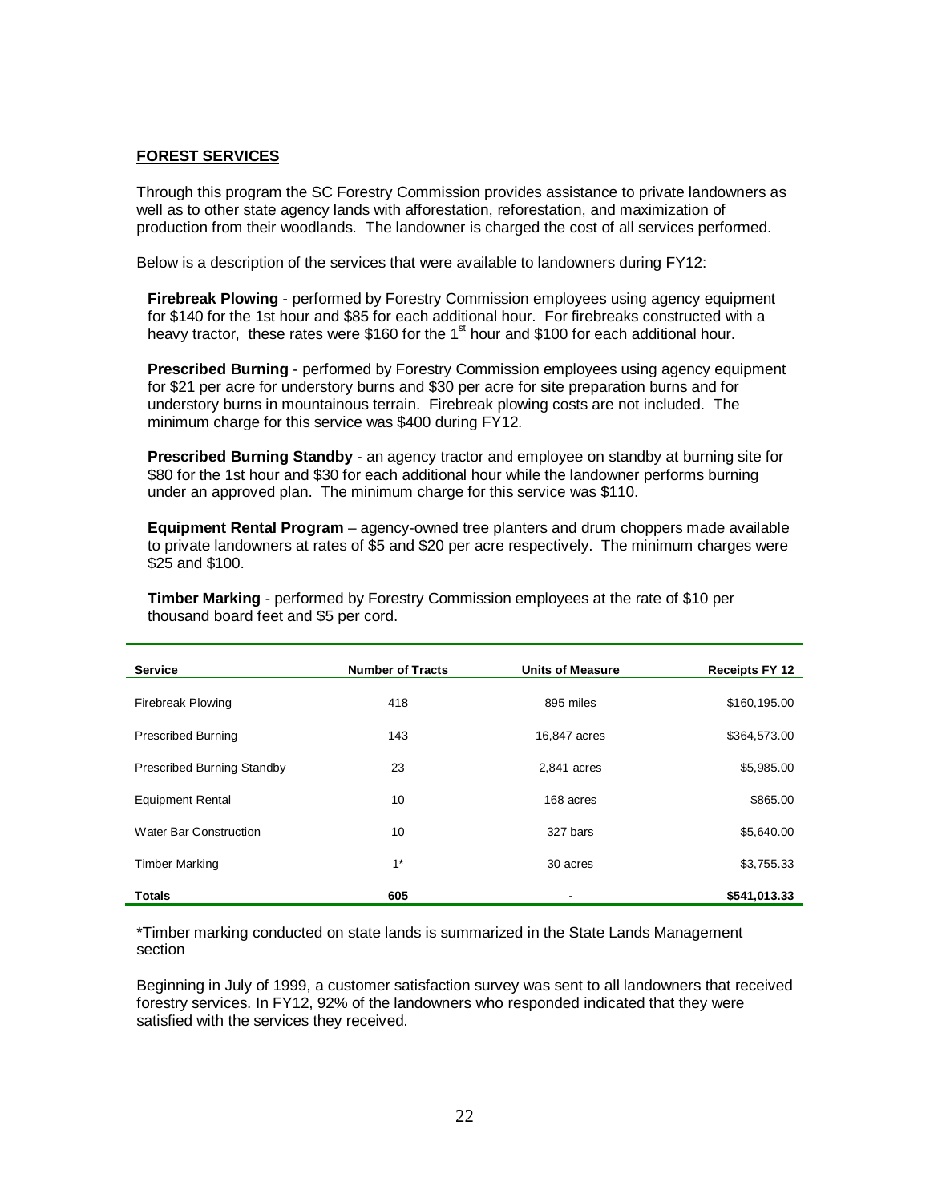## FOREST SERVICES

Through this program the SC Forestry Commission provides assistance to private landowners as well as to other state agency lands with afforestation, reforestation, and maximization of production from their woodlands. The landowner is charged the cost of all services performed.

Below is a description of the services that were available to landowners during FY12:

**Firebreak Plowing** - performed by Forestry Commission employees using agency equipment for $140 for the 1st hour and $85 for each additional hour. For firebreaks constructed with a heavy tractor, these rates were $160 for the 1st hour and $100 for each additional hour.

**Prescribed Burning** - performed by Forestry Commission employees using agency equipment for $21 per acre for understory burns and $30 per acre for site preparation burns and for understory burns in mountainous terrain. Firebreak plowing costs are not included. The minimum charge for this service was $400 during FY12.

**Prescribed Burning Standby** - an agency tractor and employee on standby at burning site for $80 for the 1st hour and $30 for each additional hour while the landowner performs burning under an approved plan. The minimum charge for this service was $110.

**Equipment Rental Program** – agency-owned tree planters and drum choppers made available to private landowners at rates of $5 and $20 per acre respectively. The minimum charges were $25 and $100.

**Timber Marking** - performed by Forestry Commission employees at the rate of $10 per thousand board feet and $5 per cord.

| Service | Number of Tracts | Units of Measure | Receipts FY 12 |
|---|---|---|---|
| Firebreak Plowing | 418 | 895 miles | $160,195.00 |
| Prescribed Burning | 143 | 16,847 acres | $364,573.00 |
| Prescribed Burning Standby | 23 | 2,841 acres | $5,985.00 |
| Equipment Rental | 10 | 168 acres | $865.00 |
| Water Bar Construction | 10 | 327 bars | $5,640.00 |
| Timber Marking | 1* | 30 acres | $3,755.33 |
| **Totals** | **605** | **-** | **$541,013.33** |

*Timber marking conducted on state lands is summarized in the State Lands Management section

Beginning in July of 1999, a customer satisfaction survey was sent to all landowners that received forestry services. In FY12, 92% of the landowners who responded indicated that they were satisfied with the services they received.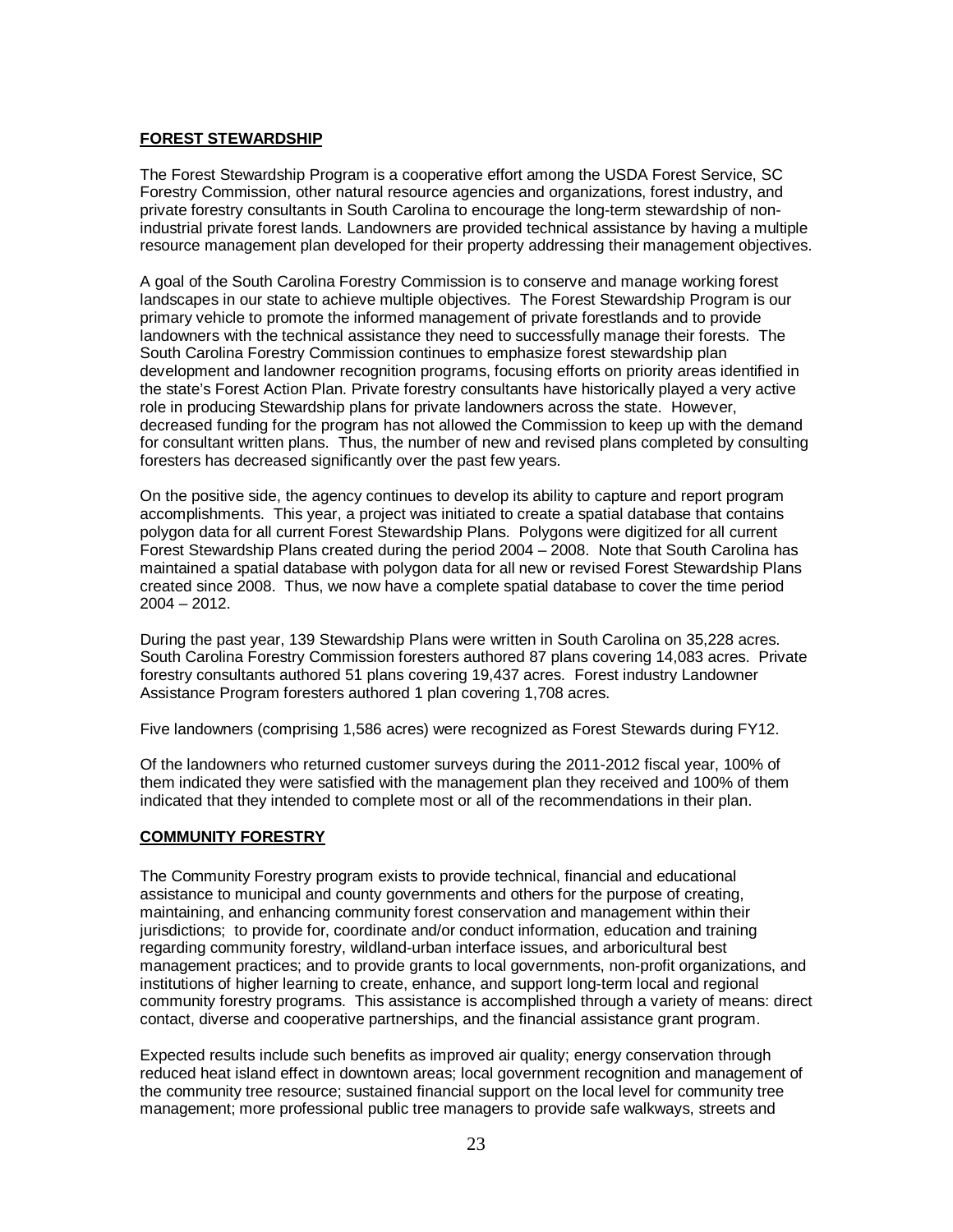## FOREST STEWARDSHIP

The Forest Stewardship Program is a cooperative effort among the USDA Forest Service, SC Forestry Commission, other natural resource agencies and organizations, forest industry, and private forestry consultants in South Carolina to encourage the long-term stewardship of non-industrial private forest lands. Landowners are provided technical assistance by having a multiple resource management plan developed for their property addressing their management objectives.

A goal of the South Carolina Forestry Commission is to conserve and manage working forest landscapes in our state to achieve multiple objectives. The Forest Stewardship Program is our primary vehicle to promote the informed management of private forestlands and to provide landowners with the technical assistance they need to successfully manage their forests. The South Carolina Forestry Commission continues to emphasize forest stewardship plan development and landowner recognition programs, focusing efforts on priority areas identified in the state's Forest Action Plan. Private forestry consultants have historically played a very active role in producing Stewardship plans for private landowners across the state. However, decreased funding for the program has not allowed the Commission to keep up with the demand for consultant written plans. Thus, the number of new and revised plans completed by consulting foresters has decreased significantly over the past few years.

On the positive side, the agency continues to develop its ability to capture and report program accomplishments. This year, a project was initiated to create a spatial database that contains polygon data for all current Forest Stewardship Plans. Polygons were digitized for all current Forest Stewardship Plans created during the period 2004 – 2008. Note that South Carolina has maintained a spatial database with polygon data for all new or revised Forest Stewardship Plans created since 2008. Thus, we now have a complete spatial database to cover the time period 2004 – 2012.

During the past year, 139 Stewardship Plans were written in South Carolina on 35,228 acres. South Carolina Forestry Commission foresters authored 87 plans covering 14,083 acres. Private forestry consultants authored 51 plans covering 19,437 acres. Forest industry Landowner Assistance Program foresters authored 1 plan covering 1,708 acres.

Five landowners (comprising 1,586 acres) were recognized as Forest Stewards during FY12.

Of the landowners who returned customer surveys during the 2011-2012 fiscal year, 100% of them indicated they were satisfied with the management plan they received and 100% of them indicated that they intended to complete most or all of the recommendations in their plan.

## COMMUNITY FORESTRY

The Community Forestry program exists to provide technical, financial and educational assistance to municipal and county governments and others for the purpose of creating, maintaining, and enhancing community forest conservation and management within their jurisdictions; to provide for, coordinate and/or conduct information, education and training regarding community forestry, wildland-urban interface issues, and arboricultural best management practices; and to provide grants to local governments, non-profit organizations, and institutions of higher learning to create, enhance, and support long-term local and regional community forestry programs. This assistance is accomplished through a variety of means: direct contact, diverse and cooperative partnerships, and the financial assistance grant program.

Expected results include such benefits as improved air quality; energy conservation through reduced heat island effect in downtown areas; local government recognition and management of the community tree resource; sustained financial support on the local level for community tree management; more professional public tree managers to provide safe walkways, streets and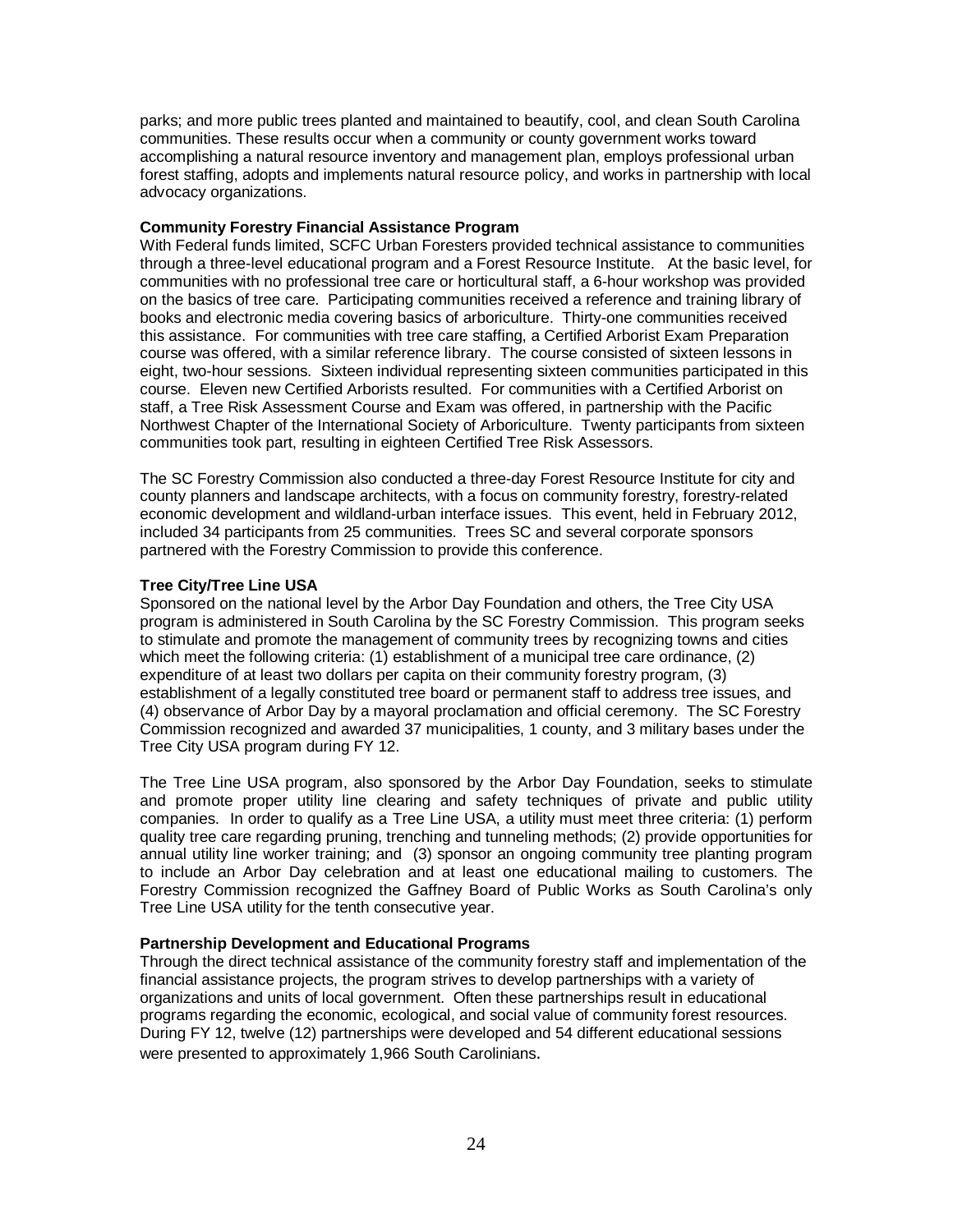parks; and more public trees planted and maintained to beautify, cool, and clean South Carolina communities. These results occur when a community or county government works toward accomplishing a natural resource inventory and management plan, employs professional urban forest staffing, adopts and implements natural resource policy, and works in partnership with local advocacy organizations.

**Community Forestry Financial Assistance Program**

With Federal funds limited, SCFC Urban Foresters provided technical assistance to communities through a three-level educational program and a Forest Resource Institute. At the basic level, for communities with no professional tree care or horticultural staff, a 6-hour workshop was provided on the basics of tree care. Participating communities received a reference and training library of books and electronic media covering basics of arboriculture. Thirty-one communities received this assistance. For communities with tree care staffing, a Certified Arborist Exam Preparation course was offered, with a similar reference library. The course consisted of sixteen lessons in eight, two-hour sessions. Sixteen individual representing sixteen communities participated in this course. Eleven new Certified Arborists resulted. For communities with a Certified Arborist on staff, a Tree Risk Assessment Course and Exam was offered, in partnership with the Pacific Northwest Chapter of the International Society of Arboriculture. Twenty participants from sixteen communities took part, resulting in eighteen Certified Tree Risk Assessors.

The SC Forestry Commission also conducted a three-day Forest Resource Institute for city and county planners and landscape architects, with a focus on community forestry, forestry-related economic development and wildland-urban interface issues. This event, held in February 2012, included 34 participants from 25 communities. Trees SC and several corporate sponsors partnered with the Forestry Commission to provide this conference.

**Tree City/Tree Line USA**

Sponsored on the national level by the Arbor Day Foundation and others, the Tree City USA program is administered in South Carolina by the SC Forestry Commission. This program seeks to stimulate and promote the management of community trees by recognizing towns and cities which meet the following criteria: (1) establishment of a municipal tree care ordinance, (2) expenditure of at least two dollars per capita on their community forestry program, (3) establishment of a legally constituted tree board or permanent staff to address tree issues, and (4) observance of Arbor Day by a mayoral proclamation and official ceremony. The SC Forestry Commission recognized and awarded 37 municipalities, 1 county, and 3 military bases under the Tree City USA program during FY 12.

The Tree Line USA program, also sponsored by the Arbor Day Foundation, seeks to stimulate and promote proper utility line clearing and safety techniques of private and public utility companies. In order to qualify as a Tree Line USA, a utility must meet three criteria: (1) perform quality tree care regarding pruning, trenching and tunneling methods; (2) provide opportunities for annual utility line worker training; and (3) sponsor an ongoing community tree planting program to include an Arbor Day celebration and at least one educational mailing to customers. The Forestry Commission recognized the Gaffney Board of Public Works as South Carolina's only Tree Line USA utility for the tenth consecutive year.

**Partnership Development and Educational Programs**

Through the direct technical assistance of the community forestry staff and implementation of the financial assistance projects, the program strives to develop partnerships with a variety of organizations and units of local government. Often these partnerships result in educational programs regarding the economic, ecological, and social value of community forest resources. During FY 12, twelve (12) partnerships were developed and 54 different educational sessions were presented to approximately 1,966 South Carolinians.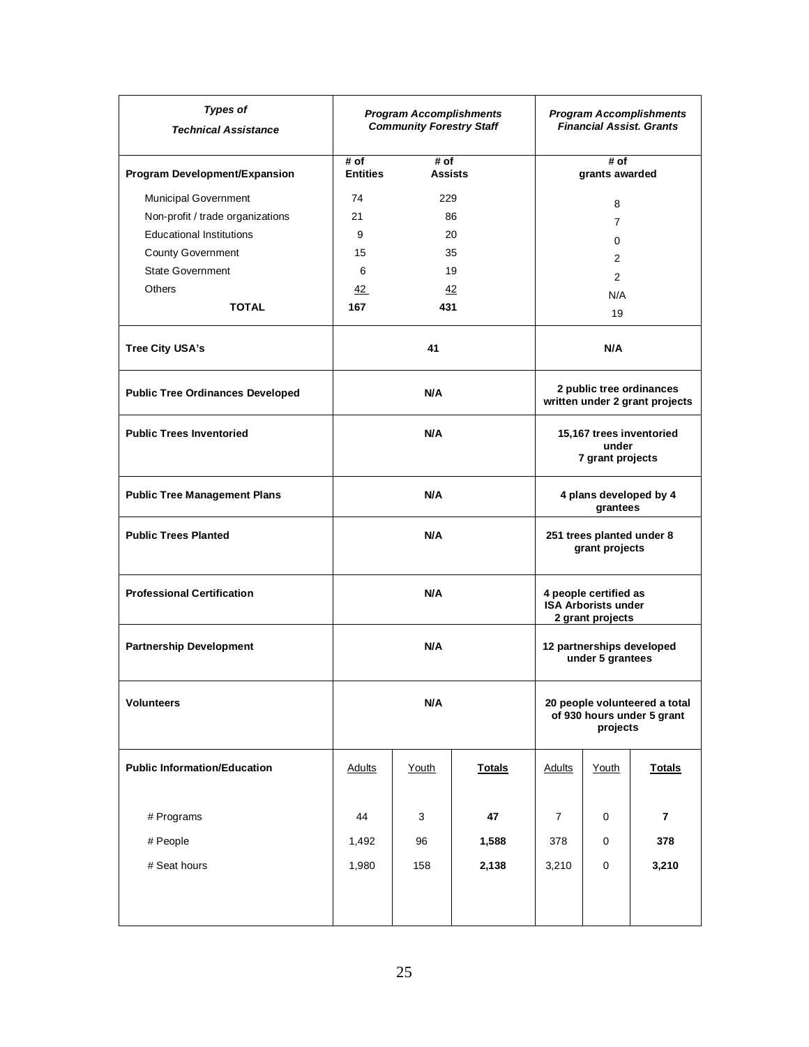| *Types of Technical Assistance* | *Program Accomplishments Community Forestry Staff* | | | *Program Accomplishments Financial Assist. Grants* | | |
|---|---|---|---|---|---|---|
| **Program Development/Expansion** | **# of Entities** | **# of Assists** | | **# of grants awarded** | | |
| Municipal Government | 74 | 229 | | 8 | | |
| Non-profit / trade organizations | 21 | 86 | | 7 | | |
| Educational Institutions | 9 | 20 | | 0 | | |
| County Government | 15 | 35 | | 2 | | |
| State Government | 6 | 19 | | 2 | | |
| Others | 42 | 42 | | N/A | | |
| **TOTAL** | **167** | **431** | | 19 | | |
| **Tree City USA's** | **41** | | | **N/A** | | |
| **Public Tree Ordinances Developed** | **N/A** | | | **2 public tree ordinances written under 2 grant projects** | | |
| **Public Trees Inventoried** | **N/A** | | | **15,167 trees inventoried under 7 grant projects** | | |
| **Public Tree Management Plans** | **N/A** | | | **4 plans developed by 4 grantees** | | |
| **Public Trees Planted** | **N/A** | | | **251 trees planted under 8 grant projects** | | |
| **Professional Certification** | **N/A** | | | **4 people certified as ISA Arborists under 2 grant projects** | | |
| **Partnership Development** | **N/A** | | | **12 partnerships developed under 5 grantees** | | |
| **Volunteers** | **N/A** | | | **20 people volunteered a total of 930 hours under 5 grant projects** | | |
| **Public Information/Education** | Adults | Youth | **Totals** | Adults | Youth | **Totals** |
| # Programs | 44 | 3 | **47** | 7 | 0 | **7** |
| # People | 1,492 | 96 | **1,588** | 378 | 0 | **378** |
| # Seat hours | 1,980 | 158 | **2,138** | 3,210 | 0 | **3,210** |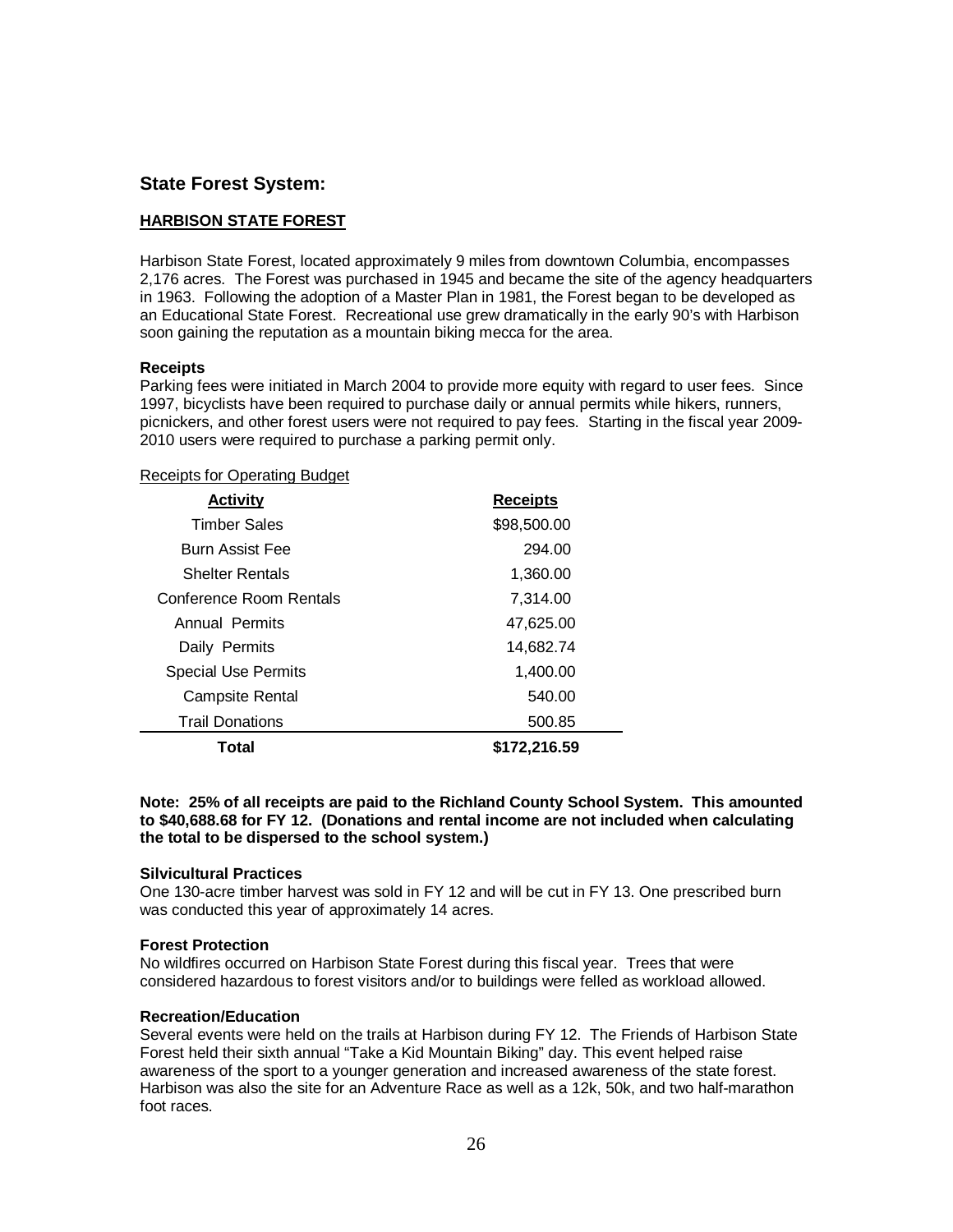## State Forest System:

### HARBISON STATE FOREST

Harbison State Forest, located approximately 9 miles from downtown Columbia, encompasses 2,176 acres. The Forest was purchased in 1945 and became the site of the agency headquarters in 1963. Following the adoption of a Master Plan in 1981, the Forest began to be developed as an Educational State Forest. Recreational use grew dramatically in the early 90's with Harbison soon gaining the reputation as a mountain biking mecca for the area.

**Receipts**

Parking fees were initiated in March 2004 to provide more equity with regard to user fees. Since 1997, bicyclists have been required to purchase daily or annual permits while hikers, runners, picnickers, and other forest users were not required to pay fees. Starting in the fiscal year 2009-2010 users were required to purchase a parking permit only.

Receipts for Operating Budget

| Activity | Receipts |
|---|---|
| Timber Sales | $98,500.00 |
| Burn Assist Fee | 294.00 |
| Shelter Rentals | 1,360.00 |
| Conference Room Rentals | 7,314.00 |
| Annual Permits | 47,625.00 |
| Daily Permits | 14,682.74 |
| Special Use Permits | 1,400.00 |
| Campsite Rental | 540.00 |
| Trail Donations | 500.85 |
| **Total** | **$172,216.59** |

**Note: 25% of all receipts are paid to the Richland County School System. This amounted to $40,688.68 for FY 12. (Donations and rental income are not included when calculating the total to be dispersed to the school system.)**

**Silvicultural Practices**

One 130-acre timber harvest was sold in FY 12 and will be cut in FY 13. One prescribed burn was conducted this year of approximately 14 acres.

**Forest Protection**

No wildfires occurred on Harbison State Forest during this fiscal year. Trees that were considered hazardous to forest visitors and/or to buildings were felled as workload allowed.

**Recreation/Education**

Several events were held on the trails at Harbison during FY 12. The Friends of Harbison State Forest held their sixth annual "Take a Kid Mountain Biking" day. This event helped raise awareness of the sport to a younger generation and increased awareness of the state forest. Harbison was also the site for an Adventure Race as well as a 12k, 50k, and two half-marathon foot races.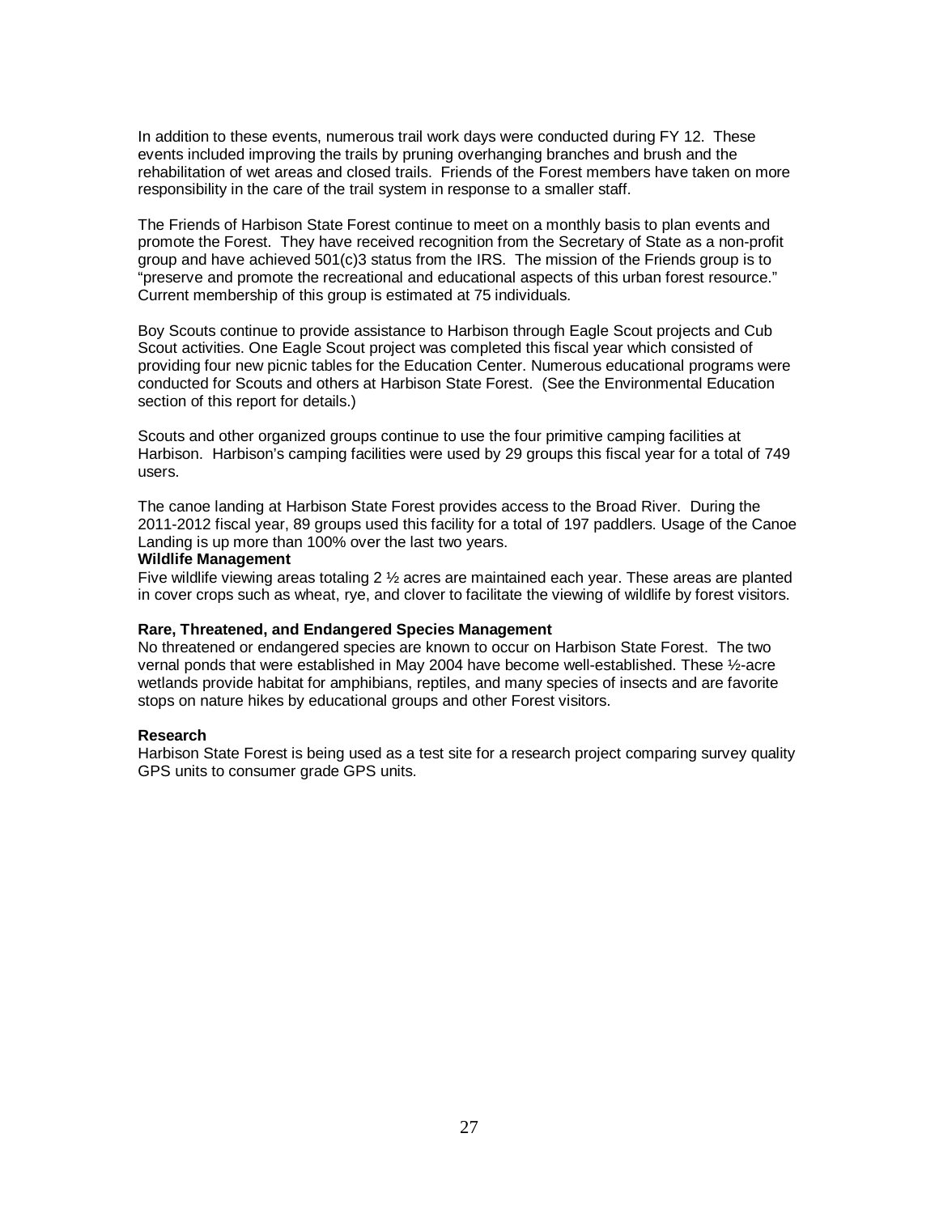In addition to these events, numerous trail work days were conducted during FY 12. These events included improving the trails by pruning overhanging branches and brush and the rehabilitation of wet areas and closed trails. Friends of the Forest members have taken on more responsibility in the care of the trail system in response to a smaller staff.

The Friends of Harbison State Forest continue to meet on a monthly basis to plan events and promote the Forest. They have received recognition from the Secretary of State as a non-profit group and have achieved 501(c)3 status from the IRS. The mission of the Friends group is to "preserve and promote the recreational and educational aspects of this urban forest resource." Current membership of this group is estimated at 75 individuals.

Boy Scouts continue to provide assistance to Harbison through Eagle Scout projects and Cub Scout activities. One Eagle Scout project was completed this fiscal year which consisted of providing four new picnic tables for the Education Center. Numerous educational programs were conducted for Scouts and others at Harbison State Forest. (See the Environmental Education section of this report for details.)

Scouts and other organized groups continue to use the four primitive camping facilities at Harbison. Harbison's camping facilities were used by 29 groups this fiscal year for a total of 749 users.

The canoe landing at Harbison State Forest provides access to the Broad River. During the 2011-2012 fiscal year, 89 groups used this facility for a total of 197 paddlers. Usage of the Canoe Landing is up more than 100% over the last two years.

**Wildlife Management**

Five wildlife viewing areas totaling 2 ½ acres are maintained each year. These areas are planted in cover crops such as wheat, rye, and clover to facilitate the viewing of wildlife by forest visitors.

**Rare, Threatened, and Endangered Species Management**

No threatened or endangered species are known to occur on Harbison State Forest. The two vernal ponds that were established in May 2004 have become well-established. These ½-acre wetlands provide habitat for amphibians, reptiles, and many species of insects and are favorite stops on nature hikes by educational groups and other Forest visitors.

**Research**

Harbison State Forest is being used as a test site for a research project comparing survey quality GPS units to consumer grade GPS units.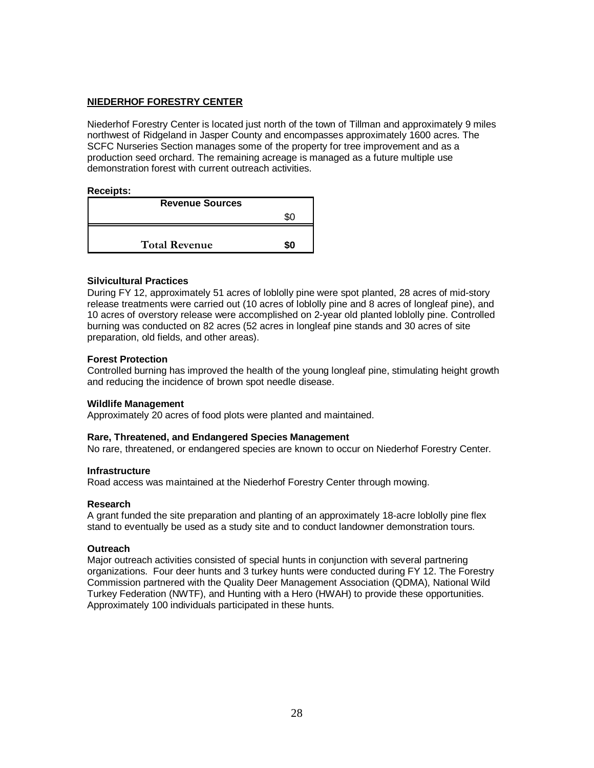**NIEDERHOF FORESTRY CENTER**

Niederhof Forestry Center is located just north of the town of Tillman and approximately 9 miles northwest of Ridgeland in Jasper County and encompasses approximately 1600 acres. The SCFC Nurseries Section manages some of the property for tree improvement and as a production seed orchard. The remaining acreage is managed as a future multiple use demonstration forest with current outreach activities.

**Receipts:**

| Revenue Sources | |
|---|---|
| | $0 |
| **Total Revenue** | **$0** |

**Silvicultural Practices**

During FY 12, approximately 51 acres of loblolly pine were spot planted, 28 acres of mid-story release treatments were carried out (10 acres of loblolly pine and 8 acres of longleaf pine), and 10 acres of overstory release were accomplished on 2-year old planted loblolly pine. Controlled burning was conducted on 82 acres (52 acres in longleaf pine stands and 30 acres of site preparation, old fields, and other areas).

**Forest Protection**

Controlled burning has improved the health of the young longleaf pine, stimulating height growth and reducing the incidence of brown spot needle disease.

**Wildlife Management**

Approximately 20 acres of food plots were planted and maintained.

**Rare, Threatened, and Endangered Species Management**

No rare, threatened, or endangered species are known to occur on Niederhof Forestry Center.

**Infrastructure**

Road access was maintained at the Niederhof Forestry Center through mowing.

**Research**

A grant funded the site preparation and planting of an approximately 18-acre loblolly pine flex stand to eventually be used as a study site and to conduct landowner demonstration tours.

**Outreach**

Major outreach activities consisted of special hunts in conjunction with several partnering organizations. Four deer hunts and 3 turkey hunts were conducted during FY 12. The Forestry Commission partnered with the Quality Deer Management Association (QDMA), National Wild Turkey Federation (NWTF), and Hunting with a Hero (HWAH) to provide these opportunities. Approximately 100 individuals participated in these hunts.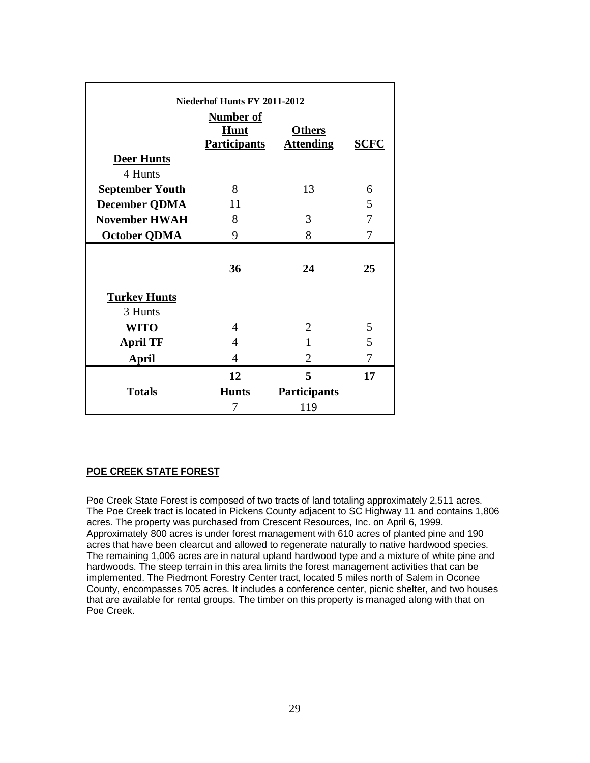| Niederhof Hunts FY 2011-2012 | | | |
|---|---|---|---|
| | **Number of Hunt Participants** | **Others Attending** | **SCFC** |
| **Deer Hunts** | | | |
| 4 Hunts | | | |
| **September Youth** | 8 | 13 | 6 |
| **December QDMA** | 11 | | 5 |
| **November HWAH** | 8 | 3 | 7 |
| **October QDMA** | 9 | 8 | 7 |
| | **36** | **24** | **25** |
| **Turkey Hunts** | | | |
| 3 Hunts | | | |
| **WITO** | 4 | 2 | 5 |
| **April TF** | 4 | 1 | 5 |
| **April** | 4 | 2 | 7 |
| | **12** | **5** | **17** |
| **Totals** | **Hunts** | **Participants** | |
| | 7 | 119 | |

**POE CREEK STATE FOREST**

Poe Creek State Forest is composed of two tracts of land totaling approximately 2,511 acres. The Poe Creek tract is located in Pickens County adjacent to SC Highway 11 and contains 1,806 acres. The property was purchased from Crescent Resources, Inc. on April 6, 1999. Approximately 800 acres is under forest management with 610 acres of planted pine and 190 acres that have been clearcut and allowed to regenerate naturally to native hardwood species. The remaining 1,006 acres are in natural upland hardwood type and a mixture of white pine and hardwoods. The steep terrain in this area limits the forest management activities that can be implemented. The Piedmont Forestry Center tract, located 5 miles north of Salem in Oconee County, encompasses 705 acres. It includes a conference center, picnic shelter, and two houses that are available for rental groups. The timber on this property is managed along with that on Poe Creek.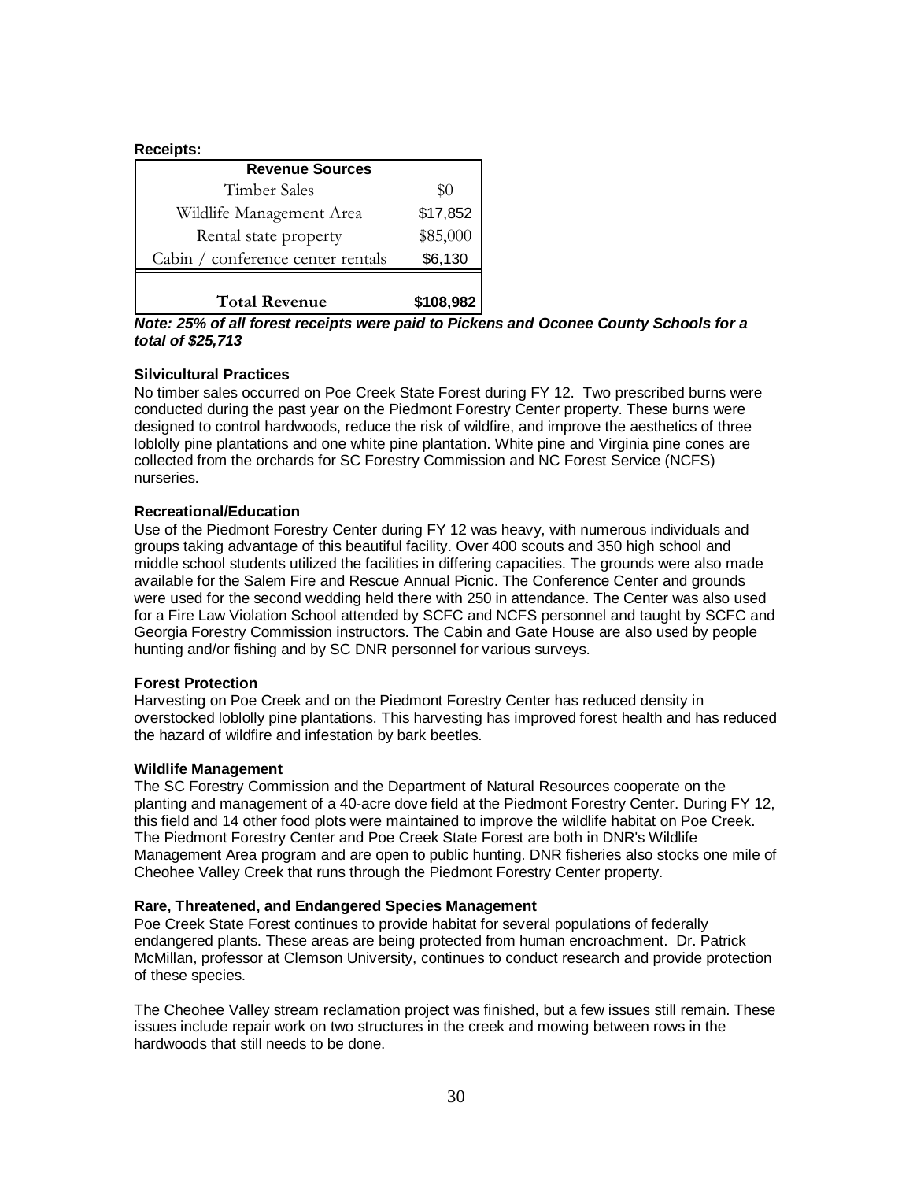**Receipts:**

| Revenue Sources | |
|---|---|
| Timber Sales | $0 |
| Wildlife Management Area | $17,852 |
| Rental state property | $85,000 |
| Cabin / conference center rentals | $6,130 |
| **Total Revenue** | **$108,982** |

***Note: 25% of all forest receipts were paid to Pickens and Oconee County Schools for a total of $25,713***

**Silvicultural Practices**

No timber sales occurred on Poe Creek State Forest during FY 12. Two prescribed burns were conducted during the past year on the Piedmont Forestry Center property. These burns were designed to control hardwoods, reduce the risk of wildfire, and improve the aesthetics of three loblolly pine plantations and one white pine plantation. White pine and Virginia pine cones are collected from the orchards for SC Forestry Commission and NC Forest Service (NCFS) nurseries.

**Recreational/Education**

Use of the Piedmont Forestry Center during FY 12 was heavy, with numerous individuals and groups taking advantage of this beautiful facility. Over 400 scouts and 350 high school and middle school students utilized the facilities in differing capacities. The grounds were also made available for the Salem Fire and Rescue Annual Picnic. The Conference Center and grounds were used for the second wedding held there with 250 in attendance. The Center was also used for a Fire Law Violation School attended by SCFC and NCFS personnel and taught by SCFC and Georgia Forestry Commission instructors. The Cabin and Gate House are also used by people hunting and/or fishing and by SC DNR personnel for various surveys.

**Forest Protection**

Harvesting on Poe Creek and on the Piedmont Forestry Center has reduced density in overstocked loblolly pine plantations. This harvesting has improved forest health and has reduced the hazard of wildfire and infestation by bark beetles.

**Wildlife Management**

The SC Forestry Commission and the Department of Natural Resources cooperate on the planting and management of a 40-acre dove field at the Piedmont Forestry Center. During FY 12, this field and 14 other food plots were maintained to improve the wildlife habitat on Poe Creek. The Piedmont Forestry Center and Poe Creek State Forest are both in DNR's Wildlife Management Area program and are open to public hunting. DNR fisheries also stocks one mile of Cheohee Valley Creek that runs through the Piedmont Forestry Center property.

**Rare, Threatened, and Endangered Species Management**

Poe Creek State Forest continues to provide habitat for several populations of federally endangered plants. These areas are being protected from human encroachment. Dr. Patrick McMillan, professor at Clemson University, continues to conduct research and provide protection of these species.

The Cheohee Valley stream reclamation project was finished, but a few issues still remain. These issues include repair work on two structures in the creek and mowing between rows in the hardwoods that still needs to be done.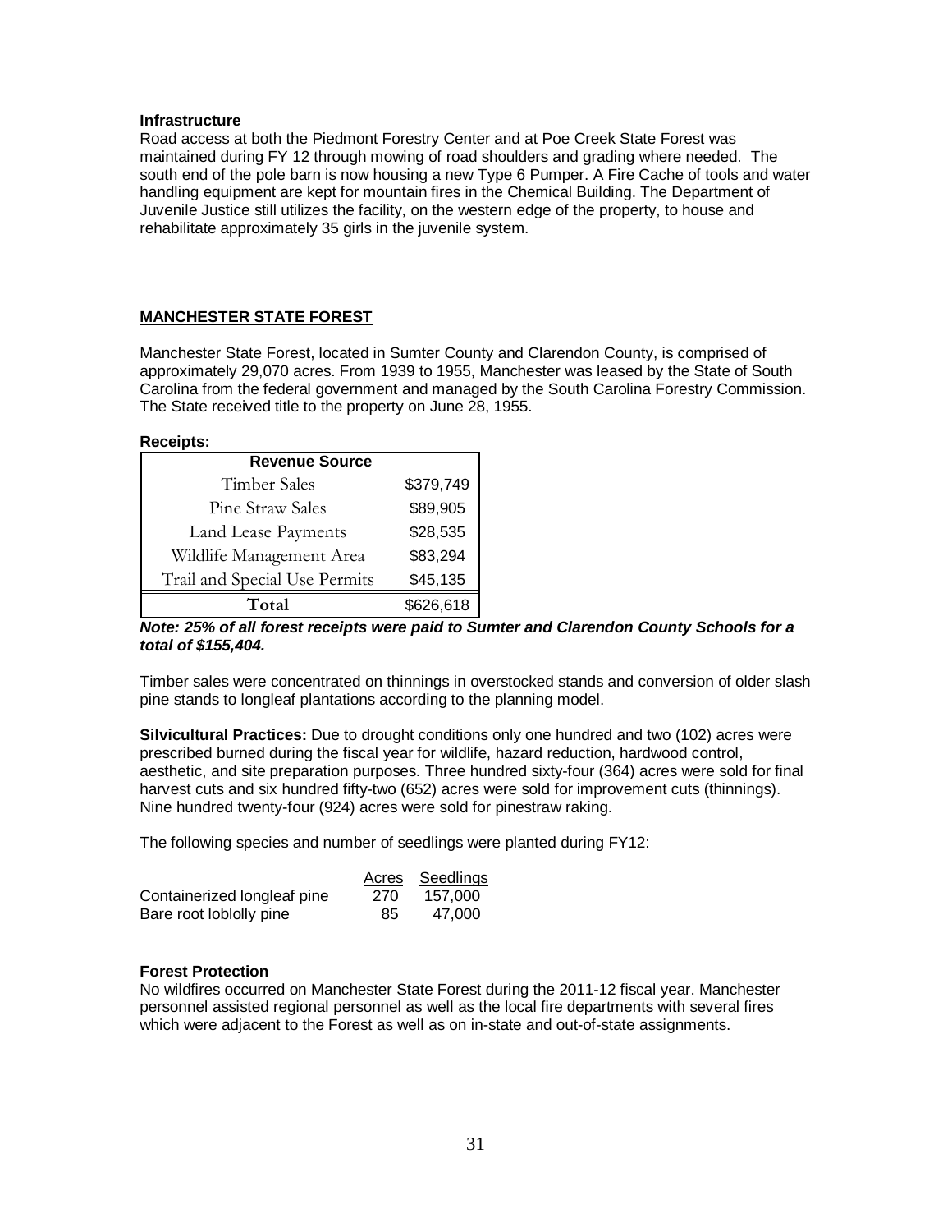**Infrastructure**
Road access at both the Piedmont Forestry Center and at Poe Creek State Forest was maintained during FY 12 through mowing of road shoulders and grading where needed. The south end of the pole barn is now housing a new Type 6 Pumper. A Fire Cache of tools and water handling equipment are kept for mountain fires in the Chemical Building. The Department of Juvenile Justice still utilizes the facility, on the western edge of the property, to house and rehabilitate approximately 35 girls in the juvenile system.

## MANCHESTER STATE FOREST

Manchester State Forest, located in Sumter County and Clarendon County, is comprised of approximately 29,070 acres. From 1939 to 1955, Manchester was leased by the State of South Carolina from the federal government and managed by the South Carolina Forestry Commission. The State received title to the property on June 28, 1955.

**Receipts:**

| Revenue Source | |
|---|---|
| Timber Sales | $379,749 |
| Pine Straw Sales | $89,905 |
| Land Lease Payments | $28,535 |
| Wildlife Management Area | $83,294 |
| Trail and Special Use Permits | $45,135 |
| **Total** | $626,618 |

***Note: 25% of all forest receipts were paid to Sumter and Clarendon County Schools for a total of $155,404.***

Timber sales were concentrated on thinnings in overstocked stands and conversion of older slash pine stands to longleaf plantations according to the planning model.

**Silvicultural Practices:** Due to drought conditions only one hundred and two (102) acres were prescribed burned during the fiscal year for wildlife, hazard reduction, hardwood control, aesthetic, and site preparation purposes. Three hundred sixty-four (364) acres were sold for final harvest cuts and six hundred fifty-two (652) acres were sold for improvement cuts (thinnings). Nine hundred twenty-four (924) acres were sold for pinestraw raking.

The following species and number of seedlings were planted during FY12:

| | Acres | Seedlings |
|---|---|---|
| Containerized longleaf pine | 270 | 157,000 |
| Bare root loblolly pine | 85 | 47,000 |

**Forest Protection**
No wildfires occurred on Manchester State Forest during the 2011-12 fiscal year. Manchester personnel assisted regional personnel as well as the local fire departments with several fires which were adjacent to the Forest as well as on in-state and out-of-state assignments.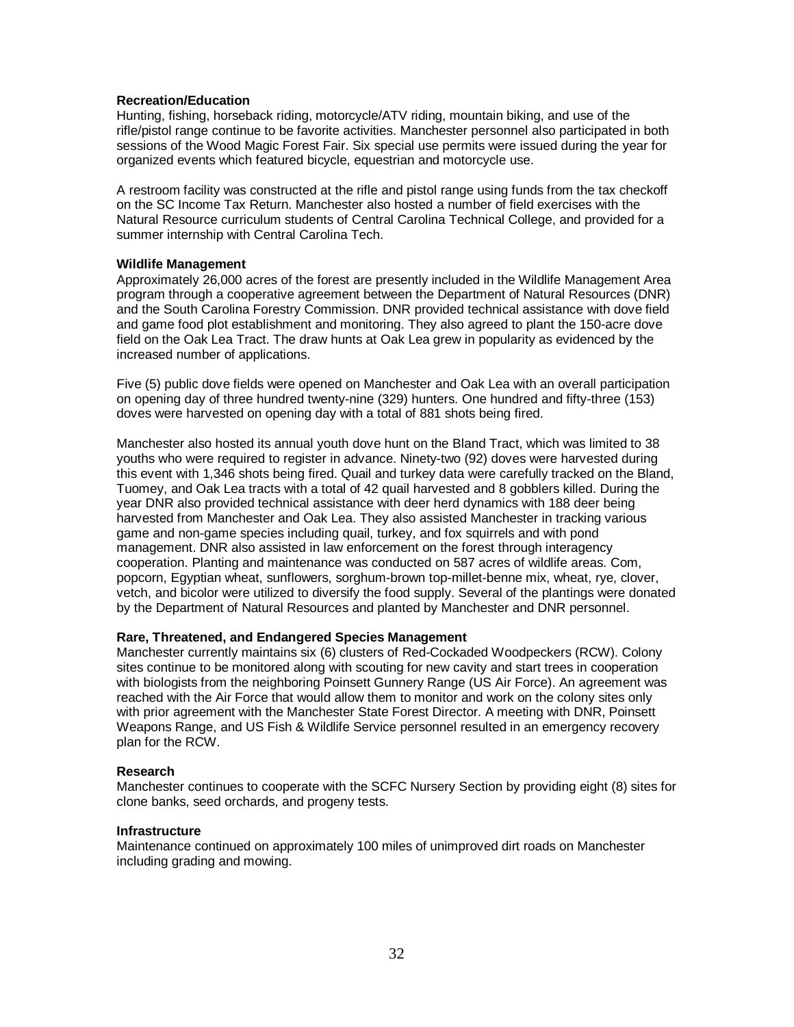**Recreation/Education**

Hunting, fishing, horseback riding, motorcycle/ATV riding, mountain biking, and use of the rifle/pistol range continue to be favorite activities. Manchester personnel also participated in both sessions of the Wood Magic Forest Fair. Six special use permits were issued during the year for organized events which featured bicycle, equestrian and motorcycle use.

A restroom facility was constructed at the rifle and pistol range using funds from the tax checkoff on the SC Income Tax Return. Manchester also hosted a number of field exercises with the Natural Resource curriculum students of Central Carolina Technical College, and provided for a summer internship with Central Carolina Tech.

**Wildlife Management**

Approximately 26,000 acres of the forest are presently included in the Wildlife Management Area program through a cooperative agreement between the Department of Natural Resources (DNR) and the South Carolina Forestry Commission. DNR provided technical assistance with dove field and game food plot establishment and monitoring. They also agreed to plant the 150-acre dove field on the Oak Lea Tract. The draw hunts at Oak Lea grew in popularity as evidenced by the increased number of applications.

Five (5) public dove fields were opened on Manchester and Oak Lea with an overall participation on opening day of three hundred twenty-nine (329) hunters. One hundred and fifty-three (153) doves were harvested on opening day with a total of 881 shots being fired.

Manchester also hosted its annual youth dove hunt on the Bland Tract, which was limited to 38 youths who were required to register in advance. Ninety-two (92) doves were harvested during this event with 1,346 shots being fired. Quail and turkey data were carefully tracked on the Bland, Tuomey, and Oak Lea tracts with a total of 42 quail harvested and 8 gobblers killed. During the year DNR also provided technical assistance with deer herd dynamics with 188 deer being harvested from Manchester and Oak Lea. They also assisted Manchester in tracking various game and non-game species including quail, turkey, and fox squirrels and with pond management. DNR also assisted in law enforcement on the forest through interagency cooperation. Planting and maintenance was conducted on 587 acres of wildlife areas. Corn, popcorn, Egyptian wheat, sunflowers, sorghum-brown top-millet-benne mix, wheat, rye, clover, vetch, and bicolor were utilized to diversify the food supply. Several of the plantings were donated by the Department of Natural Resources and planted by Manchester and DNR personnel.

**Rare, Threatened, and Endangered Species Management**

Manchester currently maintains six (6) clusters of Red-Cockaded Woodpeckers (RCW). Colony sites continue to be monitored along with scouting for new cavity and start trees in cooperation with biologists from the neighboring Poinsett Gunnery Range (US Air Force). An agreement was reached with the Air Force that would allow them to monitor and work on the colony sites only with prior agreement with the Manchester State Forest Director. A meeting with DNR, Poinsett Weapons Range, and US Fish & Wildlife Service personnel resulted in an emergency recovery plan for the RCW.

**Research**

Manchester continues to cooperate with the SCFC Nursery Section by providing eight (8) sites for clone banks, seed orchards, and progeny tests.

**Infrastructure**

Maintenance continued on approximately 100 miles of unimproved dirt roads on Manchester including grading and mowing.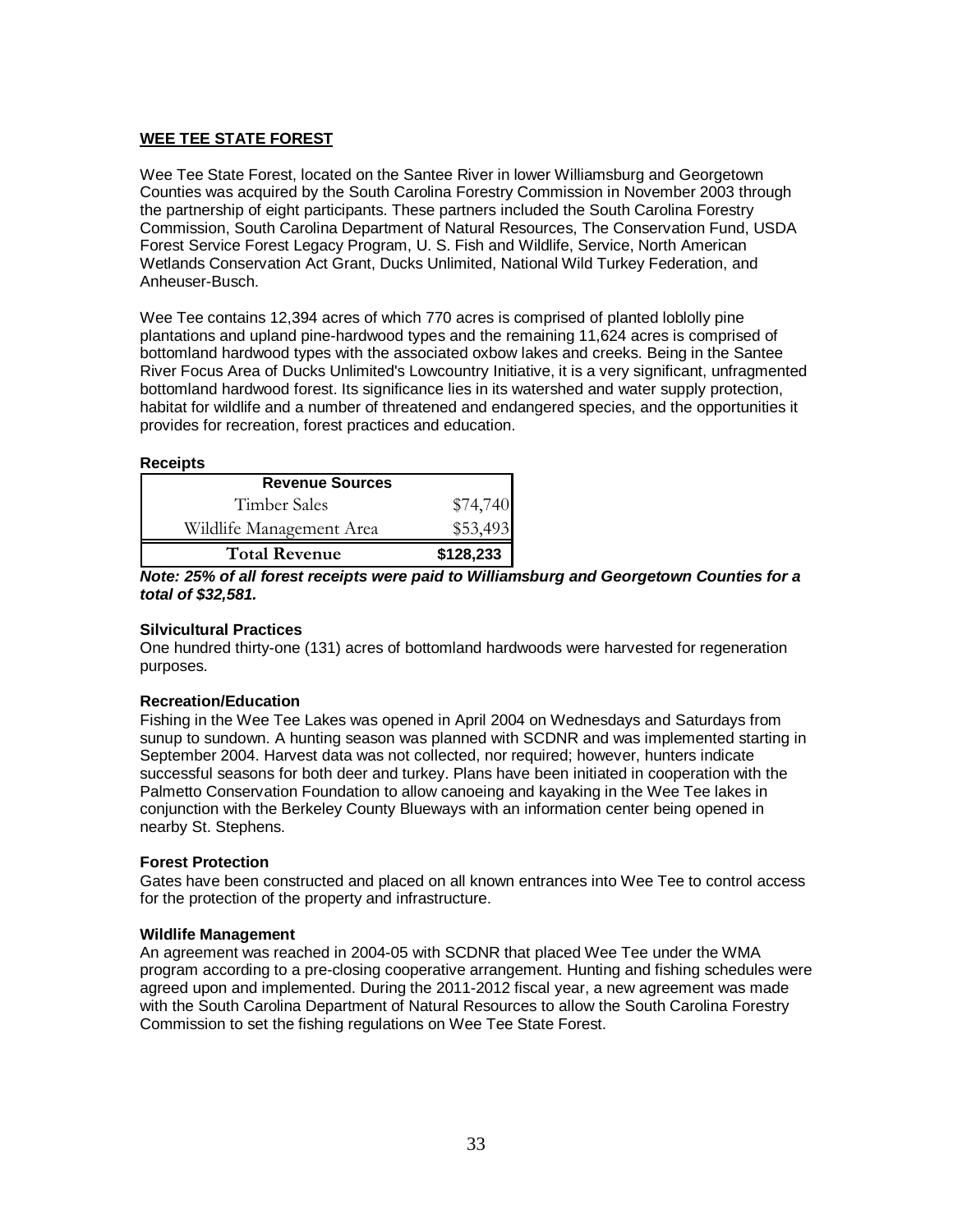## WEE TEE STATE FOREST

Wee Tee State Forest, located on the Santee River in lower Williamsburg and Georgetown Counties was acquired by the South Carolina Forestry Commission in November 2003 through the partnership of eight participants. These partners included the South Carolina Forestry Commission, South Carolina Department of Natural Resources, The Conservation Fund, USDA Forest Service Forest Legacy Program, U. S. Fish and Wildlife, Service, North American Wetlands Conservation Act Grant, Ducks Unlimited, National Wild Turkey Federation, and Anheuser-Busch.

Wee Tee contains 12,394 acres of which 770 acres is comprised of planted loblolly pine plantations and upland pine-hardwood types and the remaining 11,624 acres is comprised of bottomland hardwood types with the associated oxbow lakes and creeks. Being in the Santee River Focus Area of Ducks Unlimited's Lowcountry Initiative, it is a very significant, unfragmented bottomland hardwood forest. Its significance lies in its watershed and water supply protection, habitat for wildlife and a number of threatened and endangered species, and the opportunities it provides for recreation, forest practices and education.

### Receipts

| Revenue Sources | |
|---|---|
| Timber Sales | $74,740 |
| Wildlife Management Area | $53,493 |
| **Total Revenue** | **$128,233** |

***Note: 25% of all forest receipts were paid to Williamsburg and Georgetown Counties for a total of $32,581.***

### Silvicultural Practices

One hundred thirty-one (131) acres of bottomland hardwoods were harvested for regeneration purposes.

### Recreation/Education

Fishing in the Wee Tee Lakes was opened in April 2004 on Wednesdays and Saturdays from sunup to sundown. A hunting season was planned with SCDNR and was implemented starting in September 2004. Harvest data was not collected, nor required; however, hunters indicate successful seasons for both deer and turkey. Plans have been initiated in cooperation with the Palmetto Conservation Foundation to allow canoeing and kayaking in the Wee Tee lakes in conjunction with the Berkeley County Blueways with an information center being opened in nearby St. Stephens.

### Forest Protection

Gates have been constructed and placed on all known entrances into Wee Tee to control access for the protection of the property and infrastructure.

### Wildlife Management

An agreement was reached in 2004-05 with SCDNR that placed Wee Tee under the WMA program according to a pre-closing cooperative arrangement. Hunting and fishing schedules were agreed upon and implemented. During the 2011-2012 fiscal year, a new agreement was made with the South Carolina Department of Natural Resources to allow the South Carolina Forestry Commission to set the fishing regulations on Wee Tee State Forest.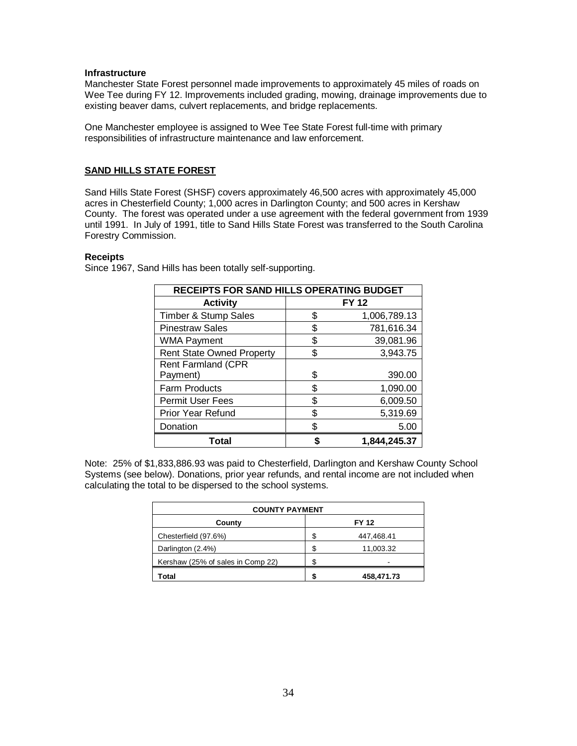### Infrastructure

Manchester State Forest personnel made improvements to approximately 45 miles of roads on Wee Tee during FY 12. Improvements included grading, mowing, drainage improvements due to existing beaver dams, culvert replacements, and bridge replacements.

One Manchester employee is assigned to Wee Tee State Forest full-time with primary responsibilities of infrastructure maintenance and law enforcement.

## SAND HILLS STATE FOREST

Sand Hills State Forest (SHSF) covers approximately 46,500 acres with approximately 45,000 acres in Chesterfield County; 1,000 acres in Darlington County; and 500 acres in Kershaw County. The forest was operated under a use agreement with the federal government from 1939 until 1991. In July of 1991, title to Sand Hills State Forest was transferred to the South Carolina Forestry Commission.

### Receipts

Since 1967, Sand Hills has been totally self-supporting.

| RECEIPTS FOR SAND HILLS OPERATING BUDGET | |
|---|---|
| **Activity** | **FY 12** |
| Timber & Stump Sales | $ 1,006,789.13 |
| Pinestraw Sales | $ 781,616.34 |
| WMA Payment | $ 39,081.96 |
| Rent State Owned Property | $ 3,943.75 |
| Rent Farmland (CPR Payment) | $ 390.00 |
| Farm Products | $ 1,090.00 |
| Permit User Fees | $ 6,009.50 |
| Prior Year Refund | $ 5,319.69 |
| Donation | $ 5.00 |
| **Total** | **$ 1,844,245.37** |

Note: 25% of $1,833,886.93 was paid to Chesterfield, Darlington and Kershaw County School Systems (see below). Donations, prior year refunds, and rental income are not included when calculating the total to be dispersed to the school systems.

| COUNTY PAYMENT | |
|---|---|
| **County** | **FY 12** |
| Chesterfield (97.6%) | $ 447,468.41 |
| Darlington (2.4%) | $ 11,003.32 |
| Kershaw (25% of sales in Comp 22) | $ - |
| **Total** | **$ 458,471.73** |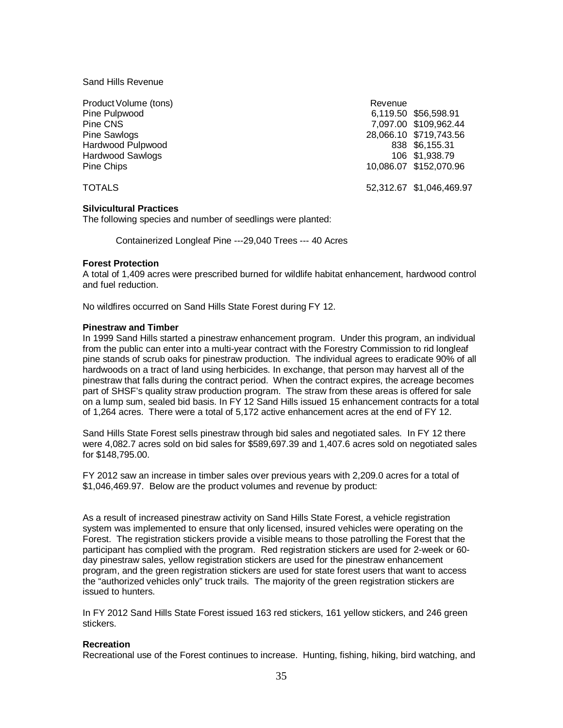Sand Hills Revenue

| Product | Volume (tons) | Revenue |
|---|---|---|
| Pine Pulpwood | 6,119.50 | $56,598.91 |
| Pine CNS | 7,097.00 | $109,962.44 |
| Pine Sawlogs | 28,066.10 | $719,743.56 |
| Hardwood Pulpwood | 838 | $6,155.31 |
| Hardwood Sawlogs | 106 | $1,938.79 |
| Pine Chips | 10,086.07 | $152,070.96 |
| TOTALS | 52,312.67 | $1,046,469.97 |

### Silvicultural Practices

The following species and number of seedlings were planted:

Containerized Longleaf Pine ---29,040 Trees --- 40 Acres

### Forest Protection

A total of 1,409 acres were prescribed burned for wildlife habitat enhancement, hardwood control and fuel reduction.

No wildfires occurred on Sand Hills State Forest during FY 12.

### Pinestraw and Timber

In 1999 Sand Hills started a pinestraw enhancement program. Under this program, an individual from the public can enter into a multi-year contract with the Forestry Commission to rid longleaf pine stands of scrub oaks for pinestraw production. The individual agrees to eradicate 90% of all hardwoods on a tract of land using herbicides. In exchange, that person may harvest all of the pinestraw that falls during the contract period. When the contract expires, the acreage becomes part of SHSF's quality straw production program. The straw from these areas is offered for sale on a lump sum, sealed bid basis. In FY 12 Sand Hills issued 15 enhancement contracts for a total of 1,264 acres. There were a total of 5,172 active enhancement acres at the end of FY 12.

Sand Hills State Forest sells pinestraw through bid sales and negotiated sales. In FY 12 there were 4,082.7 acres sold on bid sales for $589,697.39 and 1,407.6 acres sold on negotiated sales for $148,795.00.

FY 2012 saw an increase in timber sales over previous years with 2,209.0 acres for a total of $1,046,469.97. Below are the product volumes and revenue by product:

As a result of increased pinestraw activity on Sand Hills State Forest, a vehicle registration system was implemented to ensure that only licensed, insured vehicles were operating on the Forest. The registration stickers provide a visible means to those patrolling the Forest that the participant has complied with the program. Red registration stickers are used for 2-week or 60-day pinestraw sales, yellow registration stickers are used for the pinestraw enhancement program, and the green registration stickers are used for state forest users that want to access the "authorized vehicles only" truck trails. The majority of the green registration stickers are issued to hunters.

In FY 2012 Sand Hills State Forest issued 163 red stickers, 161 yellow stickers, and 246 green stickers.

### Recreation

Recreational use of the Forest continues to increase. Hunting, fishing, hiking, bird watching, and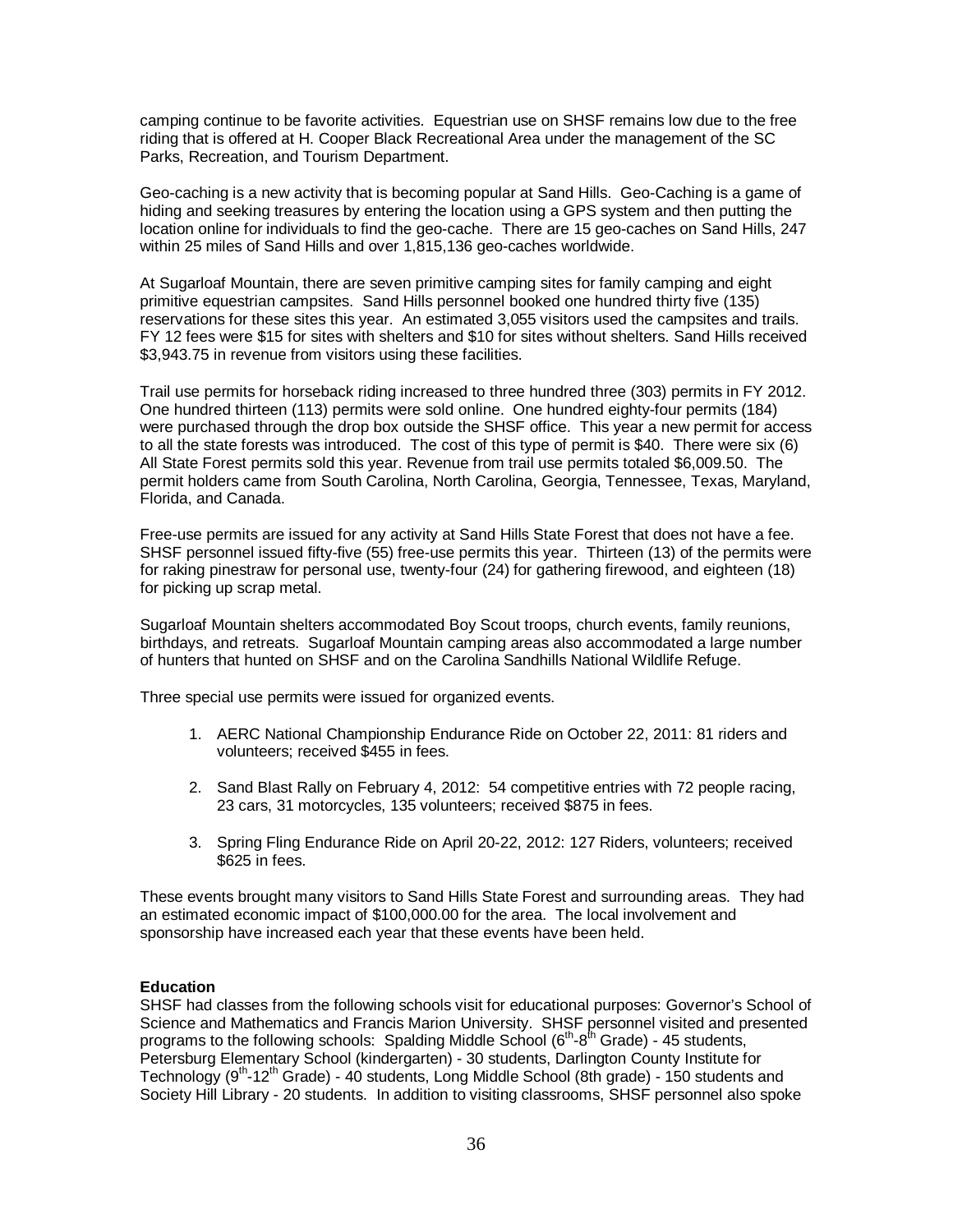camping continue to be favorite activities. Equestrian use on SHSF remains low due to the free riding that is offered at H. Cooper Black Recreational Area under the management of the SC Parks, Recreation, and Tourism Department.

Geo-caching is a new activity that is becoming popular at Sand Hills. Geo-Caching is a game of hiding and seeking treasures by entering the location using a GPS system and then putting the location online for individuals to find the geo-cache. There are 15 geo-caches on Sand Hills, 247 within 25 miles of Sand Hills and over 1,815,136 geo-caches worldwide.

At Sugarloaf Mountain, there are seven primitive camping sites for family camping and eight primitive equestrian campsites. Sand Hills personnel booked one hundred thirty five (135) reservations for these sites this year. An estimated 3,055 visitors used the campsites and trails. FY 12 fees were $15 for sites with shelters and $10 for sites without shelters. Sand Hills received $3,943.75 in revenue from visitors using these facilities.

Trail use permits for horseback riding increased to three hundred three (303) permits in FY 2012. One hundred thirteen (113) permits were sold online. One hundred eighty-four permits (184) were purchased through the drop box outside the SHSF office. This year a new permit for access to all the state forests was introduced. The cost of this type of permit is $40. There were six (6) All State Forest permits sold this year. Revenue from trail use permits totaled $6,009.50. The permit holders came from South Carolina, North Carolina, Georgia, Tennessee, Texas, Maryland, Florida, and Canada.

Free-use permits are issued for any activity at Sand Hills State Forest that does not have a fee. SHSF personnel issued fifty-five (55) free-use permits this year. Thirteen (13) of the permits were for raking pinestraw for personal use, twenty-four (24) for gathering firewood, and eighteen (18) for picking up scrap metal.

Sugarloaf Mountain shelters accommodated Boy Scout troops, church events, family reunions, birthdays, and retreats. Sugarloaf Mountain camping areas also accommodated a large number of hunters that hunted on SHSF and on the Carolina Sandhills National Wildlife Refuge.

Three special use permits were issued for organized events.

1. AERC National Championship Endurance Ride on October 22, 2011: 81 riders and volunteers; received $455 in fees.

2. Sand Blast Rally on February 4, 2012: 54 competitive entries with 72 people racing, 23 cars, 31 motorcycles, 135 volunteers; received $875 in fees.

3. Spring Fling Endurance Ride on April 20-22, 2012: 127 Riders, volunteers; received $625 in fees.

These events brought many visitors to Sand Hills State Forest and surrounding areas. They had an estimated economic impact of $100,000.00 for the area. The local involvement and sponsorship have increased each year that these events have been held.

**Education**

SHSF had classes from the following schools visit for educational purposes: Governor's School of Science and Mathematics and Francis Marion University. SHSF personnel visited and presented programs to the following schools: Spalding Middle School (6th-8th Grade) - 45 students, Petersburg Elementary School (kindergarten) - 30 students, Darlington County Institute for Technology (9th-12th Grade) - 40 students, Long Middle School (8th grade) - 150 students and Society Hill Library - 20 students. In addition to visiting classrooms, SHSF personnel also spoke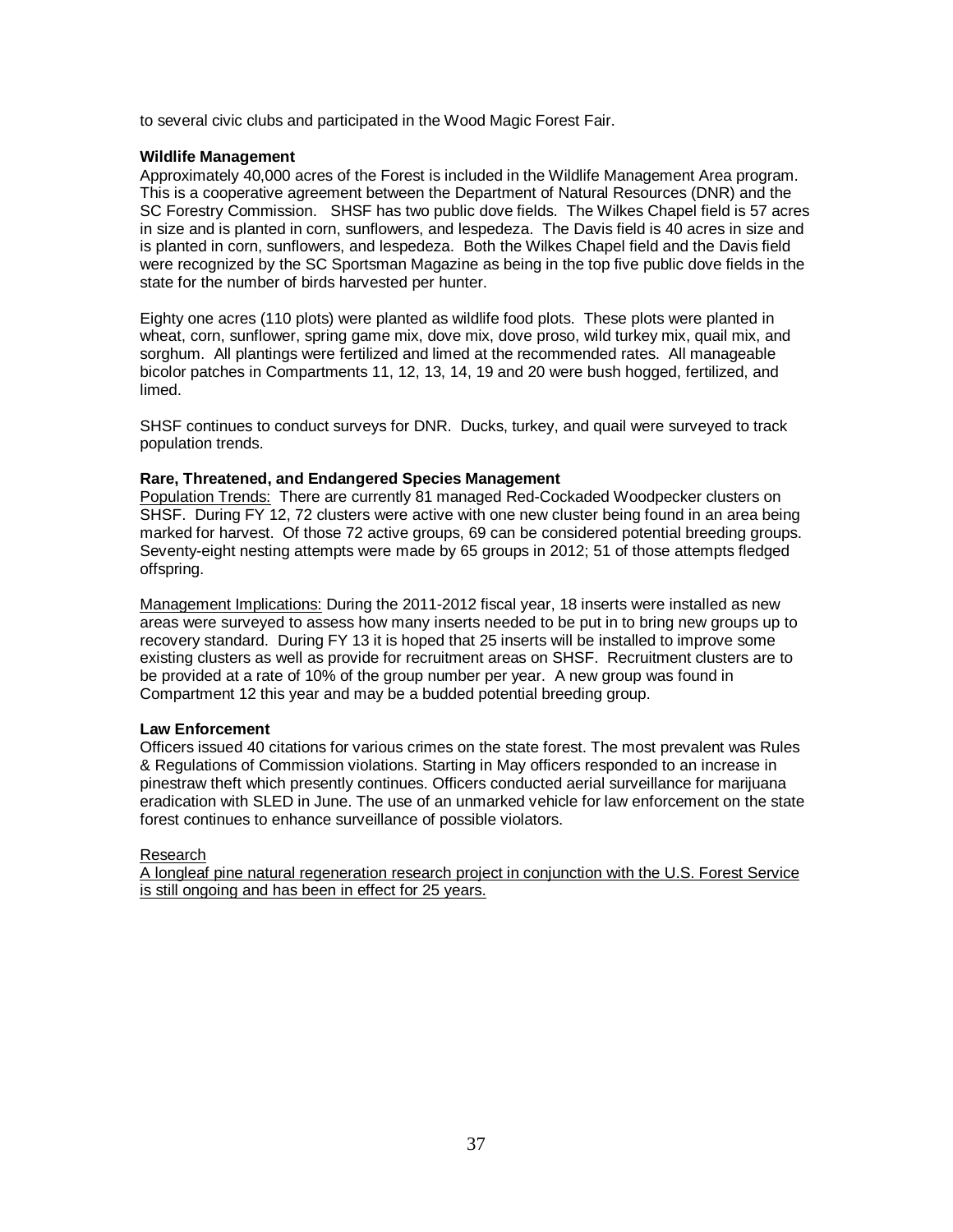to several civic clubs and participated in the Wood Magic Forest Fair.

**Wildlife Management**

Approximately 40,000 acres of the Forest is included in the Wildlife Management Area program. This is a cooperative agreement between the Department of Natural Resources (DNR) and the SC Forestry Commission. SHSF has two public dove fields. The Wilkes Chapel field is 57 acres in size and is planted in corn, sunflowers, and lespedeza. The Davis field is 40 acres in size and is planted in corn, sunflowers, and lespedeza. Both the Wilkes Chapel field and the Davis field were recognized by the SC Sportsman Magazine as being in the top five public dove fields in the state for the number of birds harvested per hunter.

Eighty one acres (110 plots) were planted as wildlife food plots. These plots were planted in wheat, corn, sunflower, spring game mix, dove mix, dove proso, wild turkey mix, quail mix, and sorghum. All plantings were fertilized and limed at the recommended rates. All manageable bicolor patches in Compartments 11, 12, 13, 14, 19 and 20 were bush hogged, fertilized, and limed.

SHSF continues to conduct surveys for DNR. Ducks, turkey, and quail were surveyed to track population trends.

**Rare, Threatened, and Endangered Species Management**

Population Trends: There are currently 81 managed Red-Cockaded Woodpecker clusters on SHSF. During FY 12, 72 clusters were active with one new cluster being found in an area being marked for harvest. Of those 72 active groups, 69 can be considered potential breeding groups. Seventy-eight nesting attempts were made by 65 groups in 2012; 51 of those attempts fledged offspring.

Management Implications: During the 2011-2012 fiscal year, 18 inserts were installed as new areas were surveyed to assess how many inserts needed to be put in to bring new groups up to recovery standard. During FY 13 it is hoped that 25 inserts will be installed to improve some existing clusters as well as provide for recruitment areas on SHSF. Recruitment clusters are to be provided at a rate of 10% of the group number per year. A new group was found in Compartment 12 this year and may be a budded potential breeding group.

**Law Enforcement**

Officers issued 40 citations for various crimes on the state forest. The most prevalent was Rules & Regulations of Commission violations. Starting in May officers responded to an increase in pinestraw theft which presently continues. Officers conducted aerial surveillance for marijuana eradication with SLED in June. The use of an unmarked vehicle for law enforcement on the state forest continues to enhance surveillance of possible violators.

Research

A longleaf pine natural regeneration research project in conjunction with the U.S. Forest Service is still ongoing and has been in effect for 25 years.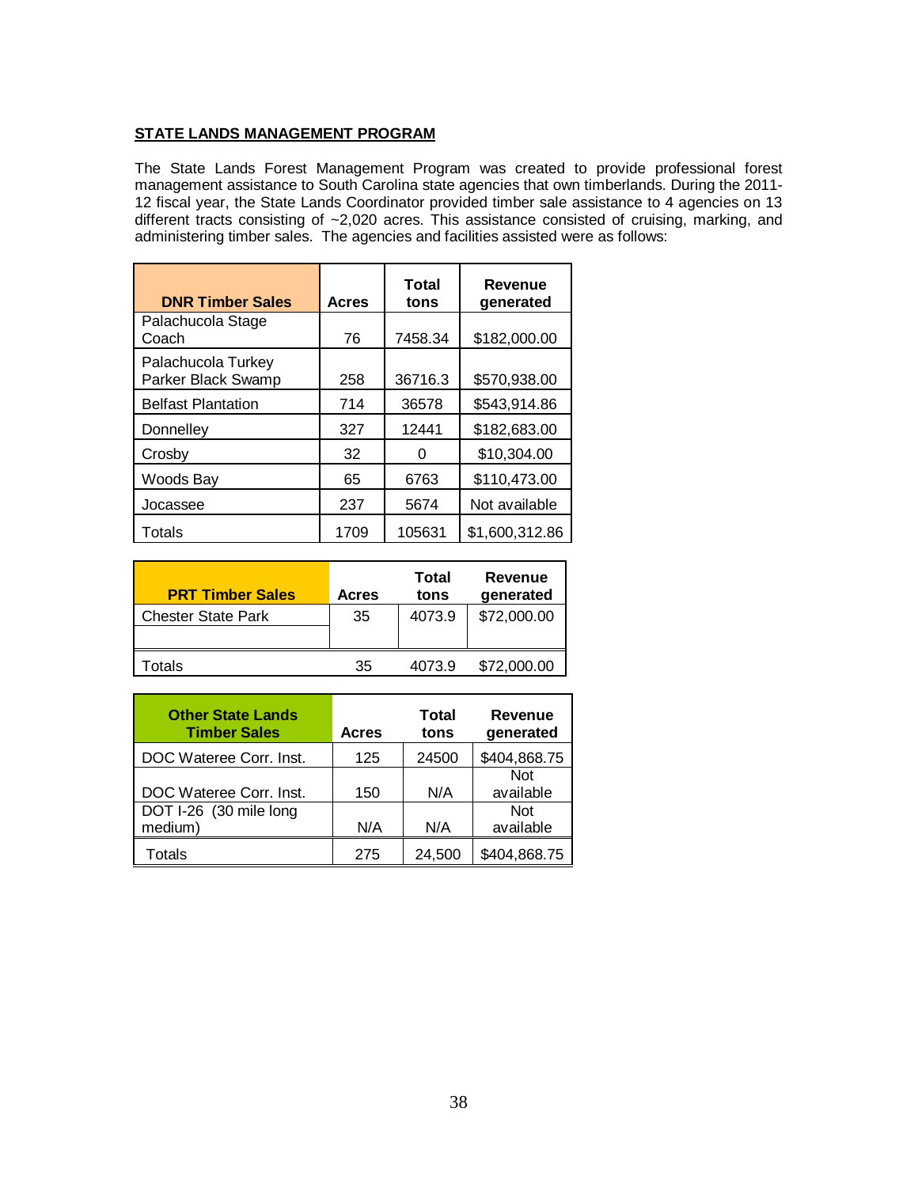**STATE LANDS MANAGEMENT PROGRAM**

The State Lands Forest Management Program was created to provide professional forest management assistance to South Carolina state agencies that own timberlands. During the 2011-12 fiscal year, the State Lands Coordinator provided timber sale assistance to 4 agencies on 13 different tracts consisting of ~2,020 acres. This assistance consisted of cruising, marking, and administering timber sales. The agencies and facilities assisted were as follows:

| DNR Timber Sales | Acres | Total tons | Revenue generated |
|---|---|---|---|
| Palachucola Stage Coach | 76 | 7458.34 | $182,000.00 |
| Palachucola Turkey Parker Black Swamp | 258 | 36716.3 | $570,938.00 |
| Belfast Plantation | 714 | 36578 | $543,914.86 |
| Donnelley | 327 | 12441 | $182,683.00 |
| Crosby | 32 | 0 | $10,304.00 |
| Woods Bay | 65 | 6763 | $110,473.00 |
| Jocassee | 237 | 5674 | Not available |
| Totals | 1709 | 105631 | $1,600,312.86 |

| PRT Timber Sales | Acres | Total tons | Revenue generated |
|---|---|---|---|
| Chester State Park | 35 | 4073.9 | $72,000.00 |
| | | | |
| Totals | 35 | 4073.9 | $72,000.00 |

| Other State Lands Timber Sales | Acres | Total tons | Revenue generated |
|---|---|---|---|
| DOC Wateree Corr. Inst. | 125 | 24500 | $404,868.75 |
| DOC Wateree Corr. Inst. | 150 | N/A | Not available |
| DOT I-26 (30 mile long medium) | N/A | N/A | Not available |
| Totals | 275 | 24,500 | $404,868.75 |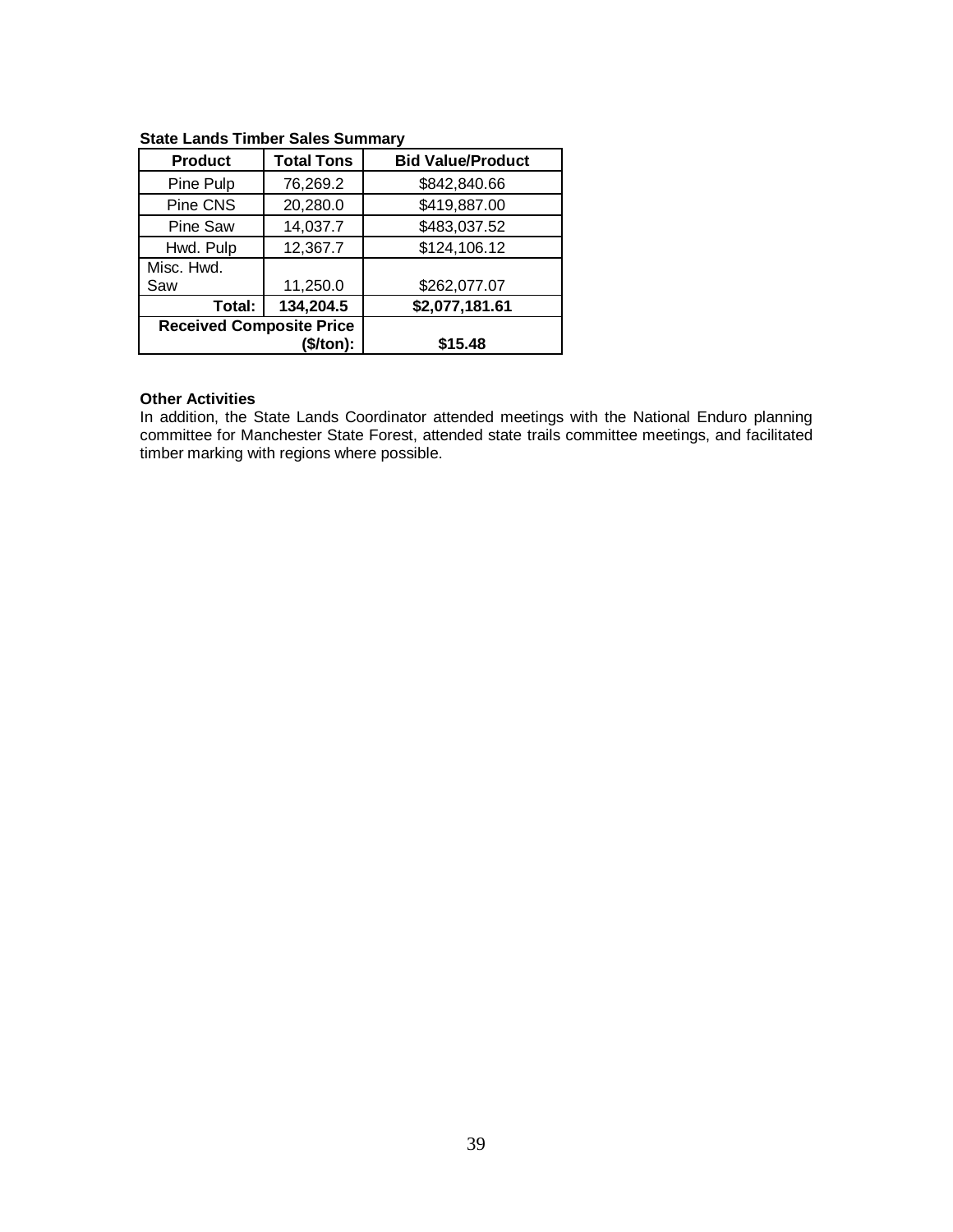**State Lands Timber Sales Summary**

| Product | Total Tons | Bid Value/Product |
|---|---|---|
| Pine Pulp | 76,269.2 | $842,840.66 |
| Pine CNS | 20,280.0 | $419,887.00 |
| Pine Saw | 14,037.7 | $483,037.52 |
| Hwd. Pulp | 12,367.7 | $124,106.12 |
| Misc. Hwd. Saw | 11,250.0 | $262,077.07 |
| **Total:** | **134,204.5** | **$2,077,181.61** |
| **Received Composite Price ($/ton):** | | **$15.48** |

**Other Activities**

In addition, the State Lands Coordinator attended meetings with the National Enduro planning committee for Manchester State Forest, attended state trails committee meetings, and facilitated timber marking with regions where possible.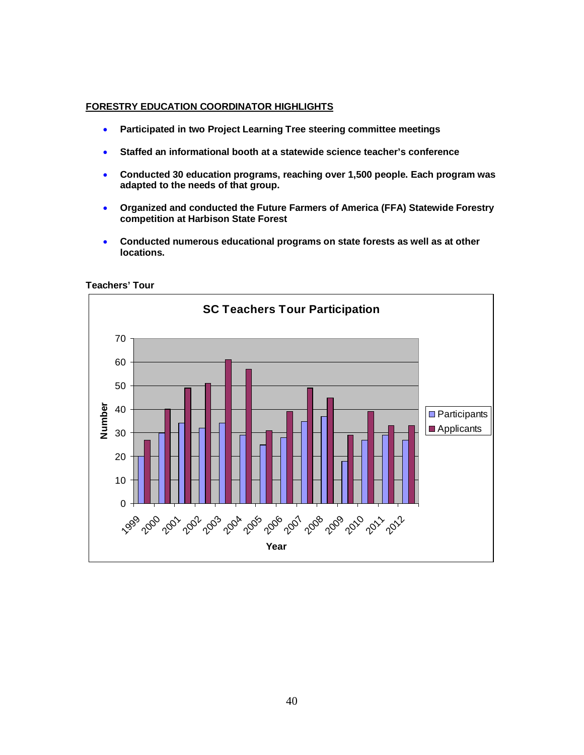**FORESTRY EDUCATION COORDINATOR HIGHLIGHTS**

- **Participated in two Project Learning Tree steering committee meetings**
- **Staffed an informational booth at a statewide science teacher's conference**
- **Conducted 30 education programs, reaching over 1,500 people. Each program was adapted to the needs of that group.**
- **Organized and conducted the Future Farmers of America (FFA) Statewide Forestry competition at Harbison State Forest**
- **Conducted numerous educational programs on state forests as well as at other locations.**

**Teachers' Tour**

**SC Teachers Tour Participation**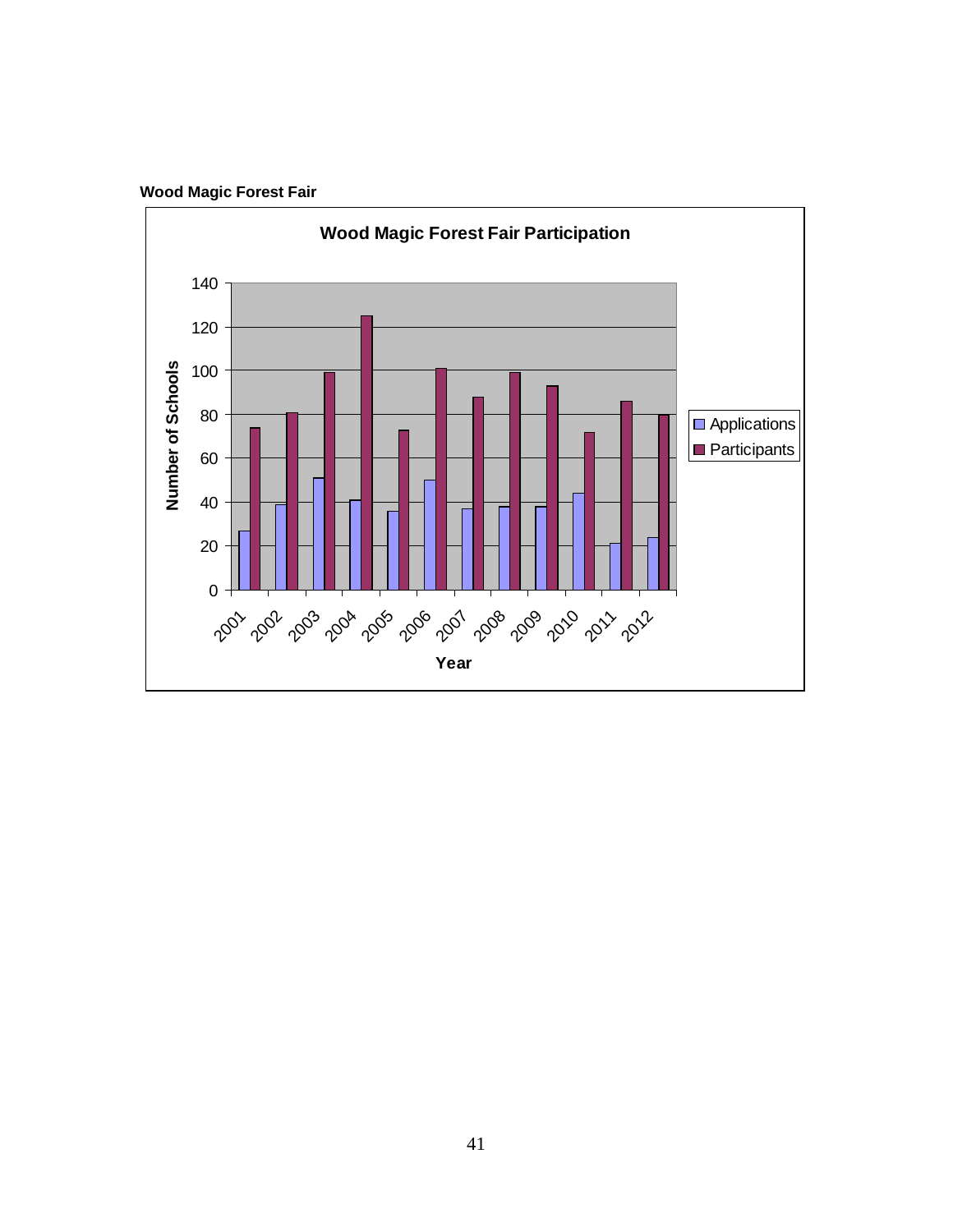**Wood Magic Forest Fair**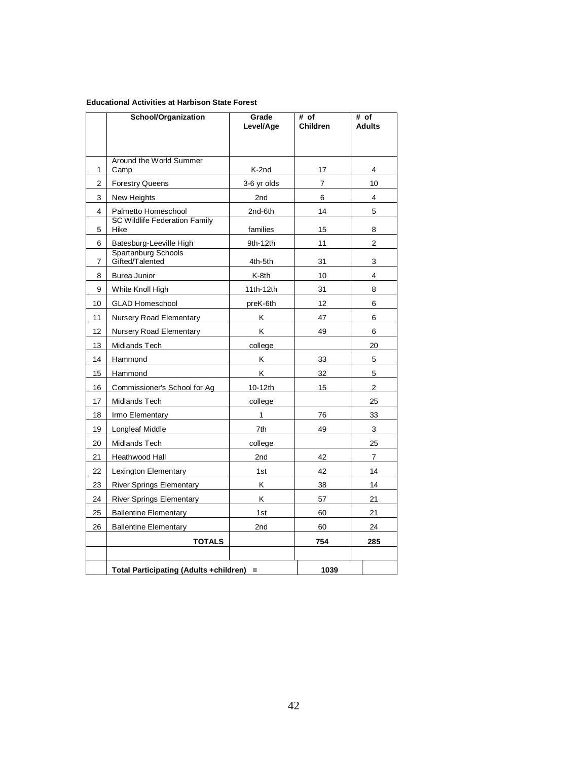**Educational Activities at Harbison State Forest**

| | School/Organization | Grade Level/Age | # of Children | # of Adults |
|---|---|---|---|---|
| 1 | Around the World Summer Camp | K-2nd | 17 | 4 |
| 2 | Forestry Queens | 3-6 yr olds | 7 | 10 |
| 3 | New Heights | 2nd | 6 | 4 |
| 4 | Palmetto Homeschool | 2nd-6th | 14 | 5 |
| 5 | SC Wildlife Federation Family Hike | families | 15 | 8 |
| 6 | Batesburg-Leeville High | 9th-12th | 11 | 2 |
| 7 | Spartanburg Schools Gifted/Talented | 4th-5th | 31 | 3 |
| 8 | Burea Junior | K-8th | 10 | 4 |
| 9 | White Knoll High | 11th-12th | 31 | 8 |
| 10 | GLAD Homeschool | preK-6th | 12 | 6 |
| 11 | Nursery Road Elementary | K | 47 | 6 |
| 12 | Nursery Road Elementary | K | 49 | 6 |
| 13 | Midlands Tech | college | | 20 |
| 14 | Hammond | K | 33 | 5 |
| 15 | Hammond | K | 32 | 5 |
| 16 | Commissioner's School for Ag | 10-12th | 15 | 2 |
| 17 | Midlands Tech | college | | 25 |
| 18 | Irmo Elementary | 1 | 76 | 33 |
| 19 | Longleaf Middle | 7th | 49 | 3 |
| 20 | Midlands Tech | college | | 25 |
| 21 | Heathwood Hall | 2nd | 42 | 7 |
| 22 | Lexington Elementary | 1st | 42 | 14 |
| 23 | River Springs Elementary | K | 38 | 14 |
| 24 | River Springs Elementary | K | 57 | 21 |
| 25 | Ballentine Elementary | 1st | 60 | 21 |
| 26 | Ballentine Elementary | 2nd | 60 | 24 |
| | **TOTALS** | | **754** | **285** |
| | | | | |
| | **Total Participating (Adults +children) =** | | **1039** | |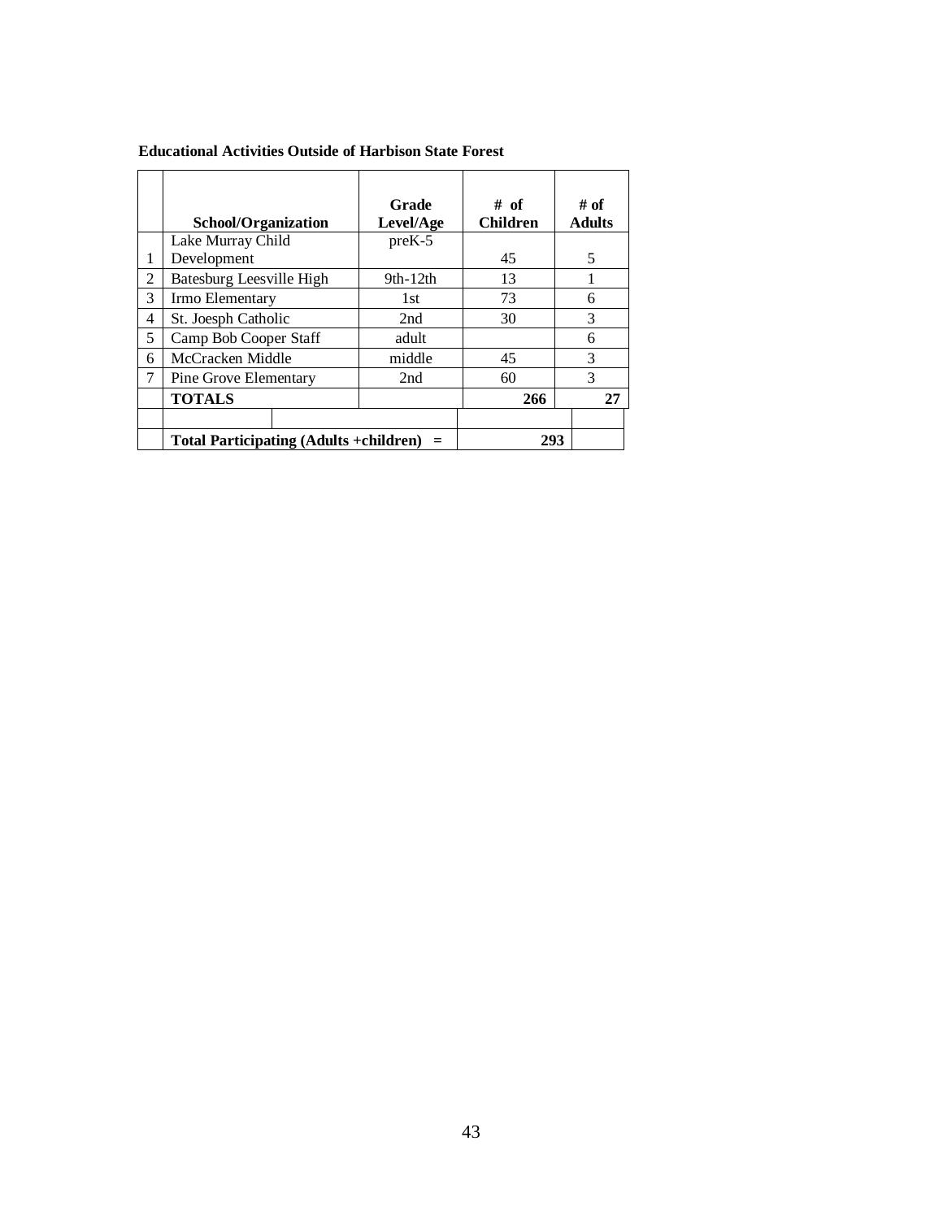**Educational Activities Outside of Harbison State Forest**

| | School/Organization | Grade Level/Age | # of Children | # of Adults |
|---|---|---|---|---|
| 1 | Lake Murray Child Development | preK-5 | 45 | 5 |
| 2 | Batesburg Leesville High | 9th-12th | 13 | 1 |
| 3 | Irmo Elementary | 1st | 73 | 6 |
| 4 | St. Joesph Catholic | 2nd | 30 | 3 |
| 5 | Camp Bob Cooper Staff | adult | | 6 |
| 6 | McCracken Middle | middle | 45 | 3 |
| 7 | Pine Grove Elementary | 2nd | 60 | 3 |
| | **TOTALS** | | **266** | **27** |
| | | | | |
| | **Total Participating (Adults +children) =** | | **293** | |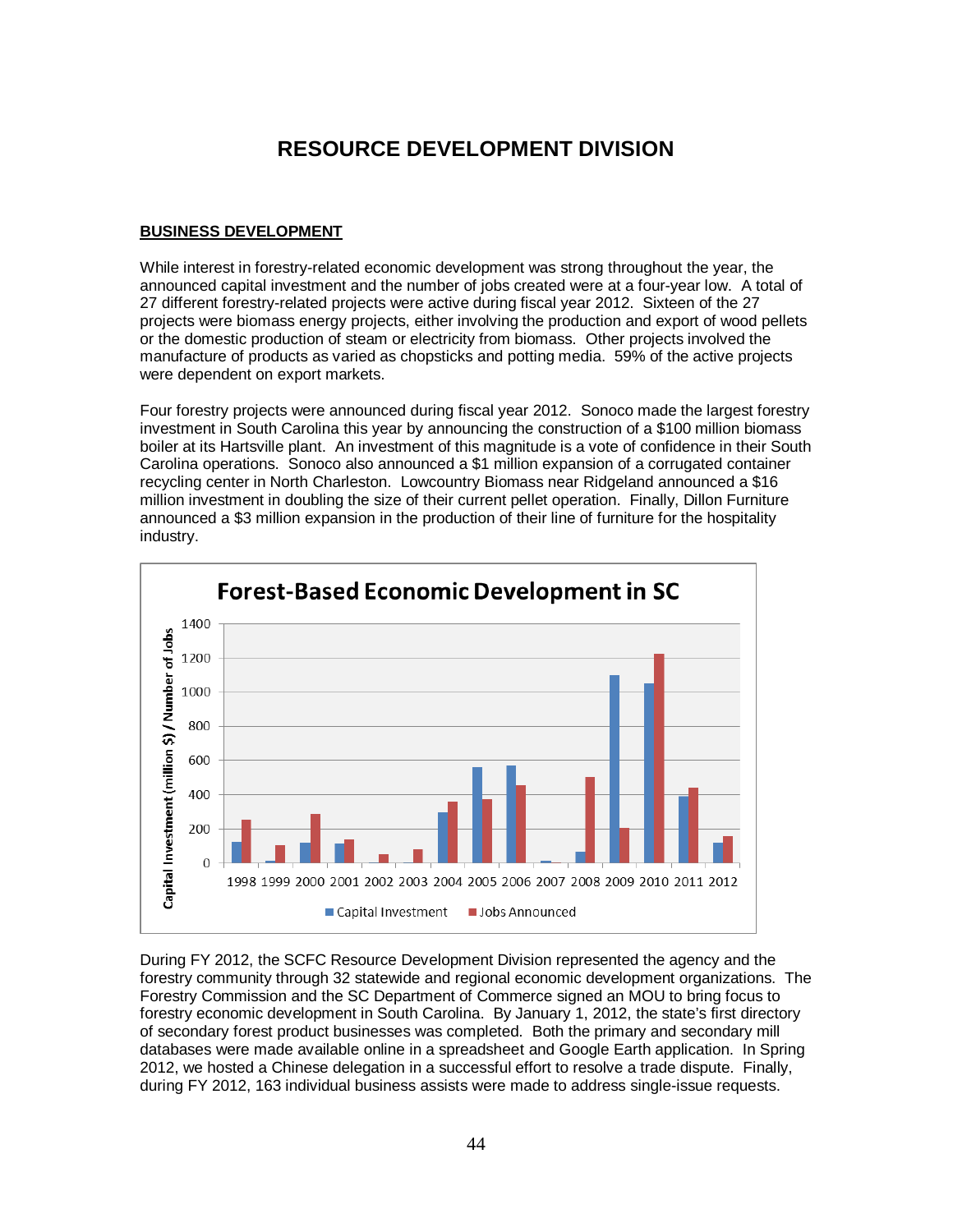# RESOURCE DEVELOPMENT DIVISION

## BUSINESS DEVELOPMENT

While interest in forestry-related economic development was strong throughout the year, the announced capital investment and the number of jobs created were at a four-year low. A total of 27 different forestry-related projects were active during fiscal year 2012. Sixteen of the 27 projects were biomass energy projects, either involving the production and export of wood pellets or the domestic production of steam or electricity from biomass. Other projects involved the manufacture of products as varied as chopsticks and potting media. 59% of the active projects were dependent on export markets.

Four forestry projects were announced during fiscal year 2012. Sonoco made the largest forestry investment in South Carolina this year by announcing the construction of a $100 million biomass boiler at its Hartsville plant. An investment of this magnitude is a vote of confidence in their South Carolina operations. Sonoco also announced a $1 million expansion of a corrugated container recycling center in North Charleston. Lowcountry Biomass near Ridgeland announced a $16 million investment in doubling the size of their current pellet operation. Finally, Dillon Furniture announced a $3 million expansion in the production of their line of furniture for the hospitality industry.

**Forest-Based Economic Development in SC**

During FY 2012, the SCFC Resource Development Division represented the agency and the forestry community through 32 statewide and regional economic development organizations. The Forestry Commission and the SC Department of Commerce signed an MOU to bring focus to forestry economic development in South Carolina. By January 1, 2012, the state's first directory of secondary forest product businesses was completed. Both the primary and secondary mill databases were made available online in a spreadsheet and Google Earth application. In Spring 2012, we hosted a Chinese delegation in a successful effort to resolve a trade dispute. Finally, during FY 2012, 163 individual business assists were made to address single-issue requests.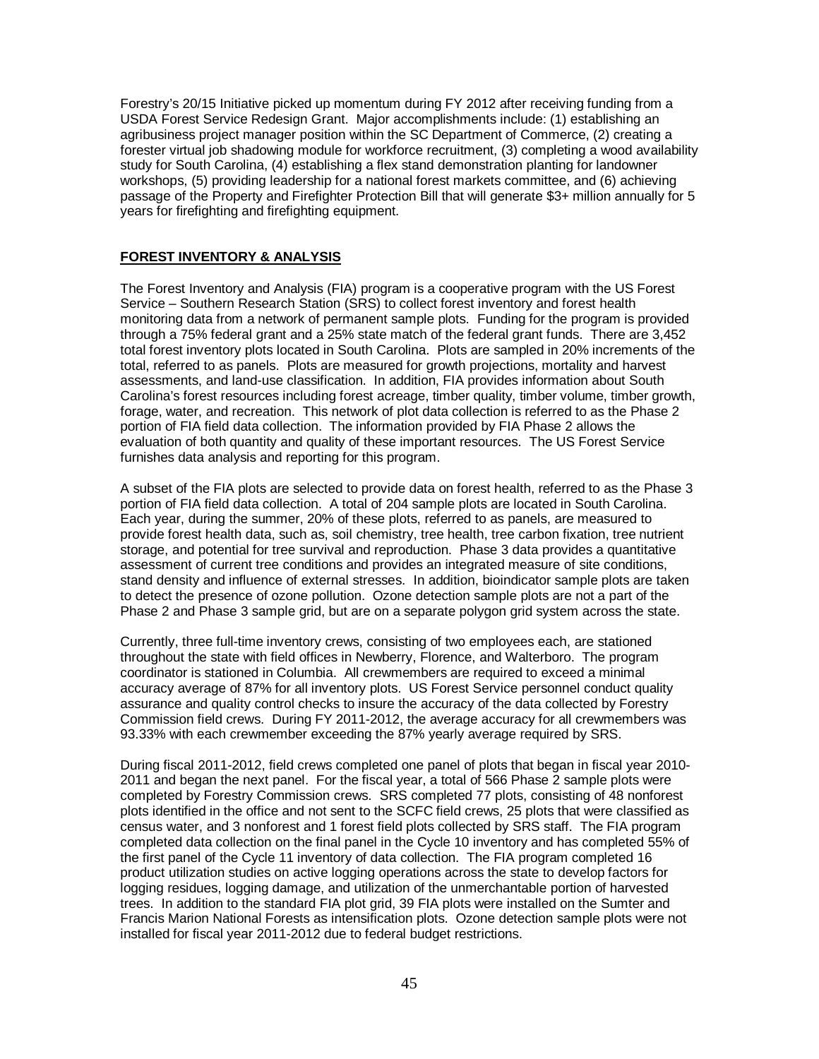Forestry's 20/15 Initiative picked up momentum during FY 2012 after receiving funding from a USDA Forest Service Redesign Grant. Major accomplishments include: (1) establishing an agribusiness project manager position within the SC Department of Commerce, (2) creating a forester virtual job shadowing module for workforce recruitment, (3) completing a wood availability study for South Carolina, (4) establishing a flex stand demonstration planting for landowner workshops, (5) providing leadership for a national forest markets committee, and (6) achieving passage of the Property and Firefighter Protection Bill that will generate $3+ million annually for 5 years for firefighting and firefighting equipment.

## **FOREST INVENTORY & ANALYSIS**

The Forest Inventory and Analysis (FIA) program is a cooperative program with the US Forest Service – Southern Research Station (SRS) to collect forest inventory and forest health monitoring data from a network of permanent sample plots. Funding for the program is provided through a 75% federal grant and a 25% state match of the federal grant funds. There are 3,452 total forest inventory plots located in South Carolina. Plots are sampled in 20% increments of the total, referred to as panels. Plots are measured for growth projections, mortality and harvest assessments, and land-use classification. In addition, FIA provides information about South Carolina's forest resources including forest acreage, timber quality, timber volume, timber growth, forage, water, and recreation. This network of plot data collection is referred to as the Phase 2 portion of FIA field data collection. The information provided by FIA Phase 2 allows the evaluation of both quantity and quality of these important resources. The US Forest Service furnishes data analysis and reporting for this program.

A subset of the FIA plots are selected to provide data on forest health, referred to as the Phase 3 portion of FIA field data collection. A total of 204 sample plots are located in South Carolina. Each year, during the summer, 20% of these plots, referred to as panels, are measured to provide forest health data, such as, soil chemistry, tree health, tree carbon fixation, tree nutrient storage, and potential for tree survival and reproduction. Phase 3 data provides a quantitative assessment of current tree conditions and provides an integrated measure of site conditions, stand density and influence of external stresses. In addition, bioindicator sample plots are taken to detect the presence of ozone pollution. Ozone detection sample plots are not a part of the Phase 2 and Phase 3 sample grid, but are on a separate polygon grid system across the state.

Currently, three full-time inventory crews, consisting of two employees each, are stationed throughout the state with field offices in Newberry, Florence, and Walterboro. The program coordinator is stationed in Columbia. All crewmembers are required to exceed a minimal accuracy average of 87% for all inventory plots. US Forest Service personnel conduct quality assurance and quality control checks to insure the accuracy of the data collected by Forestry Commission field crews. During FY 2011-2012, the average accuracy for all crewmembers was 93.33% with each crewmember exceeding the 87% yearly average required by SRS.

During fiscal 2011-2012, field crews completed one panel of plots that began in fiscal year 2010-2011 and began the next panel. For the fiscal year, a total of 566 Phase 2 sample plots were completed by Forestry Commission crews. SRS completed 77 plots, consisting of 48 nonforest plots identified in the office and not sent to the SCFC field crews, 25 plots that were classified as census water, and 3 nonforest and 1 forest field plots collected by SRS staff. The FIA program completed data collection on the final panel in the Cycle 10 inventory and has completed 55% of the first panel of the Cycle 11 inventory of data collection. The FIA program completed 16 product utilization studies on active logging operations across the state to develop factors for logging residues, logging damage, and utilization of the unmerchantable portion of harvested trees. In addition to the standard FIA plot grid, 39 FIA plots were installed on the Sumter and Francis Marion National Forests as intensification plots. Ozone detection sample plots were not installed for fiscal year 2011-2012 due to federal budget restrictions.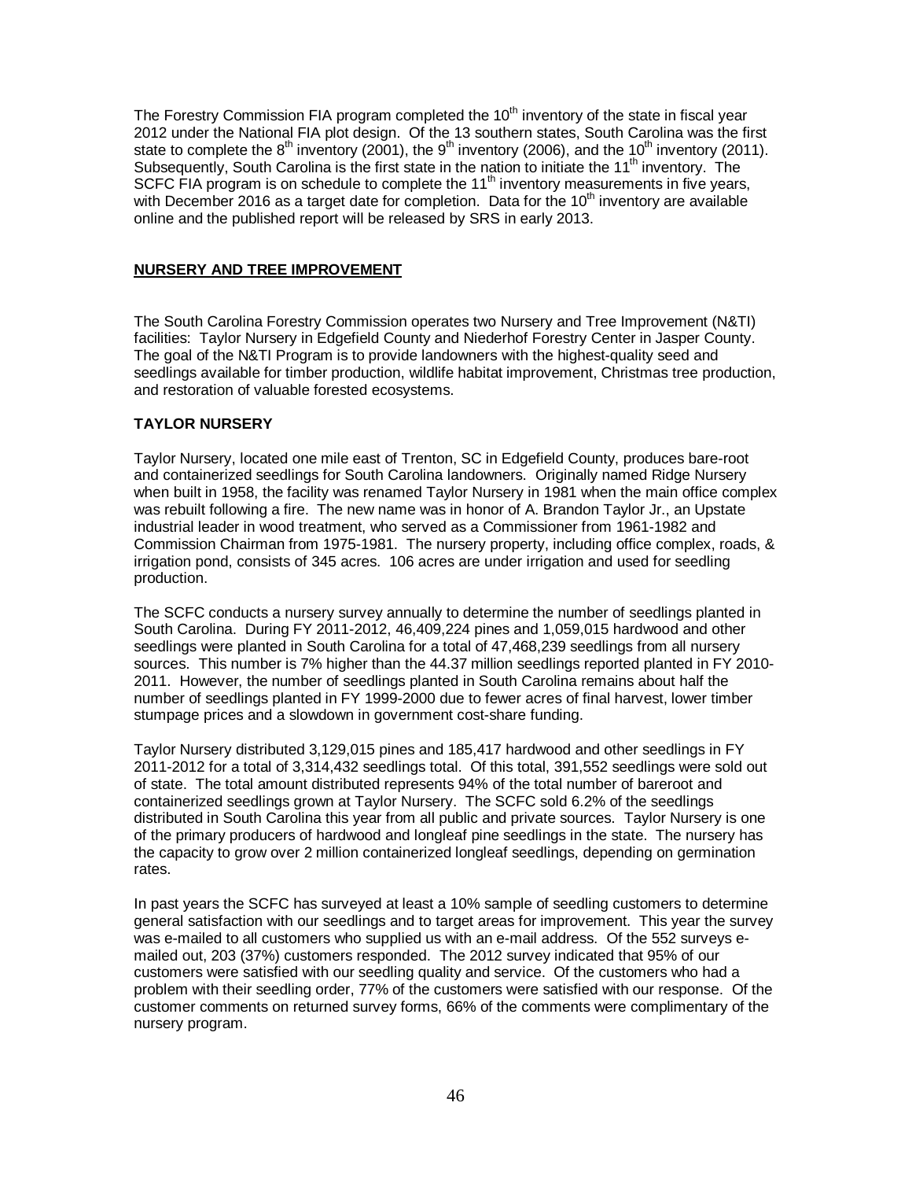The Forestry Commission FIA program completed the 10th inventory of the state in fiscal year 2012 under the National FIA plot design. Of the 13 southern states, South Carolina was the first state to complete the 8th inventory (2001), the 9th inventory (2006), and the 10th inventory (2011). Subsequently, South Carolina is the first state in the nation to initiate the 11th inventory. The SCFC FIA program is on schedule to complete the 11th inventory measurements in five years, with December 2016 as a target date for completion. Data for the 10th inventory are available online and the published report will be released by SRS in early 2013.

## NURSERY AND TREE IMPROVEMENT

The South Carolina Forestry Commission operates two Nursery and Tree Improvement (N&TI) facilities: Taylor Nursery in Edgefield County and Niederhof Forestry Center in Jasper County. The goal of the N&TI Program is to provide landowners with the highest-quality seed and seedlings available for timber production, wildlife habitat improvement, Christmas tree production, and restoration of valuable forested ecosystems.

### TAYLOR NURSERY

Taylor Nursery, located one mile east of Trenton, SC in Edgefield County, produces bare-root and containerized seedlings for South Carolina landowners. Originally named Ridge Nursery when built in 1958, the facility was renamed Taylor Nursery in 1981 when the main office complex was rebuilt following a fire. The new name was in honor of A. Brandon Taylor Jr., an Upstate industrial leader in wood treatment, who served as a Commissioner from 1961-1982 and Commission Chairman from 1975-1981. The nursery property, including office complex, roads, & irrigation pond, consists of 345 acres. 106 acres are under irrigation and used for seedling production.

The SCFC conducts a nursery survey annually to determine the number of seedlings planted in South Carolina. During FY 2011-2012, 46,409,224 pines and 1,059,015 hardwood and other seedlings were planted in South Carolina for a total of 47,468,239 seedlings from all nursery sources. This number is 7% higher than the 44.37 million seedlings reported planted in FY 2010-2011. However, the number of seedlings planted in South Carolina remains about half the number of seedlings planted in FY 1999-2000 due to fewer acres of final harvest, lower timber stumpage prices and a slowdown in government cost-share funding.

Taylor Nursery distributed 3,129,015 pines and 185,417 hardwood and other seedlings in FY 2011-2012 for a total of 3,314,432 seedlings total. Of this total, 391,552 seedlings were sold out of state. The total amount distributed represents 94% of the total number of bareroot and containerized seedlings grown at Taylor Nursery. The SCFC sold 6.2% of the seedlings distributed in South Carolina this year from all public and private sources. Taylor Nursery is one of the primary producers of hardwood and longleaf pine seedlings in the state. The nursery has the capacity to grow over 2 million containerized longleaf seedlings, depending on germination rates.

In past years the SCFC has surveyed at least a 10% sample of seedling customers to determine general satisfaction with our seedlings and to target areas for improvement. This year the survey was e-mailed to all customers who supplied us with an e-mail address. Of the 552 surveys e-mailed out, 203 (37%) customers responded. The 2012 survey indicated that 95% of our customers were satisfied with our seedling quality and service. Of the customers who had a problem with their seedling order, 77% of the customers were satisfied with our response. Of the customer comments on returned survey forms, 66% of the comments were complimentary of the nursery program.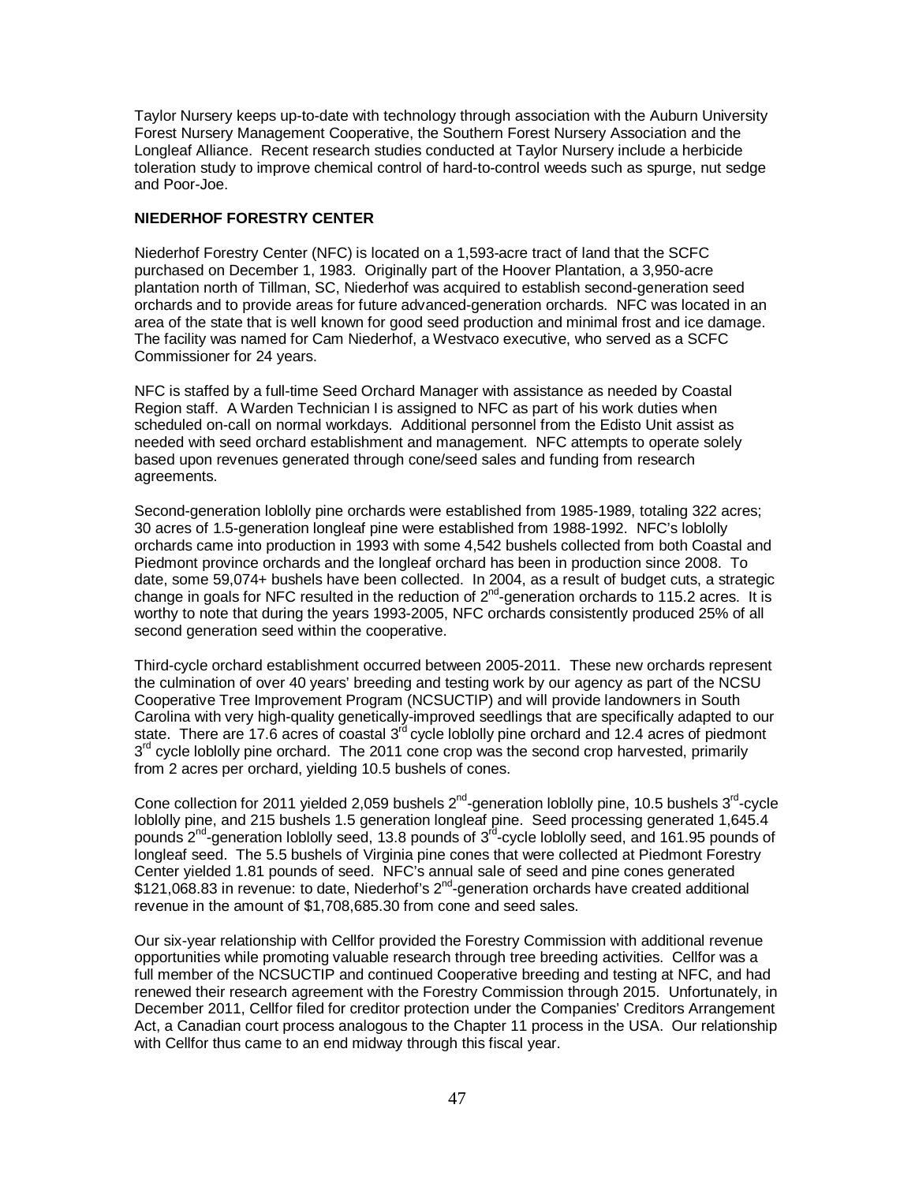Taylor Nursery keeps up-to-date with technology through association with the Auburn University Forest Nursery Management Cooperative, the Southern Forest Nursery Association and the Longleaf Alliance. Recent research studies conducted at Taylor Nursery include a herbicide toleration study to improve chemical control of hard-to-control weeds such as spurge, nut sedge and Poor-Joe.

**NIEDERHOF FORESTRY CENTER**

Niederhof Forestry Center (NFC) is located on a 1,593-acre tract of land that the SCFC purchased on December 1, 1983. Originally part of the Hoover Plantation, a 3,950-acre plantation north of Tillman, SC, Niederhof was acquired to establish second-generation seed orchards and to provide areas for future advanced-generation orchards. NFC was located in an area of the state that is well known for good seed production and minimal frost and ice damage. The facility was named for Cam Niederhof, a Westvaco executive, who served as a SCFC Commissioner for 24 years.

NFC is staffed by a full-time Seed Orchard Manager with assistance as needed by Coastal Region staff. A Warden Technician I is assigned to NFC as part of his work duties when scheduled on-call on normal workdays. Additional personnel from the Edisto Unit assist as needed with seed orchard establishment and management. NFC attempts to operate solely based upon revenues generated through cone/seed sales and funding from research agreements.

Second-generation loblolly pine orchards were established from 1985-1989, totaling 322 acres; 30 acres of 1.5-generation longleaf pine were established from 1988-1992. NFC's loblolly orchards came into production in 1993 with some 4,542 bushels collected from both Coastal and Piedmont province orchards and the longleaf orchard has been in production since 2008. To date, some 59,074+ bushels have been collected. In 2004, as a result of budget cuts, a strategic change in goals for NFC resulted in the reduction of 2nd-generation orchards to 115.2 acres. It is worthy to note that during the years 1993-2005, NFC orchards consistently produced 25% of all second generation seed within the cooperative.

Third-cycle orchard establishment occurred between 2005-2011. These new orchards represent the culmination of over 40 years' breeding and testing work by our agency as part of the NCSU Cooperative Tree Improvement Program (NCSUCTIP) and will provide landowners in South Carolina with very high-quality genetically-improved seedlings that are specifically adapted to our state. There are 17.6 acres of coastal 3rd cycle loblolly pine orchard and 12.4 acres of piedmont 3rd cycle loblolly pine orchard. The 2011 cone crop was the second crop harvested, primarily from 2 acres per orchard, yielding 10.5 bushels of cones.

Cone collection for 2011 yielded 2,059 bushels 2nd-generation loblolly pine, 10.5 bushels 3rd-cycle loblolly pine, and 215 bushels 1.5 generation longleaf pine. Seed processing generated 1,645.4 pounds 2nd-generation loblolly seed, 13.8 pounds of 3rd-cycle loblolly seed, and 161.95 pounds of longleaf seed. The 5.5 bushels of Virginia pine cones that were collected at Piedmont Forestry Center yielded 1.81 pounds of seed. NFC's annual sale of seed and pine cones generated $121,068.83 in revenue: to date, Niederhof's 2nd-generation orchards have created additional revenue in the amount of $1,708,685.30 from cone and seed sales.

Our six-year relationship with Cellfor provided the Forestry Commission with additional revenue opportunities while promoting valuable research through tree breeding activities. Cellfor was a full member of the NCSUCTIP and continued Cooperative breeding and testing at NFC, and had renewed their research agreement with the Forestry Commission through 2015. Unfortunately, in December 2011, Cellfor filed for creditor protection under the Companies' Creditors Arrangement Act, a Canadian court process analogous to the Chapter 11 process in the USA. Our relationship with Cellfor thus came to an end midway through this fiscal year.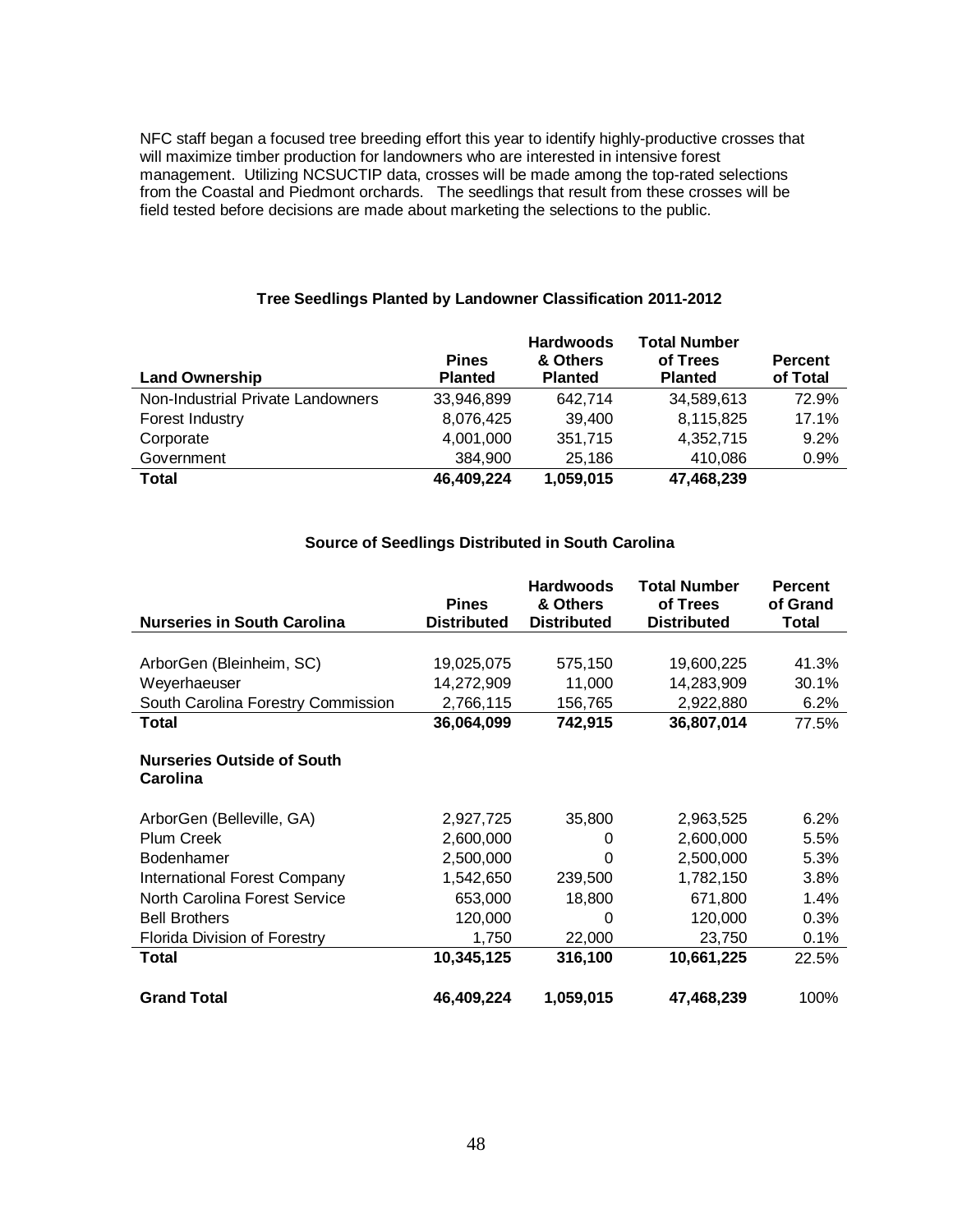NFC staff began a focused tree breeding effort this year to identify highly-productive crosses that will maximize timber production for landowners who are interested in intensive forest management. Utilizing NCSUCTIP data, crosses will be made among the top-rated selections from the Coastal and Piedmont orchards. The seedlings that result from these crosses will be field tested before decisions are made about marketing the selections to the public.

**Tree Seedlings Planted by Landowner Classification 2011-2012**

| Land Ownership | Pines Planted | Hardwoods & Others Planted | Total Number of Trees Planted | Percent of Total |
|---|---|---|---|---|
| Non-Industrial Private Landowners | 33,946,899 | 642,714 | 34,589,613 | 72.9% |
| Forest Industry | 8,076,425 | 39,400 | 8,115,825 | 17.1% |
| Corporate | 4,001,000 | 351,715 | 4,352,715 | 9.2% |
| Government | 384,900 | 25,186 | 410,086 | 0.9% |
| **Total** | **46,409,224** | **1,059,015** | **47,468,239** | |

**Source of Seedlings Distributed in South Carolina**

| Nurseries in South Carolina | Pines Distributed | Hardwoods & Others Distributed | Total Number of Trees Distributed | Percent of Grand Total |
|---|---|---|---|---|
| ArborGen (Bleinheim, SC) | 19,025,075 | 575,150 | 19,600,225 | 41.3% |
| Weyerhaeuser | 14,272,909 | 11,000 | 14,283,909 | 30.1% |
| South Carolina Forestry Commission | 2,766,115 | 156,765 | 2,922,880 | 6.2% |
| **Total** | **36,064,099** | **742,915** | **36,807,014** | 77.5% |
| **Nurseries Outside of South Carolina** | | | | |
| ArborGen (Belleville, GA) | 2,927,725 | 35,800 | 2,963,525 | 6.2% |
| Plum Creek | 2,600,000 | 0 | 2,600,000 | 5.5% |
| Bodenhamer | 2,500,000 | 0 | 2,500,000 | 5.3% |
| International Forest Company | 1,542,650 | 239,500 | 1,782,150 | 3.8% |
| North Carolina Forest Service | 653,000 | 18,800 | 671,800 | 1.4% |
| Bell Brothers | 120,000 | 0 | 120,000 | 0.3% |
| Florida Division of Forestry | 1,750 | 22,000 | 23,750 | 0.1% |
| **Total** | **10,345,125** | **316,100** | **10,661,225** | 22.5% |
| **Grand Total** | **46,409,224** | **1,059,015** | **47,468,239** | 100% |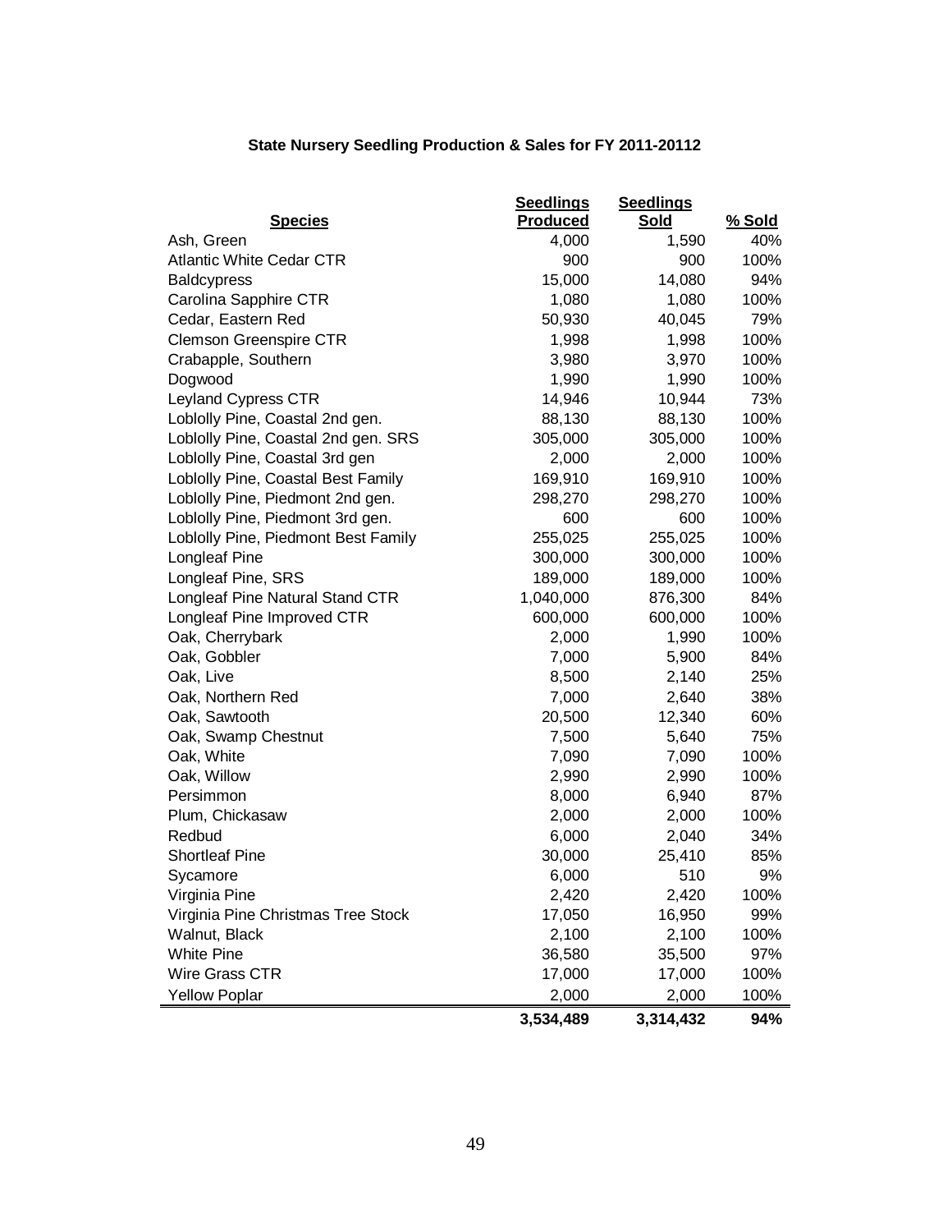### State Nursery Seedling Production & Sales for FY 2011-20112

| Species | Seedlings Produced | Seedlings Sold | % Sold |
|---|---|---|---|
| Ash, Green | 4,000 | 1,590 | 40% |
| Atlantic White Cedar CTR | 900 | 900 | 100% |
| Baldcypress | 15,000 | 14,080 | 94% |
| Carolina Sapphire CTR | 1,080 | 1,080 | 100% |
| Cedar, Eastern Red | 50,930 | 40,045 | 79% |
| Clemson Greenspire CTR | 1,998 | 1,998 | 100% |
| Crabapple, Southern | 3,980 | 3,970 | 100% |
| Dogwood | 1,990 | 1,990 | 100% |
| Leyland Cypress CTR | 14,946 | 10,944 | 73% |
| Loblolly Pine, Coastal 2nd gen. | 88,130 | 88,130 | 100% |
| Loblolly Pine, Coastal 2nd gen. SRS | 305,000 | 305,000 | 100% |
| Loblolly Pine, Coastal 3rd gen | 2,000 | 2,000 | 100% |
| Loblolly Pine, Coastal Best Family | 169,910 | 169,910 | 100% |
| Loblolly Pine, Piedmont 2nd gen. | 298,270 | 298,270 | 100% |
| Loblolly Pine, Piedmont 3rd gen. | 600 | 600 | 100% |
| Loblolly Pine, Piedmont Best Family | 255,025 | 255,025 | 100% |
| Longleaf Pine | 300,000 | 300,000 | 100% |
| Longleaf Pine, SRS | 189,000 | 189,000 | 100% |
| Longleaf Pine Natural Stand CTR | 1,040,000 | 876,300 | 84% |
| Longleaf Pine Improved CTR | 600,000 | 600,000 | 100% |
| Oak, Cherrybark | 2,000 | 1,990 | 100% |
| Oak, Gobbler | 7,000 | 5,900 | 84% |
| Oak, Live | 8,500 | 2,140 | 25% |
| Oak, Northern Red | 7,000 | 2,640 | 38% |
| Oak, Sawtooth | 20,500 | 12,340 | 60% |
| Oak, Swamp Chestnut | 7,500 | 5,640 | 75% |
| Oak, White | 7,090 | 7,090 | 100% |
| Oak, Willow | 2,990 | 2,990 | 100% |
| Persimmon | 8,000 | 6,940 | 87% |
| Plum, Chickasaw | 2,000 | 2,000 | 100% |
| Redbud | 6,000 | 2,040 | 34% |
| Shortleaf Pine | 30,000 | 25,410 | 85% |
| Sycamore | 6,000 | 510 | 9% |
| Virginia Pine | 2,420 | 2,420 | 100% |
| Virginia Pine Christmas Tree Stock | 17,050 | 16,950 | 99% |
| Walnut, Black | 2,100 | 2,100 | 100% |
| White Pine | 36,580 | 35,500 | 97% |
| Wire Grass CTR | 17,000 | 17,000 | 100% |
| Yellow Poplar | 2,000 | 2,000 | 100% |
| | **3,534,489** | **3,314,432** | **94%** |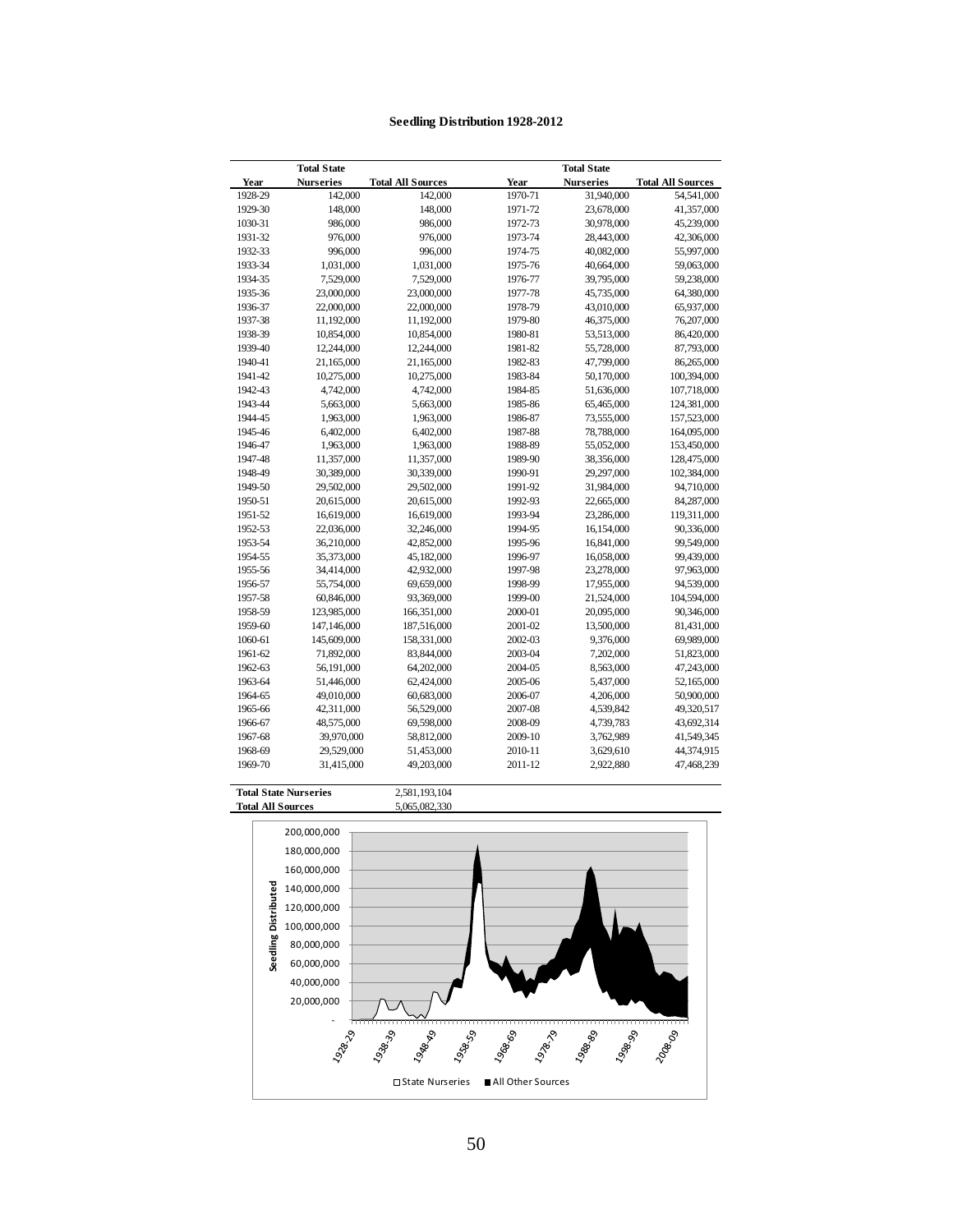**Seedling Distribution 1928-2012**

| Year | Total State Nurseries | Total All Sources |
|---|---|---|
| 1928-29 | 142,000 | 142,000 |
| 1929-30 | 148,000 | 148,000 |
| 1030-31 | 986,000 | 986,000 |
| 1931-32 | 976,000 | 976,000 |
| 1932-33 | 996,000 | 996,000 |
| 1933-34 | 1,031,000 | 1,031,000 |
| 1934-35 | 7,529,000 | 7,529,000 |
| 1935-36 | 23,000,000 | 23,000,000 |
| 1936-37 | 22,000,000 | 22,000,000 |
| 1937-38 | 11,192,000 | 11,192,000 |
| 1938-39 | 10,854,000 | 10,854,000 |
| 1939-40 | 12,244,000 | 12,244,000 |
| 1940-41 | 21,165,000 | 21,165,000 |
| 1941-42 | 10,275,000 | 10,275,000 |
| 1942-43 | 4,742,000 | 4,742,000 |
| 1943-44 | 5,663,000 | 5,663,000 |
| 1944-45 | 1,963,000 | 1,963,000 |
| 1945-46 | 6,402,000 | 6,402,000 |
| 1946-47 | 1,963,000 | 1,963,000 |
| 1947-48 | 11,357,000 | 11,357,000 |
| 1948-49 | 30,389,000 | 30,339,000 |
| 1949-50 | 29,502,000 | 29,502,000 |
| 1950-51 | 20,615,000 | 20,615,000 |
| 1951-52 | 16,619,000 | 16,619,000 |
| 1952-53 | 22,036,000 | 32,246,000 |
| 1953-54 | 36,210,000 | 42,852,000 |
| 1954-55 | 35,373,000 | 45,182,000 |
| 1955-56 | 34,414,000 | 42,932,000 |
| 1956-57 | 55,754,000 | 69,659,000 |
| 1957-58 | 60,846,000 | 93,369,000 |
| 1958-59 | 123,985,000 | 166,351,000 |
| 1959-60 | 147,146,000 | 187,516,000 |
| 1060-61 | 145,609,000 | 158,331,000 |
| 1961-62 | 71,892,000 | 83,844,000 |
| 1962-63 | 56,191,000 | 64,202,000 |
| 1963-64 | 51,446,000 | 62,424,000 |
| 1964-65 | 49,010,000 | 60,683,000 |
| 1965-66 | 42,311,000 | 56,529,000 |
| 1966-67 | 48,575,000 | 69,598,000 |
| 1967-68 | 39,970,000 | 58,812,000 |
| 1968-69 | 29,529,000 | 51,453,000 |
| 1969-70 | 31,415,000 | 49,203,000 |
| 1970-71 | 31,940,000 | 54,541,000 |
| 1971-72 | 23,678,000 | 41,357,000 |
| 1972-73 | 30,978,000 | 45,239,000 |
| 1973-74 | 28,443,000 | 42,306,000 |
| 1974-75 | 40,082,000 | 55,997,000 |
| 1975-76 | 40,664,000 | 59,063,000 |
| 1976-77 | 39,795,000 | 59,238,000 |
| 1977-78 | 45,735,000 | 64,380,000 |
| 1978-79 | 43,010,000 | 65,937,000 |
| 1979-80 | 46,375,000 | 76,207,000 |
| 1980-81 | 53,513,000 | 86,420,000 |
| 1981-82 | 55,728,000 | 87,793,000 |
| 1982-83 | 47,799,000 | 86,265,000 |
| 1983-84 | 50,170,000 | 100,394,000 |
| 1984-85 | 51,636,000 | 107,718,000 |
| 1985-86 | 65,465,000 | 124,381,000 |
| 1986-87 | 73,555,000 | 157,523,000 |
| 1987-88 | 78,788,000 | 164,095,000 |
| 1988-89 | 55,052,000 | 153,450,000 |
| 1989-90 | 38,356,000 | 128,475,000 |
| 1990-91 | 29,297,000 | 102,384,000 |
| 1991-92 | 31,984,000 | 94,710,000 |
| 1992-93 | 22,665,000 | 84,287,000 |
| 1993-94 | 23,286,000 | 119,311,000 |
| 1994-95 | 16,154,000 | 90,336,000 |
| 1995-96 | 16,841,000 | 99,549,000 |
| 1996-97 | 16,058,000 | 99,439,000 |
| 1997-98 | 23,278,000 | 97,963,000 |
| 1998-99 | 17,955,000 | 94,539,000 |
| 1999-00 | 21,524,000 | 104,594,000 |
| 2000-01 | 20,095,000 | 90,346,000 |
| 2001-02 | 13,500,000 | 81,431,000 |
| 2002-03 | 9,376,000 | 69,989,000 |
| 2003-04 | 7,202,000 | 51,823,000 |
| 2004-05 | 8,563,000 | 47,243,000 |
| 2005-06 | 5,437,000 | 52,165,000 |
| 2006-07 | 4,206,000 | 50,900,000 |
| 2007-08 | 4,539,842 | 49,320,517 |
| 2008-09 | 4,739,783 | 43,692,314 |
| 2009-10 | 3,762,989 | 41,549,345 |
| 2010-11 | 3,629,610 | 44,374,915 |
| 2011-12 | 2,922,880 | 47,468,239 |

| | |
|---|---|
| **Total State Nurseries** | 2,581,193,104 |
| **Total All Sources** | 5,065,082,330 |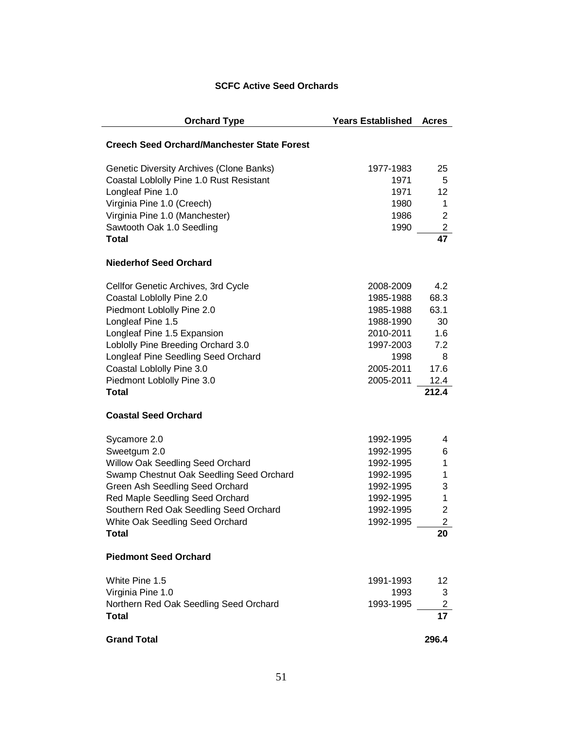### SCFC Active Seed Orchards

| Orchard Type | Years Established | Acres |
|---|---|---|
| **Creech Seed Orchard/Manchester State Forest** | | |
| Genetic Diversity Archives (Clone Banks) | 1977-1983 | 25 |
| Coastal Loblolly Pine 1.0 Rust Resistant | 1971 | 5 |
| Longleaf Pine 1.0 | 1971 | 12 |
| Virginia Pine 1.0 (Creech) | 1980 | 1 |
| Virginia Pine 1.0 (Manchester) | 1986 | 2 |
| Sawtooth Oak 1.0 Seedling | 1990 | 2 |
| **Total** | | **47** |
| **Niederhof Seed Orchard** | | |
| Cellfor Genetic Archives, 3rd Cycle | 2008-2009 | 4.2 |
| Coastal Loblolly Pine 2.0 | 1985-1988 | 68.3 |
| Piedmont Loblolly Pine 2.0 | 1985-1988 | 63.1 |
| Longleaf Pine 1.5 | 1988-1990 | 30 |
| Longleaf Pine 1.5 Expansion | 2010-2011 | 1.6 |
| Loblolly Pine Breeding Orchard 3.0 | 1997-2003 | 7.2 |
| Longleaf Pine Seedling Seed Orchard | 1998 | 8 |
| Coastal Loblolly Pine 3.0 | 2005-2011 | 17.6 |
| Piedmont Loblolly Pine 3.0 | 2005-2011 | 12.4 |
| **Total** | | **212.4** |
| **Coastal Seed Orchard** | | |
| Sycamore 2.0 | 1992-1995 | 4 |
| Sweetgum 2.0 | 1992-1995 | 6 |
| Willow Oak Seedling Seed Orchard | 1992-1995 | 1 |
| Swamp Chestnut Oak Seedling Seed Orchard | 1992-1995 | 1 |
| Green Ash Seedling Seed Orchard | 1992-1995 | 3 |
| Red Maple Seedling Seed Orchard | 1992-1995 | 1 |
| Southern Red Oak Seedling Seed Orchard | 1992-1995 | 2 |
| White Oak Seedling Seed Orchard | 1992-1995 | 2 |
| **Total** | | **20** |
| **Piedmont Seed Orchard** | | |
| White Pine 1.5 | 1991-1993 | 12 |
| Virginia Pine 1.0 | 1993 | 3 |
| Northern Red Oak Seedling Seed Orchard | 1993-1995 | 2 |
| **Total** | | **17** |
| **Grand Total** | | **296.4** |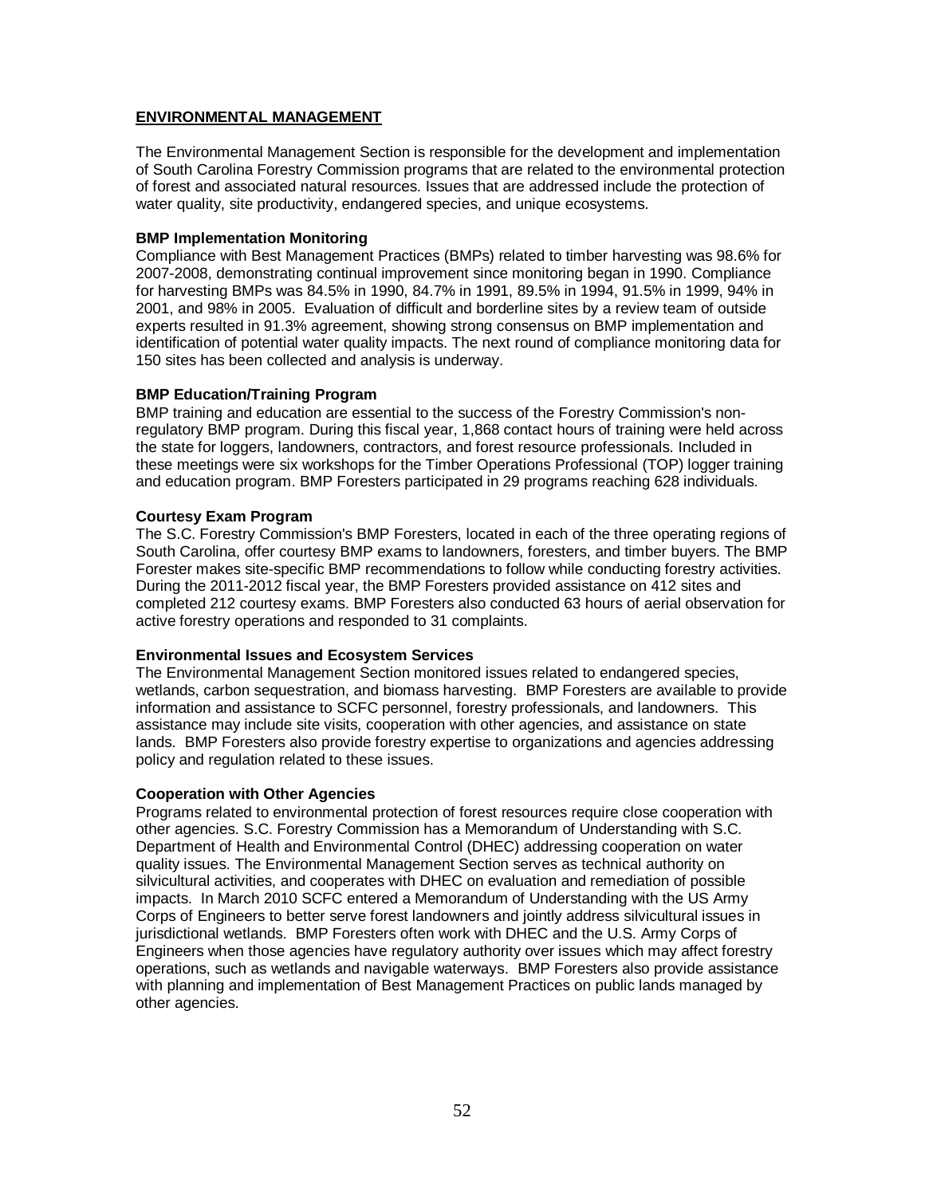## ENVIRONMENTAL MANAGEMENT

The Environmental Management Section is responsible for the development and implementation of South Carolina Forestry Commission programs that are related to the environmental protection of forest and associated natural resources. Issues that are addressed include the protection of water quality, site productivity, endangered species, and unique ecosystems.

### BMP Implementation Monitoring

Compliance with Best Management Practices (BMPs) related to timber harvesting was 98.6% for 2007-2008, demonstrating continual improvement since monitoring began in 1990. Compliance for harvesting BMPs was 84.5% in 1990, 84.7% in 1991, 89.5% in 1994, 91.5% in 1999, 94% in 2001, and 98% in 2005. Evaluation of difficult and borderline sites by a review team of outside experts resulted in 91.3% agreement, showing strong consensus on BMP implementation and identification of potential water quality impacts. The next round of compliance monitoring data for 150 sites has been collected and analysis is underway.

### BMP Education/Training Program

BMP training and education are essential to the success of the Forestry Commission's non-regulatory BMP program. During this fiscal year, 1,868 contact hours of training were held across the state for loggers, landowners, contractors, and forest resource professionals. Included in these meetings were six workshops for the Timber Operations Professional (TOP) logger training and education program. BMP Foresters participated in 29 programs reaching 628 individuals.

### Courtesy Exam Program

The S.C. Forestry Commission's BMP Foresters, located in each of the three operating regions of South Carolina, offer courtesy BMP exams to landowners, foresters, and timber buyers. The BMP Forester makes site-specific BMP recommendations to follow while conducting forestry activities. During the 2011-2012 fiscal year, the BMP Foresters provided assistance on 412 sites and completed 212 courtesy exams. BMP Foresters also conducted 63 hours of aerial observation for active forestry operations and responded to 31 complaints.

### Environmental Issues and Ecosystem Services

The Environmental Management Section monitored issues related to endangered species, wetlands, carbon sequestration, and biomass harvesting. BMP Foresters are available to provide information and assistance to SCFC personnel, forestry professionals, and landowners. This assistance may include site visits, cooperation with other agencies, and assistance on state lands. BMP Foresters also provide forestry expertise to organizations and agencies addressing policy and regulation related to these issues.

### Cooperation with Other Agencies

Programs related to environmental protection of forest resources require close cooperation with other agencies. S.C. Forestry Commission has a Memorandum of Understanding with S.C. Department of Health and Environmental Control (DHEC) addressing cooperation on water quality issues. The Environmental Management Section serves as technical authority on silvicultural activities, and cooperates with DHEC on evaluation and remediation of possible impacts. In March 2010 SCFC entered a Memorandum of Understanding with the US Army Corps of Engineers to better serve forest landowners and jointly address silvicultural issues in jurisdictional wetlands. BMP Foresters often work with DHEC and the U.S. Army Corps of Engineers when those agencies have regulatory authority over issues which may affect forestry operations, such as wetlands and navigable waterways. BMP Foresters also provide assistance with planning and implementation of Best Management Practices on public lands managed by other agencies.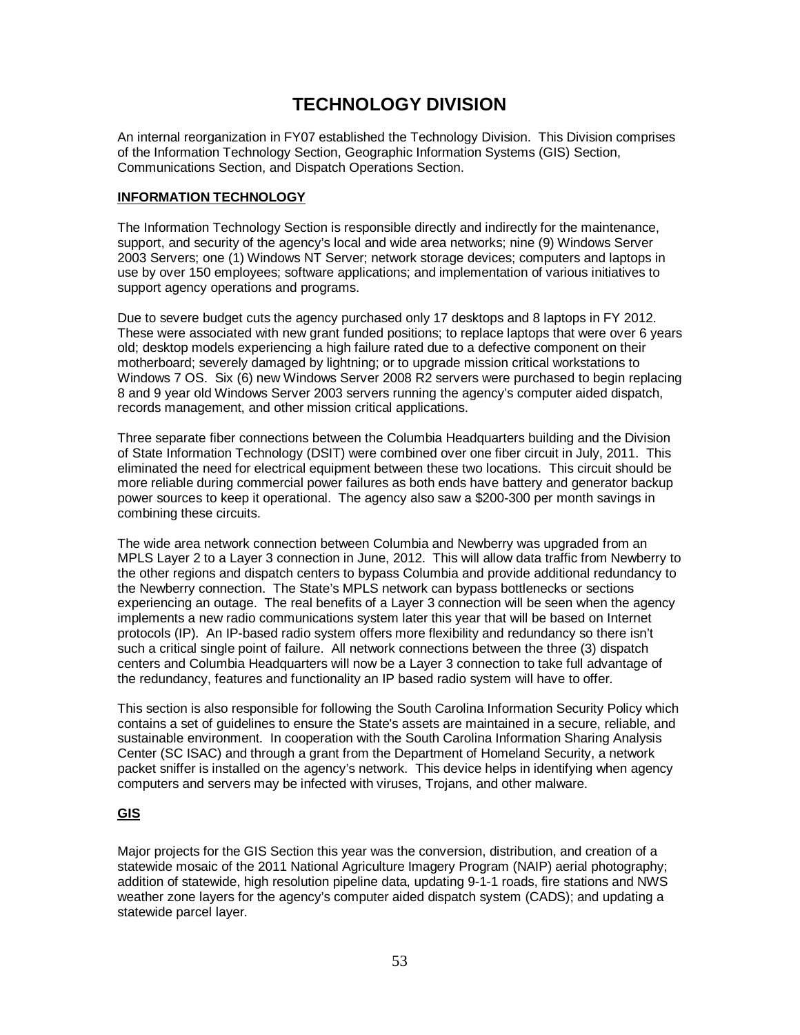# TECHNOLOGY DIVISION

An internal reorganization in FY07 established the Technology Division. This Division comprises of the Information Technology Section, Geographic Information Systems (GIS) Section, Communications Section, and Dispatch Operations Section.

## INFORMATION TECHNOLOGY

The Information Technology Section is responsible directly and indirectly for the maintenance, support, and security of the agency's local and wide area networks; nine (9) Windows Server 2003 Servers; one (1) Windows NT Server; network storage devices; computers and laptops in use by over 150 employees; software applications; and implementation of various initiatives to support agency operations and programs.

Due to severe budget cuts the agency purchased only 17 desktops and 8 laptops in FY 2012. These were associated with new grant funded positions; to replace laptops that were over 6 years old; desktop models experiencing a high failure rated due to a defective component on their motherboard; severely damaged by lightning; or to upgrade mission critical workstations to Windows 7 OS. Six (6) new Windows Server 2008 R2 servers were purchased to begin replacing 8 and 9 year old Windows Server 2003 servers running the agency's computer aided dispatch, records management, and other mission critical applications.

Three separate fiber connections between the Columbia Headquarters building and the Division of State Information Technology (DSIT) were combined over one fiber circuit in July, 2011. This eliminated the need for electrical equipment between these two locations. This circuit should be more reliable during commercial power failures as both ends have battery and generator backup power sources to keep it operational. The agency also saw a $200-300 per month savings in combining these circuits.

The wide area network connection between Columbia and Newberry was upgraded from an MPLS Layer 2 to a Layer 3 connection in June, 2012. This will allow data traffic from Newberry to the other regions and dispatch centers to bypass Columbia and provide additional redundancy to the Newberry connection. The State's MPLS network can bypass bottlenecks or sections experiencing an outage. The real benefits of a Layer 3 connection will be seen when the agency implements a new radio communications system later this year that will be based on Internet protocols (IP). An IP-based radio system offers more flexibility and redundancy so there isn't such a critical single point of failure. All network connections between the three (3) dispatch centers and Columbia Headquarters will now be a Layer 3 connection to take full advantage of the redundancy, features and functionality an IP based radio system will have to offer.

This section is also responsible for following the South Carolina Information Security Policy which contains a set of guidelines to ensure the State's assets are maintained in a secure, reliable, and sustainable environment. In cooperation with the South Carolina Information Sharing Analysis Center (SC ISAC) and through a grant from the Department of Homeland Security, a network packet sniffer is installed on the agency's network. This device helps in identifying when agency computers and servers may be infected with viruses, Trojans, and other malware.

## GIS

Major projects for the GIS Section this year was the conversion, distribution, and creation of a statewide mosaic of the 2011 National Agriculture Imagery Program (NAIP) aerial photography; addition of statewide, high resolution pipeline data, updating 9-1-1 roads, fire stations and NWS weather zone layers for the agency's computer aided dispatch system (CADS); and updating a statewide parcel layer.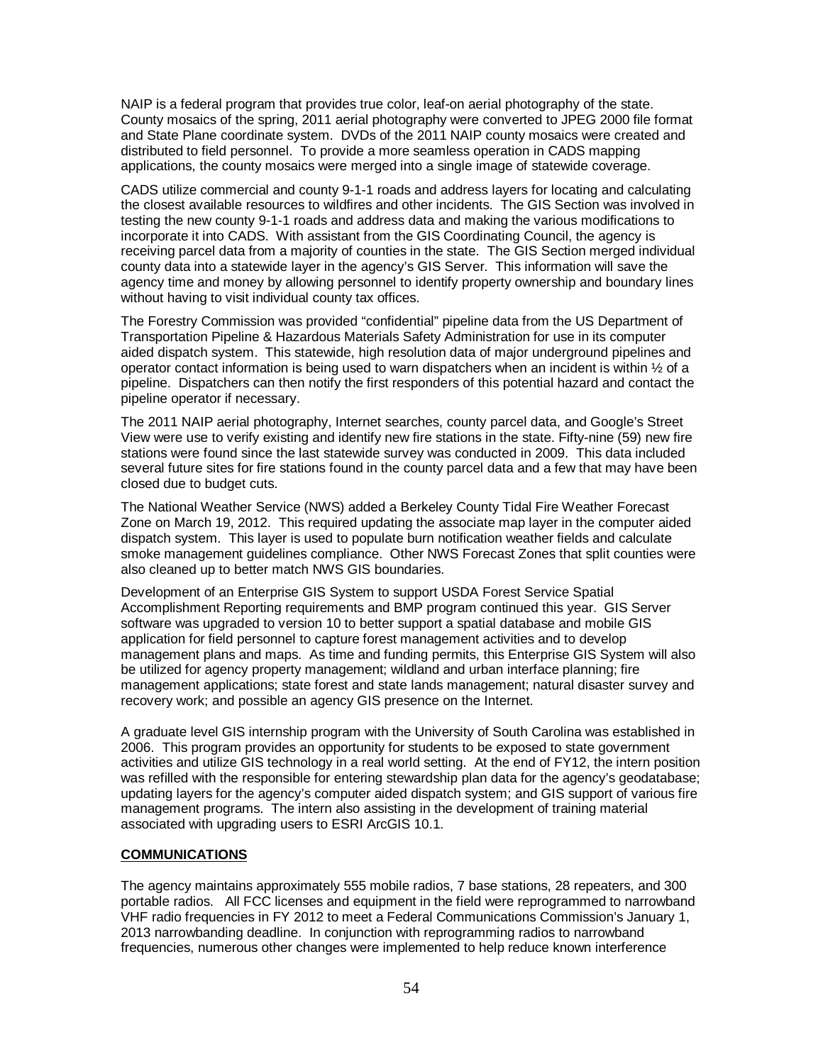NAIP is a federal program that provides true color, leaf-on aerial photography of the state. County mosaics of the spring, 2011 aerial photography were converted to JPEG 2000 file format and State Plane coordinate system. DVDs of the 2011 NAIP county mosaics were created and distributed to field personnel. To provide a more seamless operation in CADS mapping applications, the county mosaics were merged into a single image of statewide coverage.

CADS utilize commercial and county 9-1-1 roads and address layers for locating and calculating the closest available resources to wildfires and other incidents. The GIS Section was involved in testing the new county 9-1-1 roads and address data and making the various modifications to incorporate it into CADS. With assistant from the GIS Coordinating Council, the agency is receiving parcel data from a majority of counties in the state. The GIS Section merged individual county data into a statewide layer in the agency's GIS Server. This information will save the agency time and money by allowing personnel to identify property ownership and boundary lines without having to visit individual county tax offices.

The Forestry Commission was provided "confidential" pipeline data from the US Department of Transportation Pipeline & Hazardous Materials Safety Administration for use in its computer aided dispatch system. This statewide, high resolution data of major underground pipelines and operator contact information is being used to warn dispatchers when an incident is within ½ of a pipeline. Dispatchers can then notify the first responders of this potential hazard and contact the pipeline operator if necessary.

The 2011 NAIP aerial photography, Internet searches, county parcel data, and Google's Street View were use to verify existing and identify new fire stations in the state. Fifty-nine (59) new fire stations were found since the last statewide survey was conducted in 2009. This data included several future sites for fire stations found in the county parcel data and a few that may have been closed due to budget cuts.

The National Weather Service (NWS) added a Berkeley County Tidal Fire Weather Forecast Zone on March 19, 2012. This required updating the associate map layer in the computer aided dispatch system. This layer is used to populate burn notification weather fields and calculate smoke management guidelines compliance. Other NWS Forecast Zones that split counties were also cleaned up to better match NWS GIS boundaries.

Development of an Enterprise GIS System to support USDA Forest Service Spatial Accomplishment Reporting requirements and BMP program continued this year. GIS Server software was upgraded to version 10 to better support a spatial database and mobile GIS application for field personnel to capture forest management activities and to develop management plans and maps. As time and funding permits, this Enterprise GIS System will also be utilized for agency property management; wildland and urban interface planning; fire management applications; state forest and state lands management; natural disaster survey and recovery work; and possible an agency GIS presence on the Internet.

A graduate level GIS internship program with the University of South Carolina was established in 2006. This program provides an opportunity for students to be exposed to state government activities and utilize GIS technology in a real world setting. At the end of FY12, the intern position was refilled with the responsible for entering stewardship plan data for the agency's geodatabase; updating layers for the agency's computer aided dispatch system; and GIS support of various fire management programs. The intern also assisting in the development of training material associated with upgrading users to ESRI ArcGIS 10.1.

## COMMUNICATIONS

The agency maintains approximately 555 mobile radios, 7 base stations, 28 repeaters, and 300 portable radios. All FCC licenses and equipment in the field were reprogrammed to narrowband VHF radio frequencies in FY 2012 to meet a Federal Communications Commission's January 1, 2013 narrowbanding deadline. In conjunction with reprogramming radios to narrowband frequencies, numerous other changes were implemented to help reduce known interference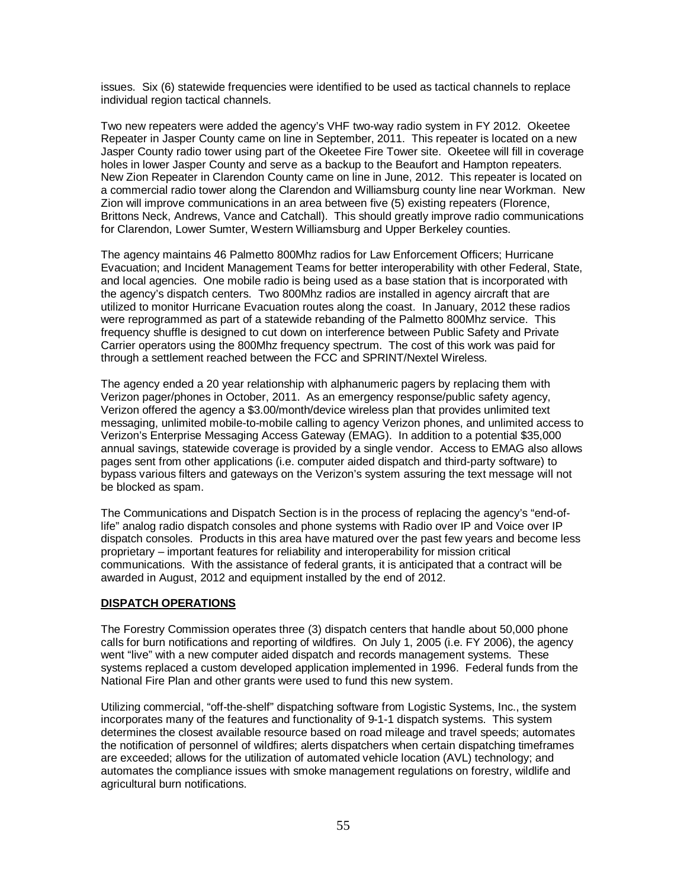issues. Six (6) statewide frequencies were identified to be used as tactical channels to replace individual region tactical channels.

Two new repeaters were added the agency's VHF two-way radio system in FY 2012. Okeetee Repeater in Jasper County came on line in September, 2011. This repeater is located on a new Jasper County radio tower using part of the Okeetee Fire Tower site. Okeetee will fill in coverage holes in lower Jasper County and serve as a backup to the Beaufort and Hampton repeaters. New Zion Repeater in Clarendon County came on line in June, 2012. This repeater is located on a commercial radio tower along the Clarendon and Williamsburg county line near Workman. New Zion will improve communications in an area between five (5) existing repeaters (Florence, Brittons Neck, Andrews, Vance and Catchall). This should greatly improve radio communications for Clarendon, Lower Sumter, Western Williamsburg and Upper Berkeley counties.

The agency maintains 46 Palmetto 800Mhz radios for Law Enforcement Officers; Hurricane Evacuation; and Incident Management Teams for better interoperability with other Federal, State, and local agencies. One mobile radio is being used as a base station that is incorporated with the agency's dispatch centers. Two 800Mhz radios are installed in agency aircraft that are utilized to monitor Hurricane Evacuation routes along the coast. In January, 2012 these radios were reprogrammed as part of a statewide rebanding of the Palmetto 800Mhz service. This frequency shuffle is designed to cut down on interference between Public Safety and Private Carrier operators using the 800Mhz frequency spectrum. The cost of this work was paid for through a settlement reached between the FCC and SPRINT/Nextel Wireless.

The agency ended a 20 year relationship with alphanumeric pagers by replacing them with Verizon pager/phones in October, 2011. As an emergency response/public safety agency, Verizon offered the agency a $3.00/month/device wireless plan that provides unlimited text messaging, unlimited mobile-to-mobile calling to agency Verizon phones, and unlimited access to Verizon's Enterprise Messaging Access Gateway (EMAG). In addition to a potential $35,000 annual savings, statewide coverage is provided by a single vendor. Access to EMAG also allows pages sent from other applications (i.e. computer aided dispatch and third-party software) to bypass various filters and gateways on the Verizon's system assuring the text message will not be blocked as spam.

The Communications and Dispatch Section is in the process of replacing the agency's "end-of-life" analog radio dispatch consoles and phone systems with Radio over IP and Voice over IP dispatch consoles. Products in this area have matured over the past few years and become less proprietary – important features for reliability and interoperability for mission critical communications. With the assistance of federal grants, it is anticipated that a contract will be awarded in August, 2012 and equipment installed by the end of 2012.

## DISPATCH OPERATIONS

The Forestry Commission operates three (3) dispatch centers that handle about 50,000 phone calls for burn notifications and reporting of wildfires. On July 1, 2005 (i.e. FY 2006), the agency went "live" with a new computer aided dispatch and records management systems. These systems replaced a custom developed application implemented in 1996. Federal funds from the National Fire Plan and other grants were used to fund this new system.

Utilizing commercial, "off-the-shelf" dispatching software from Logistic Systems, Inc., the system incorporates many of the features and functionality of 9-1-1 dispatch systems. This system determines the closest available resource based on road mileage and travel speeds; automates the notification of personnel of wildfires; alerts dispatchers when certain dispatching timeframes are exceeded; allows for the utilization of automated vehicle location (AVL) technology; and automates the compliance issues with smoke management regulations on forestry, wildlife and agricultural burn notifications.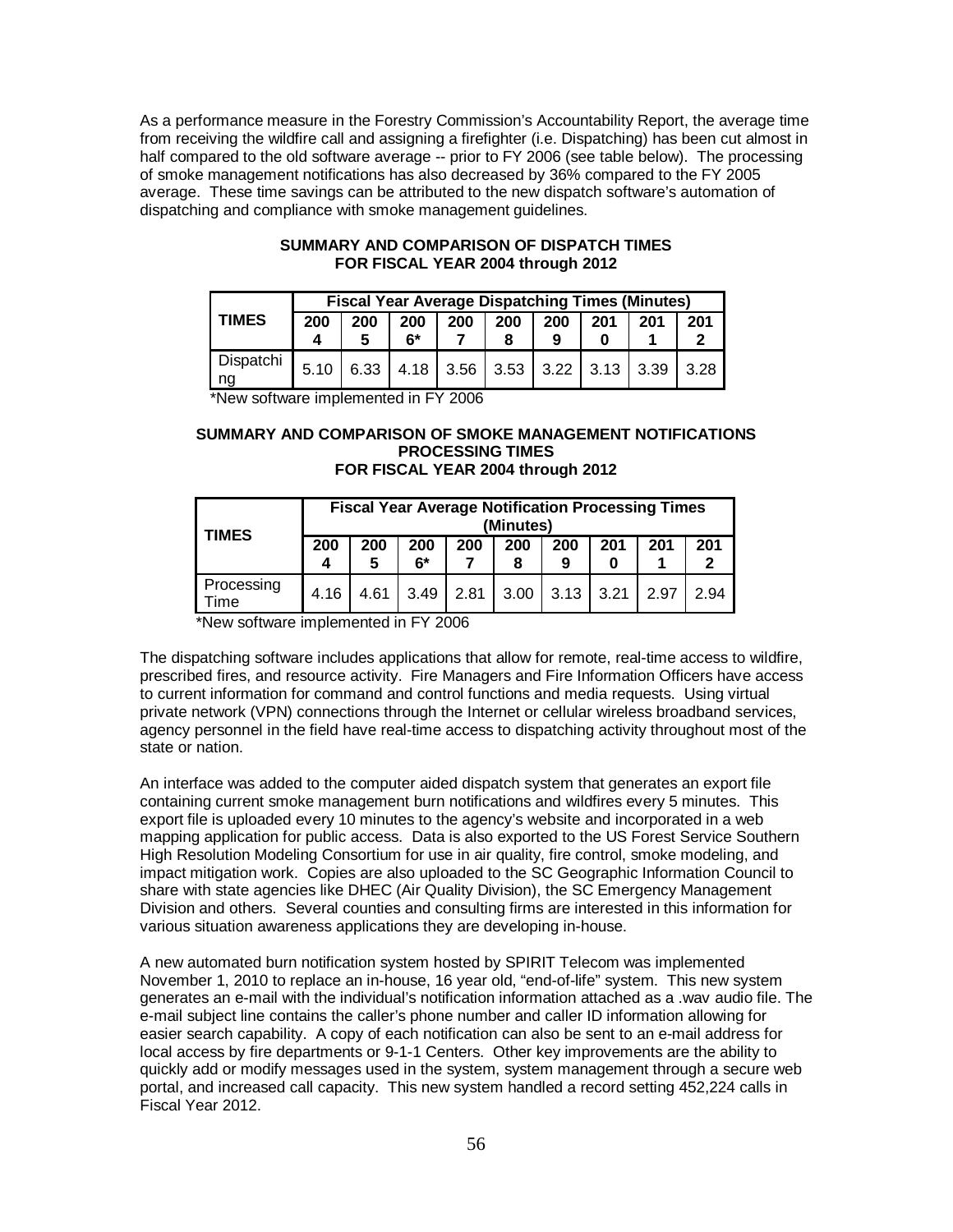As a performance measure in the Forestry Commission's Accountability Report, the average time from receiving the wildfire call and assigning a firefighter (i.e. Dispatching) has been cut almost in half compared to the old software average -- prior to FY 2006 (see table below). The processing of smoke management notifications has also decreased by 36% compared to the FY 2005 average. These time savings can be attributed to the new dispatch software's automation of dispatching and compliance with smoke management guidelines.

**SUMMARY AND COMPARISON OF DISPATCH TIMES FOR FISCAL YEAR 2004 through 2012**

| TIMES | Fiscal Year Average Dispatching Times (Minutes) | | | | | | | | |
|---|---|---|---|---|---|---|---|---|---|
| | 2004 | 2005 | 2006* | 2007 | 2008 | 2009 | 2010 | 2011 | 2012 |
| Dispatching | 5.10 | 6.33 | 4.18 | 3.56 | 3.53 | 3.22 | 3.13 | 3.39 | 3.28 |

*New software implemented in FY 2006

**SUMMARY AND COMPARISON OF SMOKE MANAGEMENT NOTIFICATIONS PROCESSING TIMES FOR FISCAL YEAR 2004 through 2012**

| TIMES | Fiscal Year Average Notification Processing Times (Minutes) | | | | | | | | |
|---|---|---|---|---|---|---|---|---|---|
| | 2004 | 2005 | 2006* | 2007 | 2008 | 2009 | 2010 | 2011 | 2012 |
| Processing Time | 4.16 | 4.61 | 3.49 | 2.81 | 3.00 | 3.13 | 3.21 | 2.97 | 2.94 |

*New software implemented in FY 2006

The dispatching software includes applications that allow for remote, real-time access to wildfire, prescribed fires, and resource activity. Fire Managers and Fire Information Officers have access to current information for command and control functions and media requests. Using virtual private network (VPN) connections through the Internet or cellular wireless broadband services, agency personnel in the field have real-time access to dispatching activity throughout most of the state or nation.

An interface was added to the computer aided dispatch system that generates an export file containing current smoke management burn notifications and wildfires every 5 minutes. This export file is uploaded every 10 minutes to the agency's website and incorporated in a web mapping application for public access. Data is also exported to the US Forest Service Southern High Resolution Modeling Consortium for use in air quality, fire control, smoke modeling, and impact mitigation work. Copies are also uploaded to the SC Geographic Information Council to share with state agencies like DHEC (Air Quality Division), the SC Emergency Management Division and others. Several counties and consulting firms are interested in this information for various situation awareness applications they are developing in-house.

A new automated burn notification system hosted by SPIRIT Telecom was implemented November 1, 2010 to replace an in-house, 16 year old, "end-of-life" system. This new system generates an e-mail with the individual's notification information attached as a .wav audio file. The e-mail subject line contains the caller's phone number and caller ID information allowing for easier search capability. A copy of each notification can also be sent to an e-mail address for local access by fire departments or 9-1-1 Centers. Other key improvements are the ability to quickly add or modify messages used in the system, system management through a secure web portal, and increased call capacity. This new system handled a record setting 452,224 calls in Fiscal Year 2012.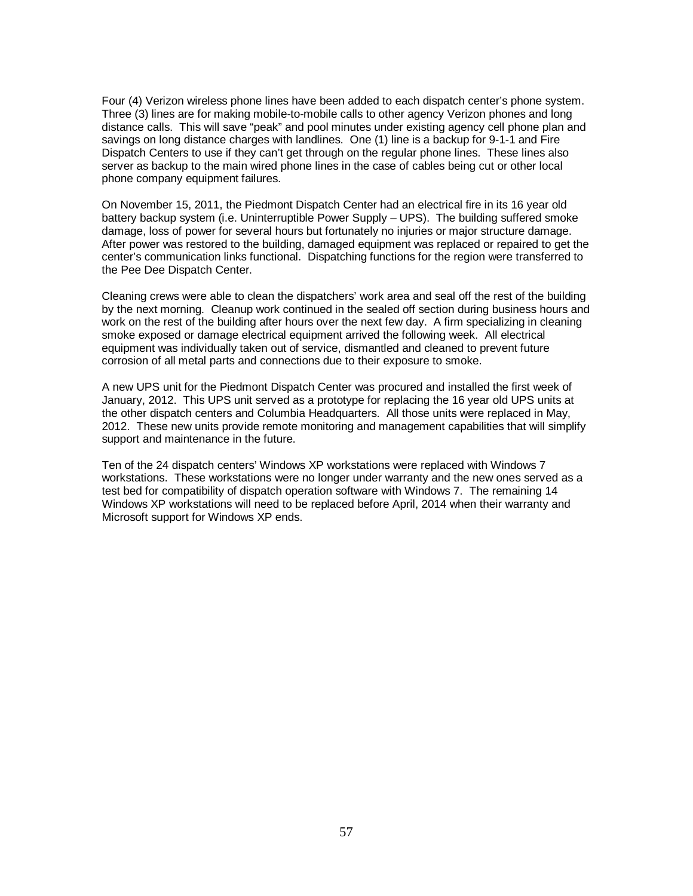Four (4) Verizon wireless phone lines have been added to each dispatch center's phone system. Three (3) lines are for making mobile-to-mobile calls to other agency Verizon phones and long distance calls. This will save "peak" and pool minutes under existing agency cell phone plan and savings on long distance charges with landlines. One (1) line is a backup for 9-1-1 and Fire Dispatch Centers to use if they can't get through on the regular phone lines. These lines also server as backup to the main wired phone lines in the case of cables being cut or other local phone company equipment failures.

On November 15, 2011, the Piedmont Dispatch Center had an electrical fire in its 16 year old battery backup system (i.e. Uninterruptible Power Supply – UPS). The building suffered smoke damage, loss of power for several hours but fortunately no injuries or major structure damage. After power was restored to the building, damaged equipment was replaced or repaired to get the center's communication links functional. Dispatching functions for the region were transferred to the Pee Dee Dispatch Center.

Cleaning crews were able to clean the dispatchers' work area and seal off the rest of the building by the next morning. Cleanup work continued in the sealed off section during business hours and work on the rest of the building after hours over the next few day. A firm specializing in cleaning smoke exposed or damage electrical equipment arrived the following week. All electrical equipment was individually taken out of service, dismantled and cleaned to prevent future corrosion of all metal parts and connections due to their exposure to smoke.

A new UPS unit for the Piedmont Dispatch Center was procured and installed the first week of January, 2012. This UPS unit served as a prototype for replacing the 16 year old UPS units at the other dispatch centers and Columbia Headquarters. All those units were replaced in May, 2012. These new units provide remote monitoring and management capabilities that will simplify support and maintenance in the future.

Ten of the 24 dispatch centers' Windows XP workstations were replaced with Windows 7 workstations. These workstations were no longer under warranty and the new ones served as a test bed for compatibility of dispatch operation software with Windows 7. The remaining 14 Windows XP workstations will need to be replaced before April, 2014 when their warranty and Microsoft support for Windows XP ends.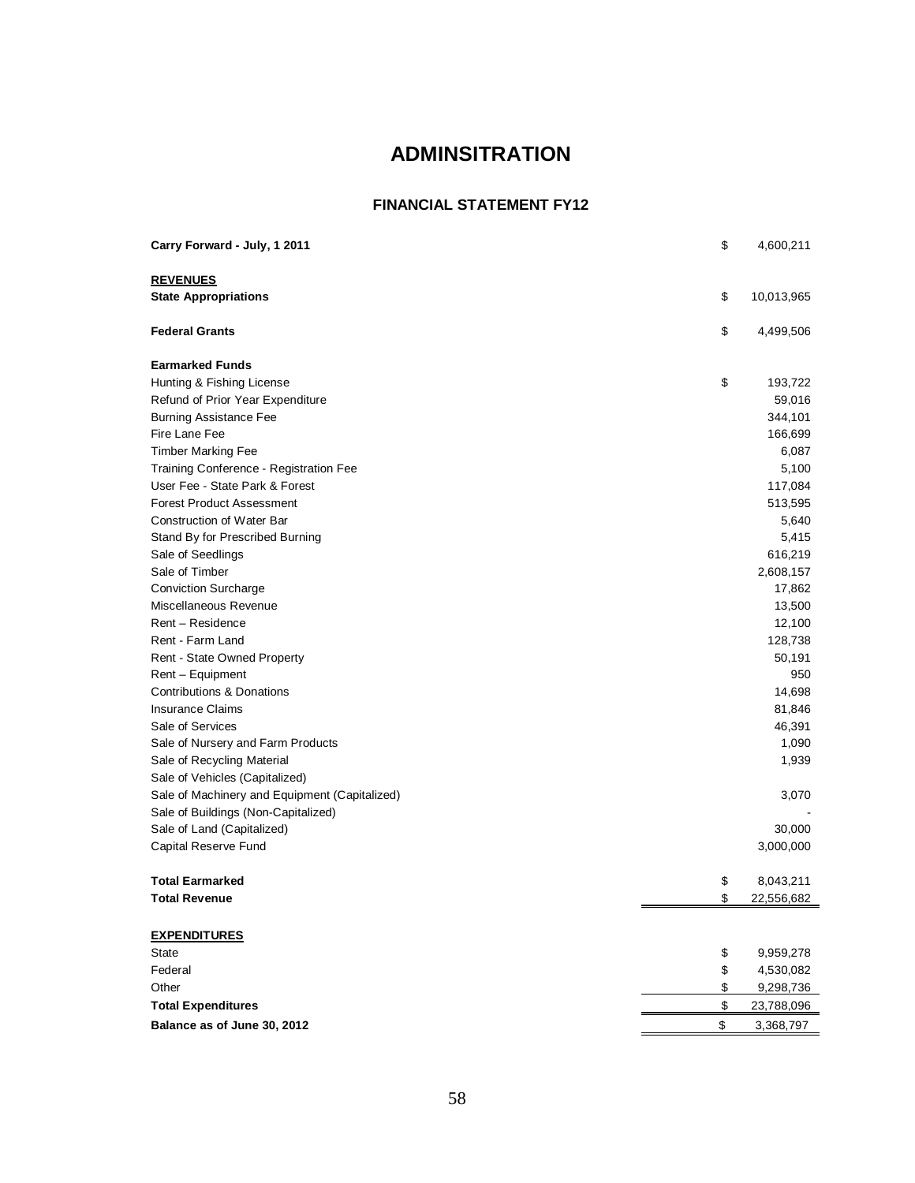# ADMINSITRATION

## FINANCIAL STATEMENT FY12

| | | |
|---|---|---|
| **Carry Forward - July, 1 2011** | $ | 4,600,211 |
| | | |
| **REVENUES** | | |
| **State Appropriations** | $ | 10,013,965 |
| | | |
| **Federal Grants** | $ | 4,499,506 |
| | | |
| **Earmarked Funds** | | |
| Hunting & Fishing License | $ | 193,722 |
| Refund of Prior Year Expenditure | | 59,016 |
| Burning Assistance Fee | | 344,101 |
| Fire Lane Fee | | 166,699 |
| Timber Marking Fee | | 6,087 |
| Training Conference - Registration Fee | | 5,100 |
| User Fee - State Park & Forest | | 117,084 |
| Forest Product Assessment | | 513,595 |
| Construction of Water Bar | | 5,640 |
| Stand By for Prescribed Burning | | 5,415 |
| Sale of Seedlings | | 616,219 |
| Sale of Timber | | 2,608,157 |
| Conviction Surcharge | | 17,862 |
| Miscellaneous Revenue | | 13,500 |
| Rent – Residence | | 12,100 |
| Rent - Farm Land | | 128,738 |
| Rent - State Owned Property | | 50,191 |
| Rent – Equipment | | 950 |
| Contributions & Donations | | 14,698 |
| Insurance Claims | | 81,846 |
| Sale of Services | | 46,391 |
| Sale of Nursery and Farm Products | | 1,090 |
| Sale of Recycling Material | | 1,939 |
| Sale of Vehicles (Capitalized) | | |
| Sale of Machinery and Equipment (Capitalized) | | 3,070 |
| Sale of Buildings (Non-Capitalized) | | - |
| Sale of Land (Capitalized) | | 30,000 |
| Capital Reserve Fund | | 3,000,000 |
| | | |
| **Total Earmarked** | $ | 8,043,211 |
| **Total Revenue** | $ | 22,556,682 |
| | | |
| **EXPENDITURES** | | |
| State | $ | 9,959,278 |
| Federal | $ | 4,530,082 |
| Other | $ | 9,298,736 |
| **Total Expenditures** | $ | 23,788,096 |
| **Balance as of June 30, 2012** | $ | 3,368,797 |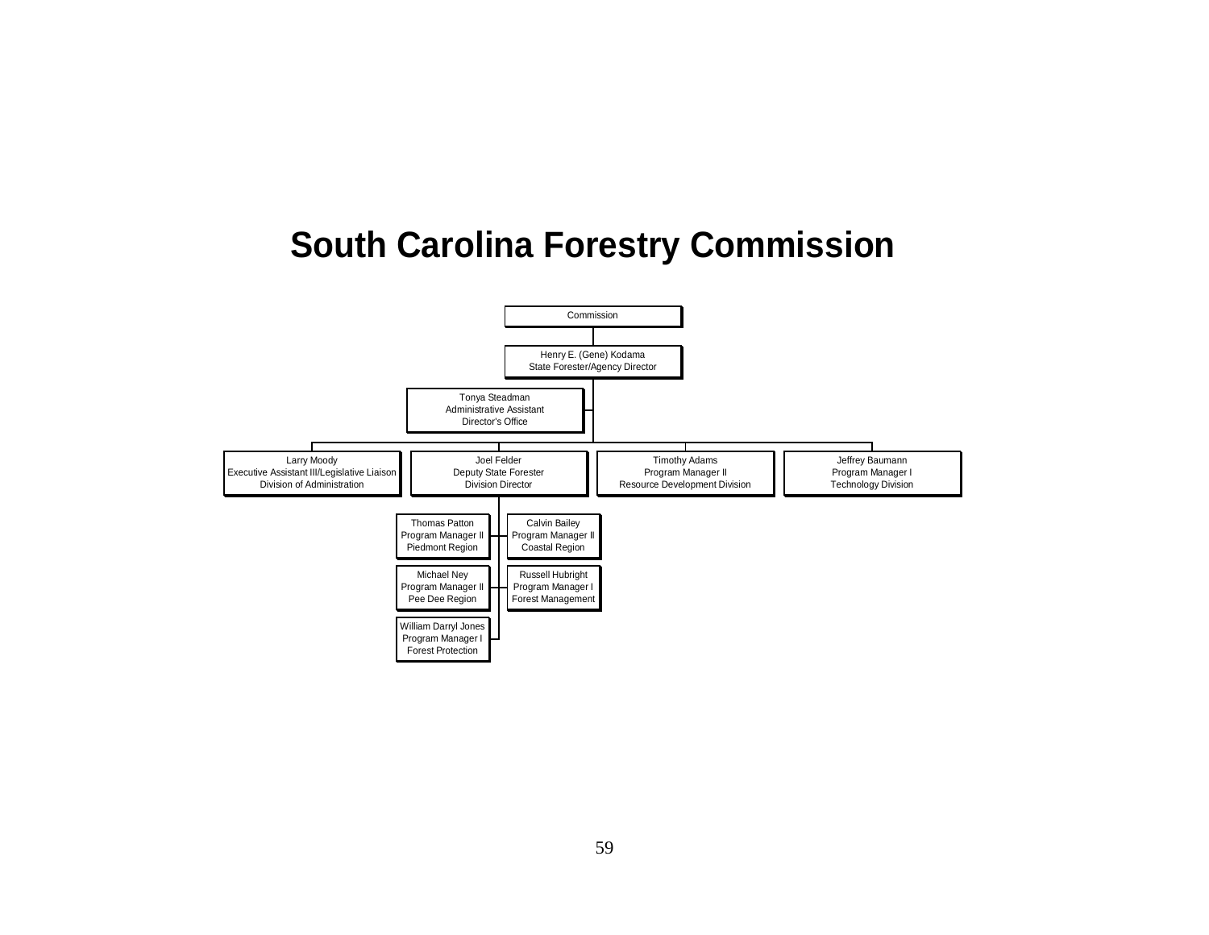# South Carolina Forestry Commission

Commission

Henry E. (Gene) Kodama
State Forester/Agency Director

Tonya Steadman
Administrative Assistant
Director's Office

Larry Moody
Executive Assistant III/Legislative Liaison
Division of Administration

Joel Felder
Deputy State Forester
Division Director

Timothy Adams
Program Manager II
Resource Development Division

Jeffrey Baumann
Program Manager I
Technology Division

Thomas Patton
Program Manager II
Piedmont Region

Calvin Bailey
Program Manager II
Coastal Region

Michael Ney
Program Manager II
Pee Dee Region

Russell Hubright
Program Manager I
Forest Management

William Darryl Jones
Program Manager I
Forest Protection